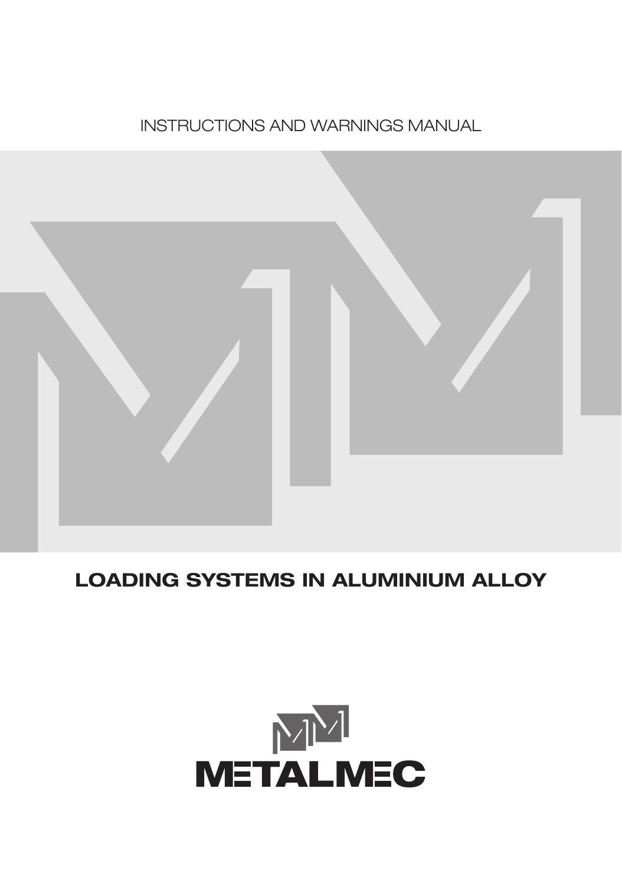INSTRUCTIONS AND WARNINGS MANUAL

# LOADING SYSTEMS IN ALUMINIUM ALLOY

METALMEC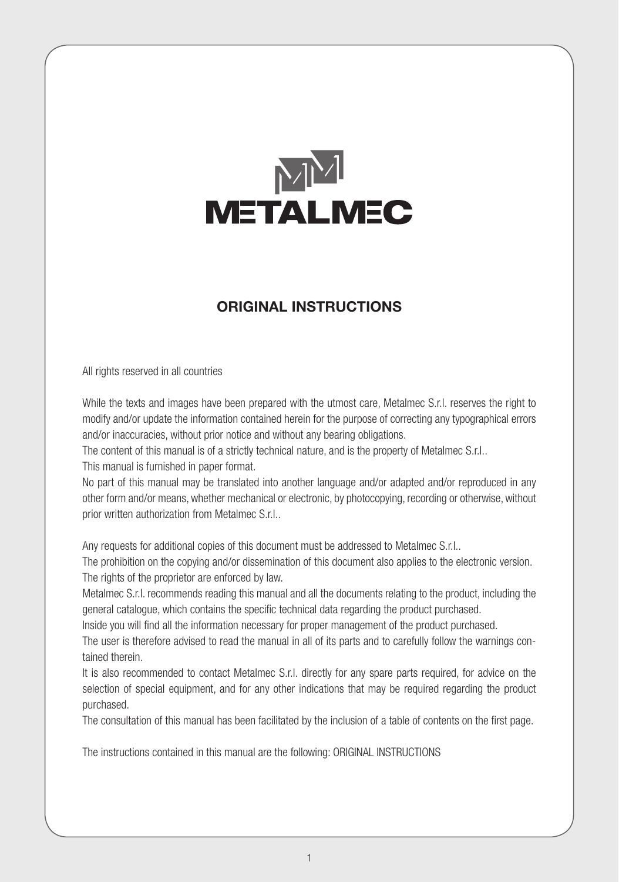METALMEC

## ORIGINAL INSTRUCTIONS

All rights reserved in all countries

While the texts and images have been prepared with the utmost care, Metalmec S.r.l. reserves the right to modify and/or update the information contained herein for the purpose of correcting any typographical errors and/or inaccuracies, without prior notice and without any bearing obligations.
The content of this manual is of a strictly technical nature, and is the property of Metalmec S.r.l..
This manual is furnished in paper format.
No part of this manual may be translated into another language and/or adapted and/or reproduced in any other form and/or means, whether mechanical or electronic, by photocopying, recording or otherwise, without prior written authorization from Metalmec S.r.l..

Any requests for additional copies of this document must be addressed to Metalmec S.r.l..
The prohibition on the copying and/or dissemination of this document also applies to the electronic version.
The rights of the proprietor are enforced by law.
Metalmec S.r.l. recommends reading this manual and all the documents relating to the product, including the general catalogue, which contains the specific technical data regarding the product purchased.
Inside you will find all the information necessary for proper management of the product purchased.
The user is therefore advised to read the manual in all of its parts and to carefully follow the warnings contained therein.
It is also recommended to contact Metalmec S.r.l. directly for any spare parts required, for advice on the selection of special equipment, and for any other indications that may be required regarding the product purchased.
The consultation of this manual has been facilitated by the inclusion of a table of contents on the first page.

The instructions contained in this manual are the following: ORIGINAL INSTRUCTIONS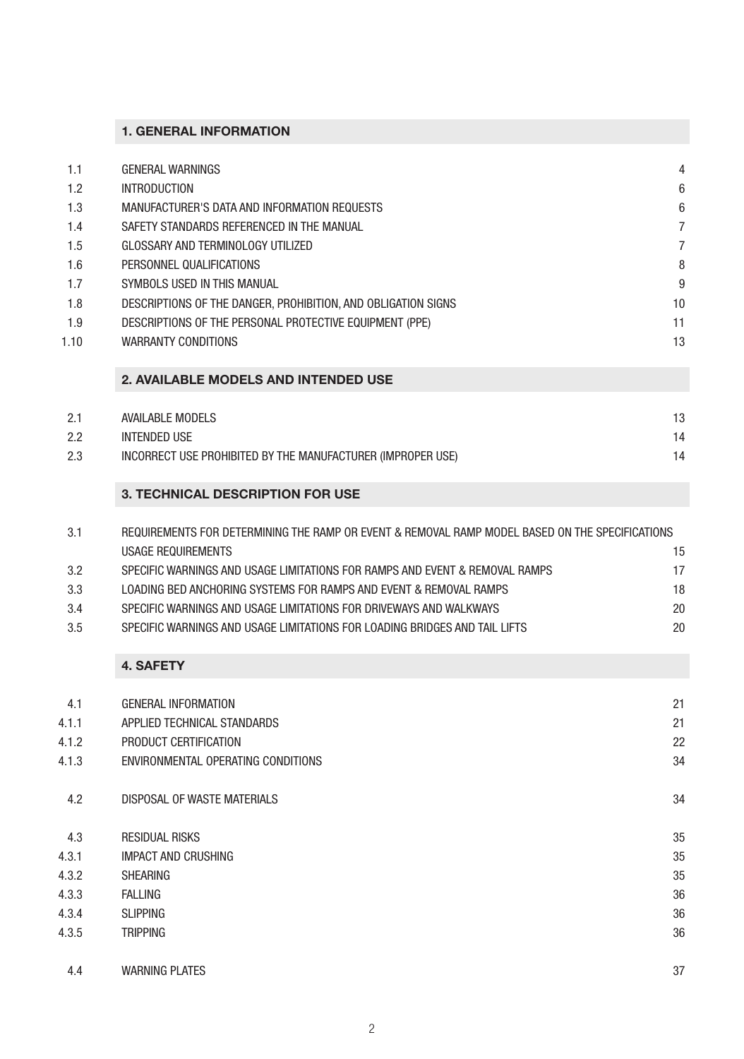## 1. GENERAL INFORMATION

| | | |
|---|---|---|
| 1.1 | GENERAL WARNINGS | 4 |
| 1.2 | INTRODUCTION | 6 |
| 1.3 | MANUFACTURER'S DATA AND INFORMATION REQUESTS | 6 |
| 1.4 | SAFETY STANDARDS REFERENCED IN THE MANUAL | 7 |
| 1.5 | GLOSSARY AND TERMINOLOGY UTILIZED | 7 |
| 1.6 | PERSONNEL QUALIFICATIONS | 8 |
| 1.7 | SYMBOLS USED IN THIS MANUAL | 9 |
| 1.8 | DESCRIPTIONS OF THE DANGER, PROHIBITION, AND OBLIGATION SIGNS | 10 |
| 1.9 | DESCRIPTIONS OF THE PERSONAL PROTECTIVE EQUIPMENT (PPE) | 11 |
| 1.10 | WARRANTY CONDITIONS | 13 |

## 2. AVAILABLE MODELS AND INTENDED USE

| | | |
|---|---|---|
| 2.1 | AVAILABLE MODELS | 13 |
| 2.2 | INTENDED USE | 14 |
| 2.3 | INCORRECT USE PROHIBITED BY THE MANUFACTURER (IMPROPER USE) | 14 |

## 3. TECHNICAL DESCRIPTION FOR USE

| | | |
|---|---|---|
| 3.1 | REQUIREMENTS FOR DETERMINING THE RAMP OR EVENT & REMOVAL RAMP MODEL BASED ON THE SPECIFICATIONS USAGE REQUIREMENTS | 15 |
| 3.2 | SPECIFIC WARNINGS AND USAGE LIMITATIONS FOR RAMPS AND EVENT & REMOVAL RAMPS | 17 |
| 3.3 | LOADING BED ANCHORING SYSTEMS FOR RAMPS AND EVENT & REMOVAL RAMPS | 18 |
| 3.4 | SPECIFIC WARNINGS AND USAGE LIMITATIONS FOR DRIVEWAYS AND WALKWAYS | 20 |
| 3.5 | SPECIFIC WARNINGS AND USAGE LIMITATIONS FOR LOADING BRIDGES AND TAIL LIFTS | 20 |

## 4. SAFETY

| | | |
|---|---|---|
| 4.1 | GENERAL INFORMATION | 21 |
| 4.1.1 | APPLIED TECHNICAL STANDARDS | 21 |
| 4.1.2 | PRODUCT CERTIFICATION | 22 |
| 4.1.3 | ENVIRONMENTAL OPERATING CONDITIONS | 34 |
| 4.2 | DISPOSAL OF WASTE MATERIALS | 34 |
| 4.3 | RESIDUAL RISKS | 35 |
| 4.3.1 | IMPACT AND CRUSHING | 35 |
| 4.3.2 | SHEARING | 35 |
| 4.3.3 | FALLING | 36 |
| 4.3.4 | SLIPPING | 36 |
| 4.3.5 | TRIPPING | 36 |
| 4.4 | WARNING PLATES | 37 |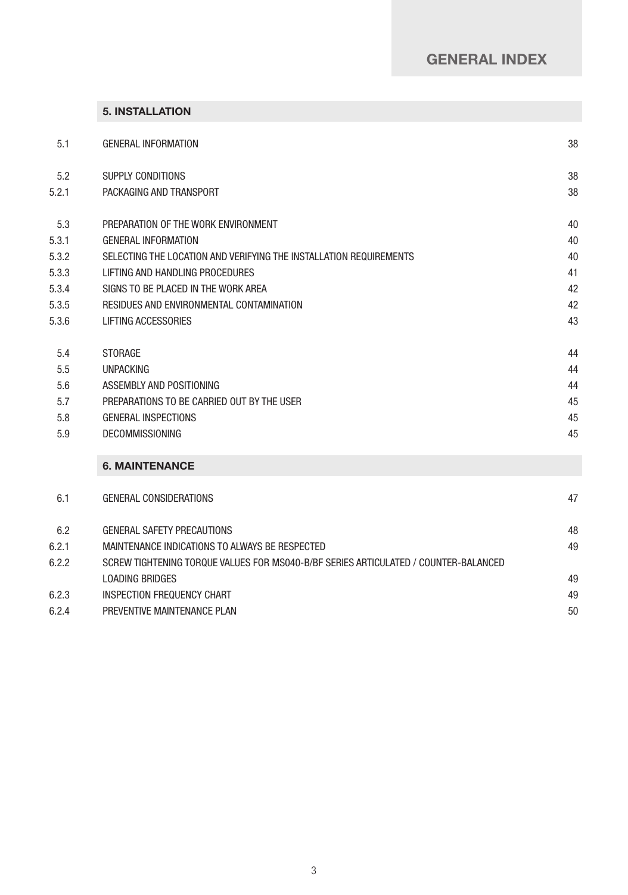# GENERAL INDEX

## 5. INSTALLATION

| | | |
|---|---|---|
| 5.1 | GENERAL INFORMATION | 38 |
| 5.2 | SUPPLY CONDITIONS | 38 |
| 5.2.1 | PACKAGING AND TRANSPORT | 38 |
| 5.3 | PREPARATION OF THE WORK ENVIRONMENT | 40 |
| 5.3.1 | GENERAL INFORMATION | 40 |
| 5.3.2 | SELECTING THE LOCATION AND VERIFYING THE INSTALLATION REQUIREMENTS | 40 |
| 5.3.3 | LIFTING AND HANDLING PROCEDURES | 41 |
| 5.3.4 | SIGNS TO BE PLACED IN THE WORK AREA | 42 |
| 5.3.5 | RESIDUES AND ENVIRONMENTAL CONTAMINATION | 42 |
| 5.3.6 | LIFTING ACCESSORIES | 43 |
| 5.4 | STORAGE | 44 |
| 5.5 | UNPACKING | 44 |
| 5.6 | ASSEMBLY AND POSITIONING | 44 |
| 5.7 | PREPARATIONS TO BE CARRIED OUT BY THE USER | 45 |
| 5.8 | GENERAL INSPECTIONS | 45 |
| 5.9 | DECOMMISSIONING | 45 |

## 6. MAINTENANCE

| | | |
|---|---|---|
| 6.1 | GENERAL CONSIDERATIONS | 47 |
| 6.2 | GENERAL SAFETY PRECAUTIONS | 48 |
| 6.2.1 | MAINTENANCE INDICATIONS TO ALWAYS BE RESPECTED | 49 |
| 6.2.2 | SCREW TIGHTENING TORQUE VALUES FOR MS040-B/BF SERIES ARTICULATED / COUNTER-BALANCED LOADING BRIDGES | 49 |
| 6.2.3 | INSPECTION FREQUENCY CHART | 49 |
| 6.2.4 | PREVENTIVE MAINTENANCE PLAN | 50 |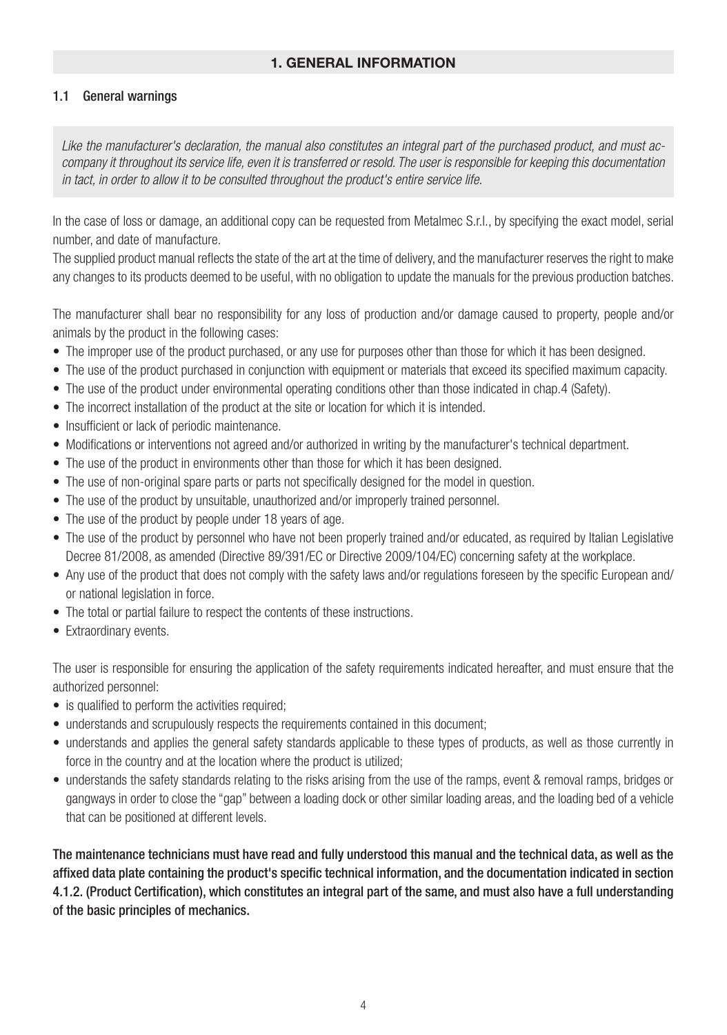# 1. GENERAL INFORMATION

## 1.1 General warnings

*Like the manufacturer's declaration, the manual also constitutes an integral part of the purchased product, and must accompany it throughout its service life, even it is transferred or resold. The user is responsible for keeping this documentation in tact, in order to allow it to be consulted throughout the product's entire service life.*

In the case of loss or damage, an additional copy can be requested from Metalmec S.r.l., by specifying the exact model, serial number, and date of manufacture.

The supplied product manual reflects the state of the art at the time of delivery, and the manufacturer reserves the right to make any changes to its products deemed to be useful, with no obligation to update the manuals for the previous production batches.

The manufacturer shall bear no responsibility for any loss of production and/or damage caused to property, people and/or animals by the product in the following cases:

- The improper use of the product purchased, or any use for purposes other than those for which it has been designed.
- The use of the product purchased in conjunction with equipment or materials that exceed its specified maximum capacity.
- The use of the product under environmental operating conditions other than those indicated in chap.4 (Safety).
- The incorrect installation of the product at the site or location for which it is intended.
- Insufficient or lack of periodic maintenance.
- Modifications or interventions not agreed and/or authorized in writing by the manufacturer's technical department.
- The use of the product in environments other than those for which it has been designed.
- The use of non-original spare parts or parts not specifically designed for the model in question.
- The use of the product by unsuitable, unauthorized and/or improperly trained personnel.
- The use of the product by people under 18 years of age.
- The use of the product by personnel who have not been properly trained and/or educated, as required by Italian Legislative Decree 81/2008, as amended (Directive 89/391/EC or Directive 2009/104/EC) concerning safety at the workplace.
- Any use of the product that does not comply with the safety laws and/or regulations foreseen by the specific European and/or national legislation in force.
- The total or partial failure to respect the contents of these instructions.
- Extraordinary events.

The user is responsible for ensuring the application of the safety requirements indicated hereafter, and must ensure that the authorized personnel:

- is qualified to perform the activities required;
- understands and scrupulously respects the requirements contained in this document;
- understands and applies the general safety standards applicable to these types of products, as well as those currently in force in the country and at the location where the product is utilized;
- understands the safety standards relating to the risks arising from the use of the ramps, event & removal ramps, bridges or gangways in order to close the "gap" between a loading dock or other similar loading areas, and the loading bed of a vehicle that can be positioned at different levels.

**The maintenance technicians must have read and fully understood this manual and the technical data, as well as the affixed data plate containing the product's specific technical information, and the documentation indicated in section 4.1.2. (Product Certification), which constitutes an integral part of the same, and must also have a full understanding of the basic principles of mechanics.**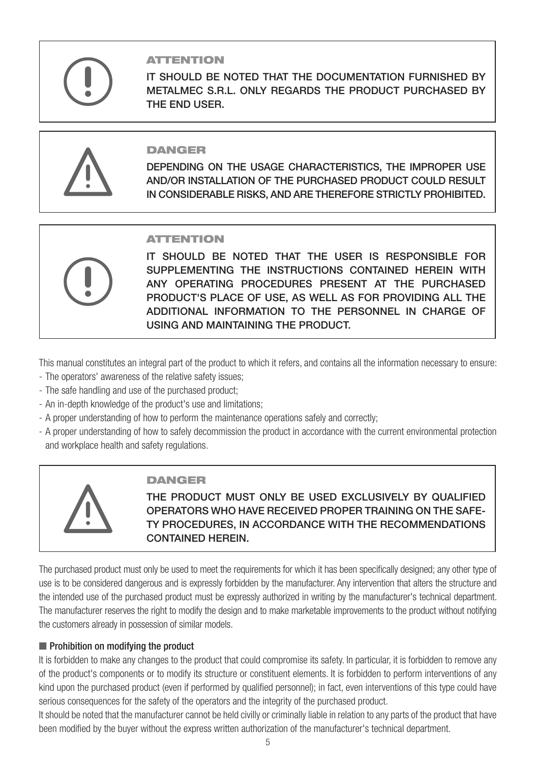**ATTENTION**

IT SHOULD BE NOTED THAT THE DOCUMENTATION FURNISHED BY METALMEC S.R.L. ONLY REGARDS THE PRODUCT PURCHASED BY THE END USER.

**DANGER**

DEPENDING ON THE USAGE CHARACTERISTICS, THE IMPROPER USE AND/OR INSTALLATION OF THE PURCHASED PRODUCT COULD RESULT IN CONSIDERABLE RISKS, AND ARE THEREFORE STRICTLY PROHIBITED.

**ATTENTION**

IT SHOULD BE NOTED THAT THE USER IS RESPONSIBLE FOR SUPPLEMENTING THE INSTRUCTIONS CONTAINED HEREIN WITH ANY OPERATING PROCEDURES PRESENT AT THE PURCHASED PRODUCT'S PLACE OF USE, AS WELL AS FOR PROVIDING ALL THE ADDITIONAL INFORMATION TO THE PERSONNEL IN CHARGE OF USING AND MAINTAINING THE PRODUCT.

This manual constitutes an integral part of the product to which it refers, and contains all the information necessary to ensure:

- The operators' awareness of the relative safety issues;
- The safe handling and use of the purchased product;
- An in-depth knowledge of the product's use and limitations;
- A proper understanding of how to perform the maintenance operations safely and correctly;
- A proper understanding of how to safely decommission the product in accordance with the current environmental protection and workplace health and safety regulations.

**DANGER**

THE PRODUCT MUST ONLY BE USED EXCLUSIVELY BY QUALIFIED OPERATORS WHO HAVE RECEIVED PROPER TRAINING ON THE SAFETY PROCEDURES, IN ACCORDANCE WITH THE RECOMMENDATIONS CONTAINED HEREIN.

The purchased product must only be used to meet the requirements for which it has been specifically designed; any other type of use is to be considered dangerous and is expressly forbidden by the manufacturer. Any intervention that alters the structure and the intended use of the purchased product must be expressly authorized in writing by the manufacturer's technical department. The manufacturer reserves the right to modify the design and to make marketable improvements to the product without notifying the customers already in possession of similar models.

### ■ Prohibition on modifying the product

It is forbidden to make any changes to the product that could compromise its safety. In particular, it is forbidden to remove any of the product's components or to modify its structure or constituent elements. It is forbidden to perform interventions of any kind upon the purchased product (even if performed by qualified personnel); in fact, even interventions of this type could have serious consequences for the safety of the operators and the integrity of the purchased product.

It should be noted that the manufacturer cannot be held civilly or criminally liable in relation to any parts of the product that have been modified by the buyer without the express written authorization of the manufacturer's technical department.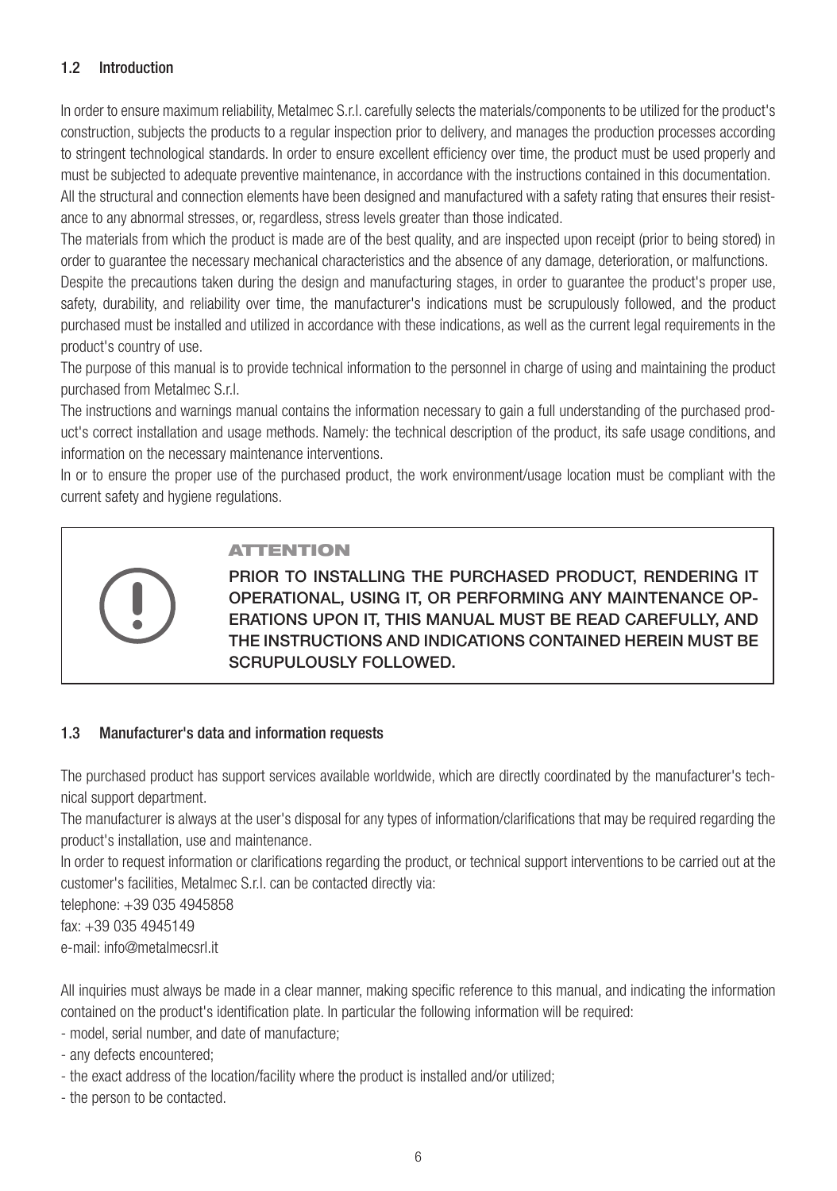## 1.2 Introduction

In order to ensure maximum reliability, Metalmec S.r.l. carefully selects the materials/components to be utilized for the product's construction, subjects the products to a regular inspection prior to delivery, and manages the production processes according to stringent technological standards. In order to ensure excellent efficiency over time, the product must be used properly and must be subjected to adequate preventive maintenance, in accordance with the instructions contained in this documentation.
All the structural and connection elements have been designed and manufactured with a safety rating that ensures their resistance to any abnormal stresses, or, regardless, stress levels greater than those indicated.
The materials from which the product is made are of the best quality, and are inspected upon receipt (prior to being stored) in order to guarantee the necessary mechanical characteristics and the absence of any damage, deterioration, or malfunctions.
Despite the precautions taken during the design and manufacturing stages, in order to guarantee the product's proper use, safety, durability, and reliability over time, the manufacturer's indications must be scrupulously followed, and the product purchased must be installed and utilized in accordance with these indications, as well as the current legal requirements in the product's country of use.
The purpose of this manual is to provide technical information to the personnel in charge of using and maintaining the product purchased from Metalmec S.r.l.
The instructions and warnings manual contains the information necessary to gain a full understanding of the purchased product's correct installation and usage methods. Namely: the technical description of the product, its safe usage conditions, and information on the necessary maintenance interventions.
In or to ensure the proper use of the purchased product, the work environment/usage location must be compliant with the current safety and hygiene regulations.

> **ATTENTION**
>
> PRIOR TO INSTALLING THE PURCHASED PRODUCT, RENDERING IT OPERATIONAL, USING IT, OR PERFORMING ANY MAINTENANCE OPERATIONS UPON IT, THIS MANUAL MUST BE READ CAREFULLY, AND THE INSTRUCTIONS AND INDICATIONS CONTAINED HEREIN MUST BE SCRUPULOUSLY FOLLOWED.

## 1.3 Manufacturer's data and information requests

The purchased product has support services available worldwide, which are directly coordinated by the manufacturer's technical support department.
The manufacturer is always at the user's disposal for any types of information/clarifications that may be required regarding the product's installation, use and maintenance.
In order to request information or clarifications regarding the product, or technical support interventions to be carried out at the customer's facilities, Metalmec S.r.l. can be contacted directly via:
telephone: +39 035 4945858
fax: +39 035 4945149
e-mail: info@metalmecsrl.it

All inquiries must always be made in a clear manner, making specific reference to this manual, and indicating the information contained on the product's identification plate. In particular the following information will be required:
- model, serial number, and date of manufacture;
- any defects encountered;
- the exact address of the location/facility where the product is installed and/or utilized;
- the person to be contacted.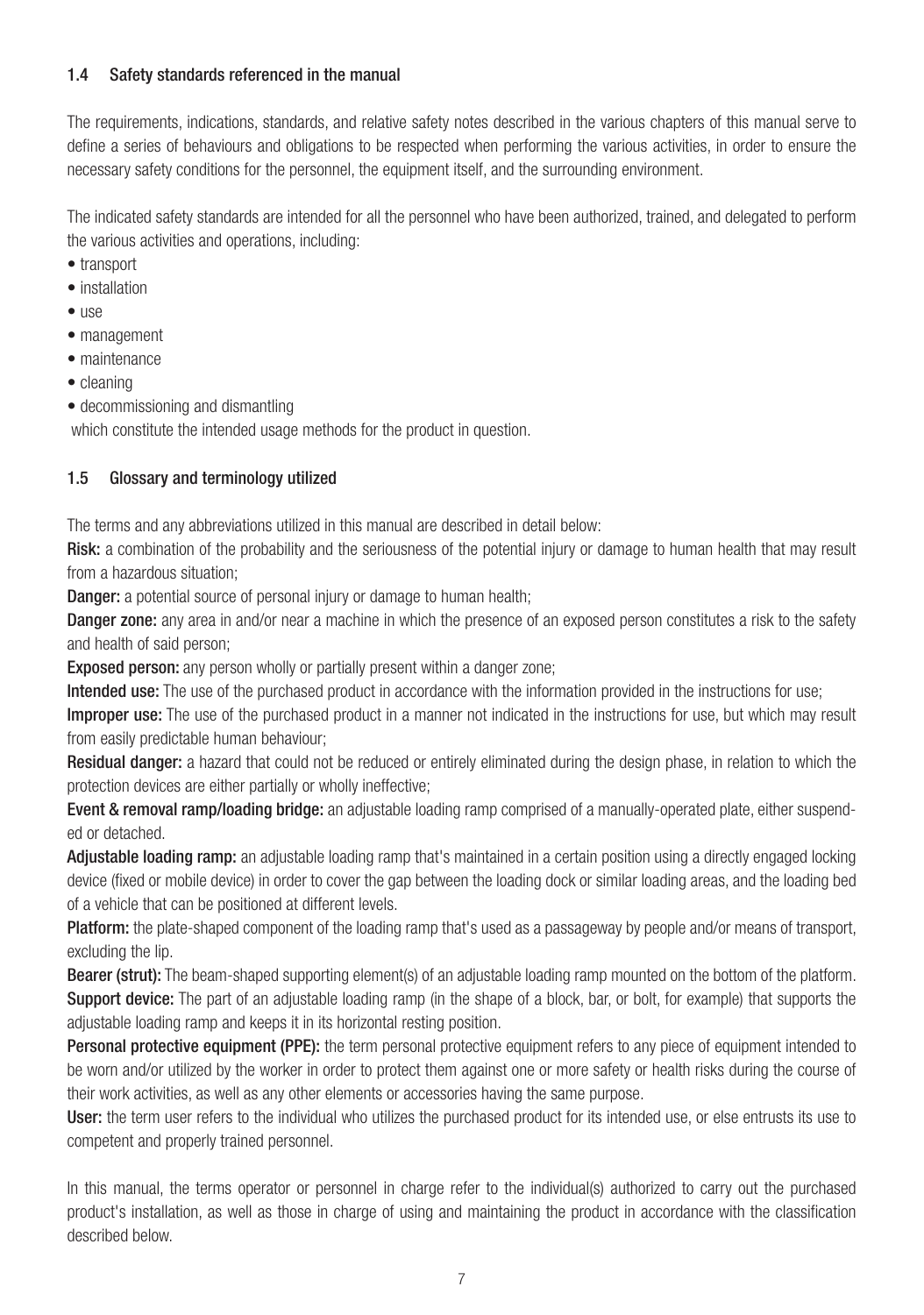### 1.4 Safety standards referenced in the manual

The requirements, indications, standards, and relative safety notes described in the various chapters of this manual serve to define a series of behaviours and obligations to be respected when performing the various activities, in order to ensure the necessary safety conditions for the personnel, the equipment itself, and the surrounding environment.

The indicated safety standards are intended for all the personnel who have been authorized, trained, and delegated to perform the various activities and operations, including:

- transport
- installation
- use
- management
- maintenance
- cleaning
- decommissioning and dismantling

which constitute the intended usage methods for the product in question.

### 1.5 Glossary and terminology utilized

The terms and any abbreviations utilized in this manual are described in detail below:

**Risk:** a combination of the probability and the seriousness of the potential injury or damage to human health that may result from a hazardous situation;

**Danger:** a potential source of personal injury or damage to human health;

**Danger zone:** any area in and/or near a machine in which the presence of an exposed person constitutes a risk to the safety and health of said person;

**Exposed person:** any person wholly or partially present within a danger zone;

**Intended use:** The use of the purchased product in accordance with the information provided in the instructions for use;

**Improper use:** The use of the purchased product in a manner not indicated in the instructions for use, but which may result from easily predictable human behaviour;

**Residual danger:** a hazard that could not be reduced or entirely eliminated during the design phase, in relation to which the protection devices are either partially or wholly ineffective;

**Event & removal ramp/loading bridge:** an adjustable loading ramp comprised of a manually-operated plate, either suspended or detached.

**Adjustable loading ramp:** an adjustable loading ramp that's maintained in a certain position using a directly engaged locking device (fixed or mobile device) in order to cover the gap between the loading dock or similar loading areas, and the loading bed of a vehicle that can be positioned at different levels.

**Platform:** the plate-shaped component of the loading ramp that's used as a passageway by people and/or means of transport, excluding the lip.

**Bearer (strut):** The beam-shaped supporting element(s) of an adjustable loading ramp mounted on the bottom of the platform.

**Support device:** The part of an adjustable loading ramp (in the shape of a block, bar, or bolt, for example) that supports the adjustable loading ramp and keeps it in its horizontal resting position.

**Personal protective equipment (PPE):** the term personal protective equipment refers to any piece of equipment intended to be worn and/or utilized by the worker in order to protect them against one or more safety or health risks during the course of their work activities, as well as any other elements or accessories having the same purpose.

**User:** the term user refers to the individual who utilizes the purchased product for its intended use, or else entrusts its use to competent and properly trained personnel.

In this manual, the terms operator or personnel in charge refer to the individual(s) authorized to carry out the purchased product's installation, as well as those in charge of using and maintaining the product in accordance with the classification described below.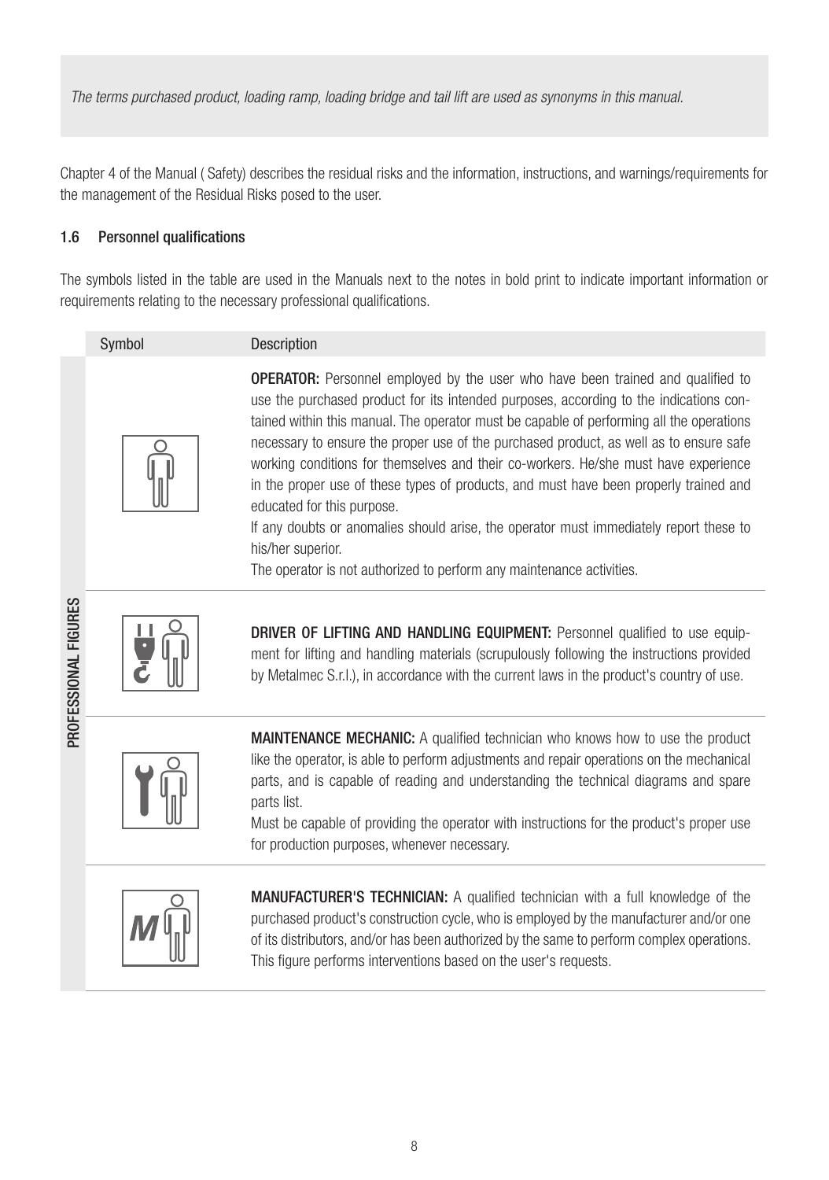*The terms purchased product, loading ramp, loading bridge and tail lift are used as synonyms in this manual.*

Chapter 4 of the Manual ( Safety) describes the residual risks and the information, instructions, and warnings/requirements for the management of the Residual Risks posed to the user.

### 1.6 Personnel qualifications

The symbols listed in the table are used in the Manuals next to the notes in bold print to indicate important information or requirements relating to the necessary professional qualifications.

| | Symbol | Description |
|---|---|---|
| PROFESSIONAL FIGURES | | **OPERATOR:** Personnel employed by the user who have been trained and qualified to use the purchased product for its intended purposes, according to the indications contained within this manual. The operator must be capable of performing all the operations necessary to ensure the proper use of the purchased product, as well as to ensure safe working conditions for themselves and their co-workers. He/she must have experience in the proper use of these types of products, and must have been properly trained and educated for this purpose.<br>If any doubts or anomalies should arise, the operator must immediately report these to his/her superior.<br>The operator is not authorized to perform any maintenance activities. |
| | | **DRIVER OF LIFTING AND HANDLING EQUIPMENT:** Personnel qualified to use equipment for lifting and handling materials (scrupulously following the instructions provided by Metalmec S.r.l.), in accordance with the current laws in the product's country of use. |
| | | **MAINTENANCE MECHANIC:** A qualified technician who knows how to use the product like the operator, is able to perform adjustments and repair operations on the mechanical parts, and is capable of reading and understanding the technical diagrams and spare parts list.<br>Must be capable of providing the operator with instructions for the product's proper use for production purposes, whenever necessary. |
| | M | **MANUFACTURER'S TECHNICIAN:** A qualified technician with a full knowledge of the purchased product's construction cycle, who is employed by the manufacturer and/or one of its distributors, and/or has been authorized by the same to perform complex operations. This figure performs interventions based on the user's requests. |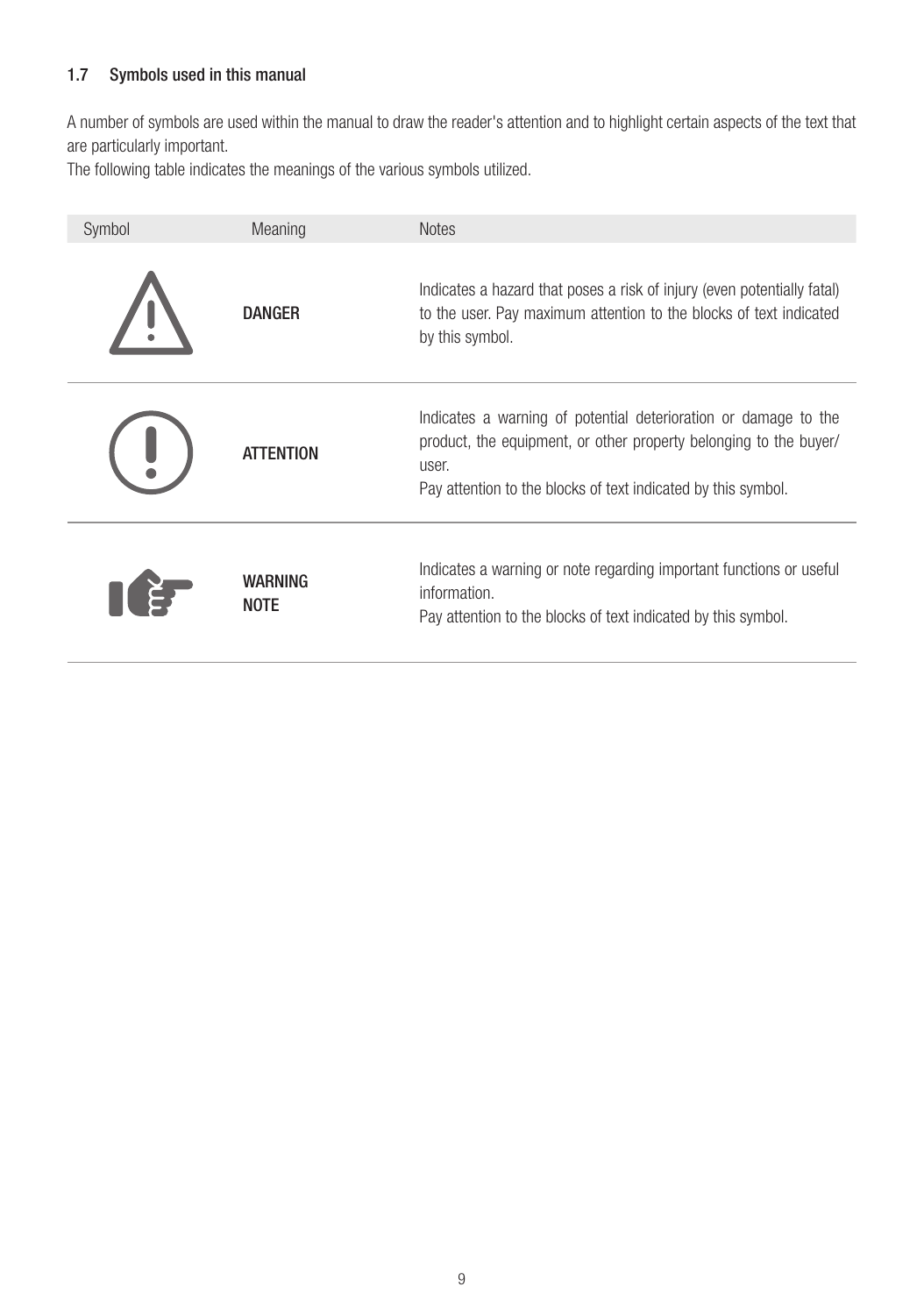## 1.7 Symbols used in this manual

A number of symbols are used within the manual to draw the reader's attention and to highlight certain aspects of the text that are particularly important.
The following table indicates the meanings of the various symbols utilized.

| Symbol | Meaning | Notes |
|---|---|---|
| ⚠ | **DANGER** | Indicates a hazard that poses a risk of injury (even potentially fatal) to the user. Pay maximum attention to the blocks of text indicated by this symbol. |
| ❗ | **ATTENTION** | Indicates a warning of potential deterioration or damage to the product, the equipment, or other property belonging to the buyer/ user. Pay attention to the blocks of text indicated by this symbol. |
| ☛ | **WARNING NOTE** | Indicates a warning or note regarding important functions or useful information. Pay attention to the blocks of text indicated by this symbol. |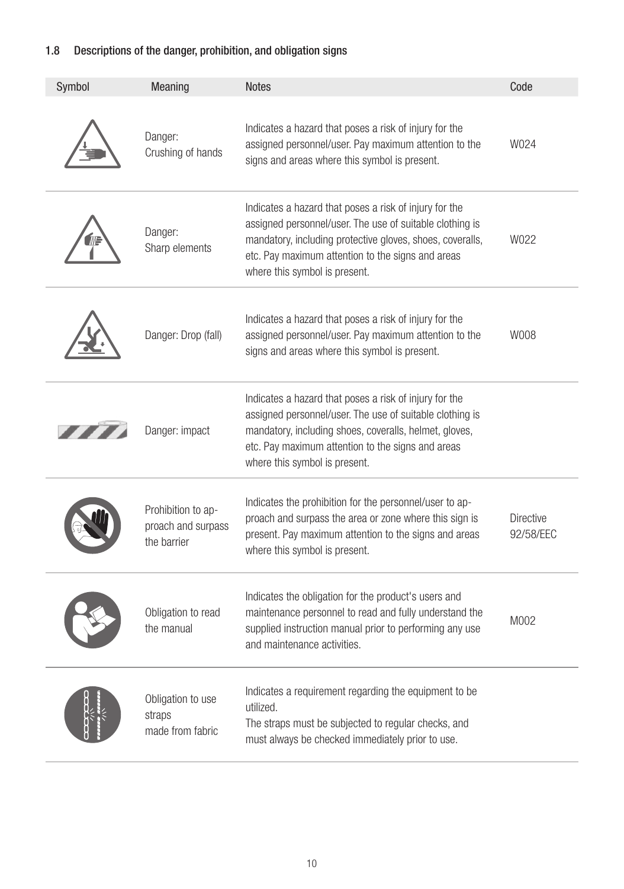## 1.8 Descriptions of the danger, prohibition, and obligation signs

| Symbol | Meaning | Notes | Code |
|---|---|---|---|
| | Danger: Crushing of hands | Indicates a hazard that poses a risk of injury for the assigned personnel/user. Pay maximum attention to the signs and areas where this symbol is present. | W024 |
| | Danger: Sharp elements | Indicates a hazard that poses a risk of injury for the assigned personnel/user. The use of suitable clothing is mandatory, including protective gloves, shoes, coveralls, etc. Pay maximum attention to the signs and areas where this symbol is present. | W022 |
| | Danger: Drop (fall) | Indicates a hazard that poses a risk of injury for the assigned personnel/user. Pay maximum attention to the signs and areas where this symbol is present. | W008 |
| | Danger: impact | Indicates a hazard that poses a risk of injury for the assigned personnel/user. The use of suitable clothing is mandatory, including shoes, coveralls, helmet, gloves, etc. Pay maximum attention to the signs and areas where this symbol is present. | |
| | Prohibition to approach and surpass the barrier | Indicates the prohibition for the personnel/user to approach and surpass the area or zone where this sign is present. Pay maximum attention to the signs and areas where this symbol is present. | Directive 92/58/EEC |
| | Obligation to read the manual | Indicates the obligation for the product's users and maintenance personnel to read and fully understand the supplied instruction manual prior to performing any use and maintenance activities. | M002 |
| | Obligation to use straps made from fabric | Indicates a requirement regarding the equipment to be utilized. The straps must be subjected to regular checks, and must always be checked immediately prior to use. | |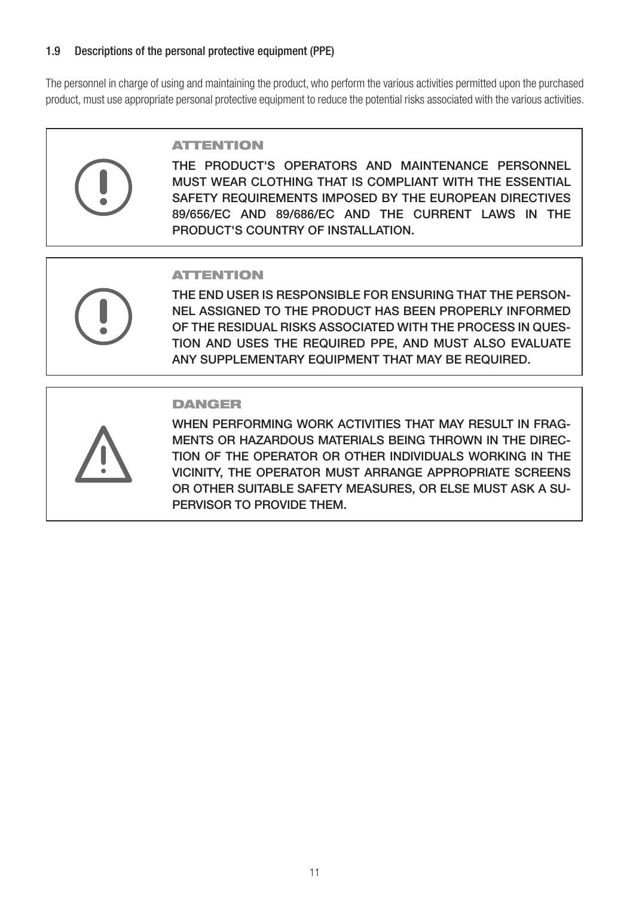### 1.9 Descriptions of the personal protective equipment (PPE)

The personnel in charge of using and maintaining the product, who perform the various activities permitted upon the purchased product, must use appropriate personal protective equipment to reduce the potential risks associated with the various activities.

**ATTENTION**

**THE PRODUCT'S OPERATORS AND MAINTENANCE PERSONNEL MUST WEAR CLOTHING THAT IS COMPLIANT WITH THE ESSENTIAL SAFETY REQUIREMENTS IMPOSED BY THE EUROPEAN DIRECTIVES 89/656/EC AND 89/686/EC AND THE CURRENT LAWS IN THE PRODUCT'S COUNTRY OF INSTALLATION.**

**ATTENTION**

**THE END USER IS RESPONSIBLE FOR ENSURING THAT THE PERSONNEL ASSIGNED TO THE PRODUCT HAS BEEN PROPERLY INFORMED OF THE RESIDUAL RISKS ASSOCIATED WITH THE PROCESS IN QUESTION AND USES THE REQUIRED PPE, AND MUST ALSO EVALUATE ANY SUPPLEMENTARY EQUIPMENT THAT MAY BE REQUIRED.**

**DANGER**

**WHEN PERFORMING WORK ACTIVITIES THAT MAY RESULT IN FRAGMENTS OR HAZARDOUS MATERIALS BEING THROWN IN THE DIRECTION OF THE OPERATOR OR OTHER INDIVIDUALS WORKING IN THE VICINITY, THE OPERATOR MUST ARRANGE APPROPRIATE SCREENS OR OTHER SUITABLE SAFETY MEASURES, OR ELSE MUST ASK A SUPERVISOR TO PROVIDE THEM.**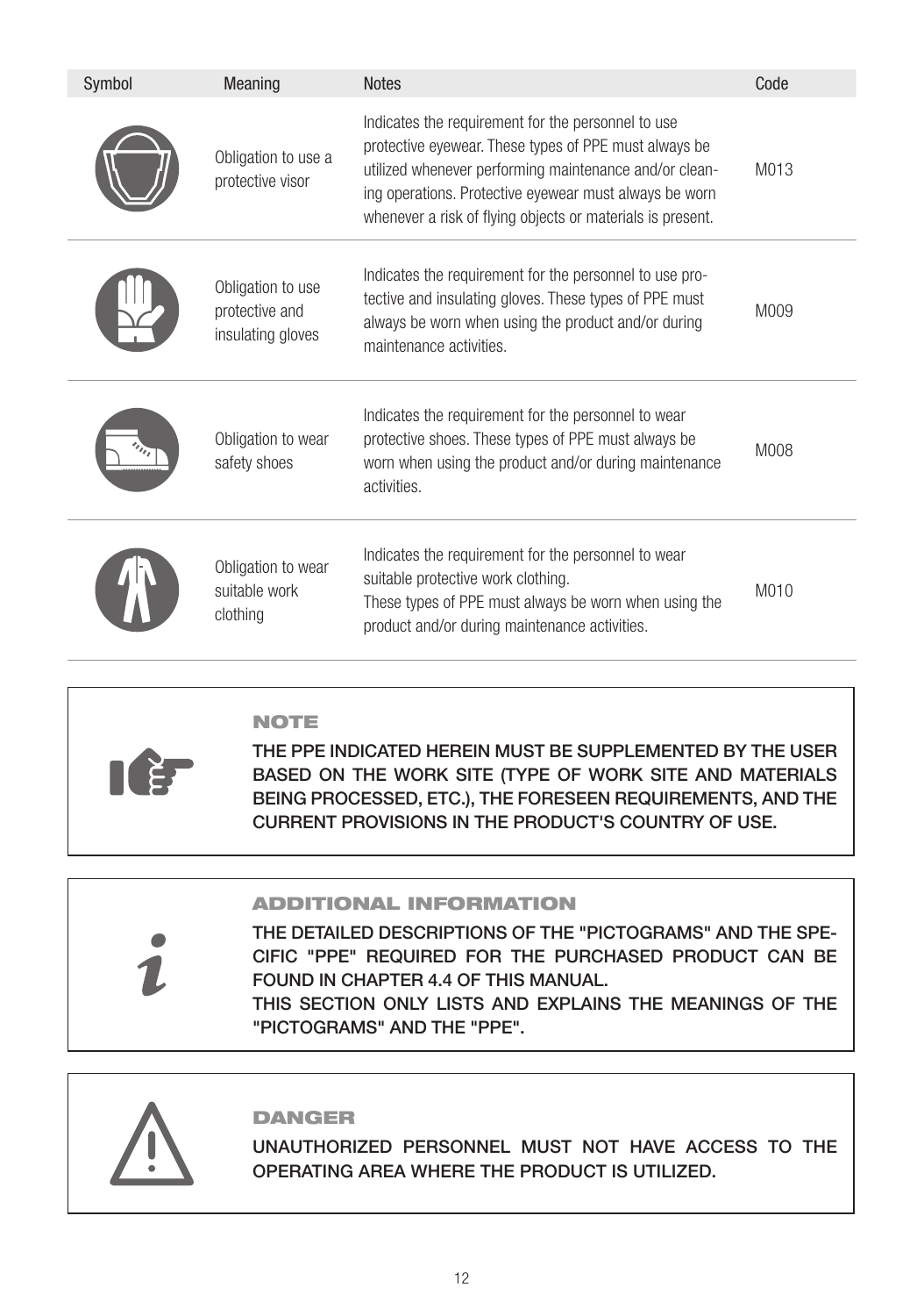| Symbol | Meaning | Notes | Code |
|---|---|---|---|
| | Obligation to use a protective visor | Indicates the requirement for the personnel to use protective eyewear. These types of PPE must always be utilized whenever performing maintenance and/or cleaning operations. Protective eyewear must always be worn whenever a risk of flying objects or materials is present. | M013 |
| | Obligation to use protective and insulating gloves | Indicates the requirement for the personnel to use protective and insulating gloves. These types of PPE must always be worn when using the product and/or during maintenance activities. | M009 |
| | Obligation to wear safety shoes | Indicates the requirement for the personnel to wear protective shoes. These types of PPE must always be worn when using the product and/or during maintenance activities. | M008 |
| | Obligation to wear suitable work clothing | Indicates the requirement for the personnel to wear suitable protective work clothing. These types of PPE must always be worn when using the product and/or during maintenance activities. | M010 |

**NOTE**

THE PPE INDICATED HEREIN MUST BE SUPPLEMENTED BY THE USER BASED ON THE WORK SITE (TYPE OF WORK SITE AND MATERIALS BEING PROCESSED, ETC.), THE FORESEEN REQUIREMENTS, AND THE CURRENT PROVISIONS IN THE PRODUCT'S COUNTRY OF USE.

**ADDITIONAL INFORMATION**

THE DETAILED DESCRIPTIONS OF THE "PICTOGRAMS" AND THE SPECIFIC "PPE" REQUIRED FOR THE PURCHASED PRODUCT CAN BE FOUND IN CHAPTER 4.4 OF THIS MANUAL.
THIS SECTION ONLY LISTS AND EXPLAINS THE MEANINGS OF THE "PICTOGRAMS" AND THE "PPE".

**DANGER**

UNAUTHORIZED PERSONNEL MUST NOT HAVE ACCESS TO THE OPERATING AREA WHERE THE PRODUCT IS UTILIZED.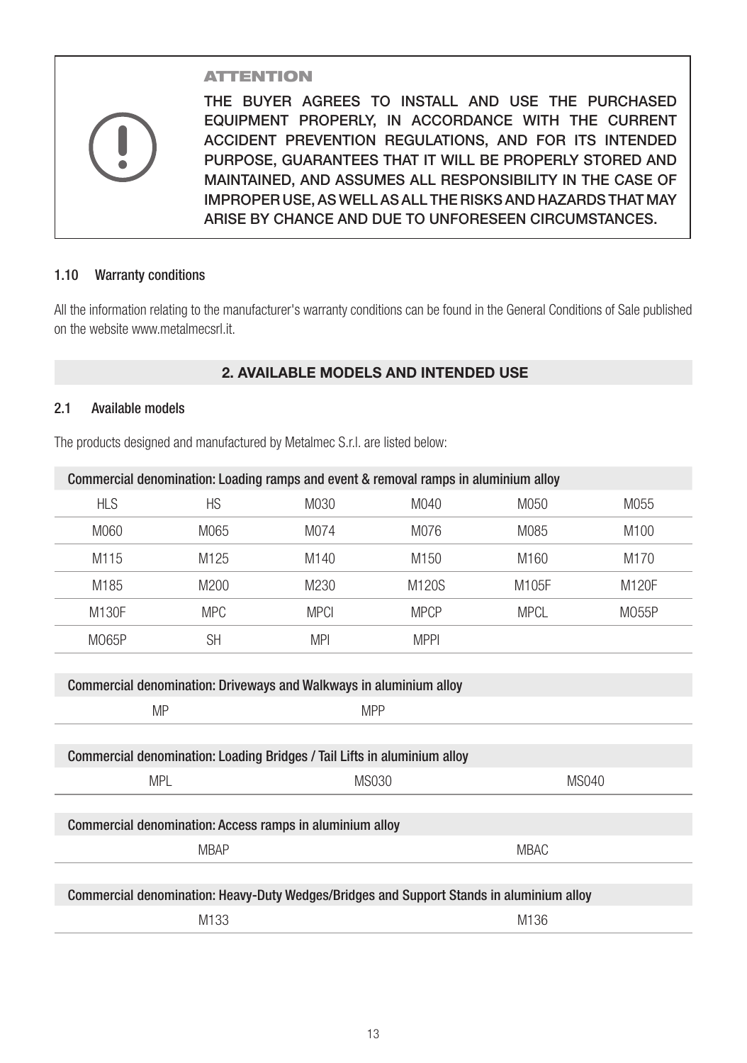> **ATTENTION**
>
> THE BUYER AGREES TO INSTALL AND USE THE PURCHASED EQUIPMENT PROPERLY, IN ACCORDANCE WITH THE CURRENT ACCIDENT PREVENTION REGULATIONS, AND FOR ITS INTENDED PURPOSE, GUARANTEES THAT IT WILL BE PROPERLY STORED AND MAINTAINED, AND ASSUMES ALL RESPONSIBILITY IN THE CASE OF IMPROPER USE, AS WELL AS ALL THE RISKS AND HAZARDS THAT MAY ARISE BY CHANCE AND DUE TO UNFORESEEN CIRCUMSTANCES.

### 1.10 Warranty conditions

All the information relating to the manufacturer's warranty conditions can be found in the General Conditions of Sale published on the website www.metalmecsrl.it.

## 2. AVAILABLE MODELS AND INTENDED USE

### 2.1 Available models

The products designed and manufactured by Metalmec S.r.l. are listed below:

| Commercial denomination: Loading ramps and event & removal ramps in aluminium alloy | | | | | |
|---|---|---|---|---|---|
| HLS | HS | M030 | M040 | M050 | M055 |
| M060 | M065 | M074 | M076 | M085 | M100 |
| M115 | M125 | M140 | M150 | M160 | M170 |
| M185 | M200 | M230 | M120S | M105F | M120F |
| M130F | MPC | MPCI | MPCP | MPCL | MO55P |
| MO65P | SH | MPI | MPPI | | |

| Commercial denomination: Driveways and Walkways in aluminium alloy | |
|---|---|
| MP | MPP |

| Commercial denomination: Loading Bridges / Tail Lifts in aluminium alloy | | |
|---|---|---|
| MPL | MS030 | MS040 |

| Commercial denomination: Access ramps in aluminium alloy | |
|---|---|
| MBAP | MBAC |

| Commercial denomination: Heavy-Duty Wedges/Bridges and Support Stands in aluminium alloy | |
|---|---|
| M133 | M136 |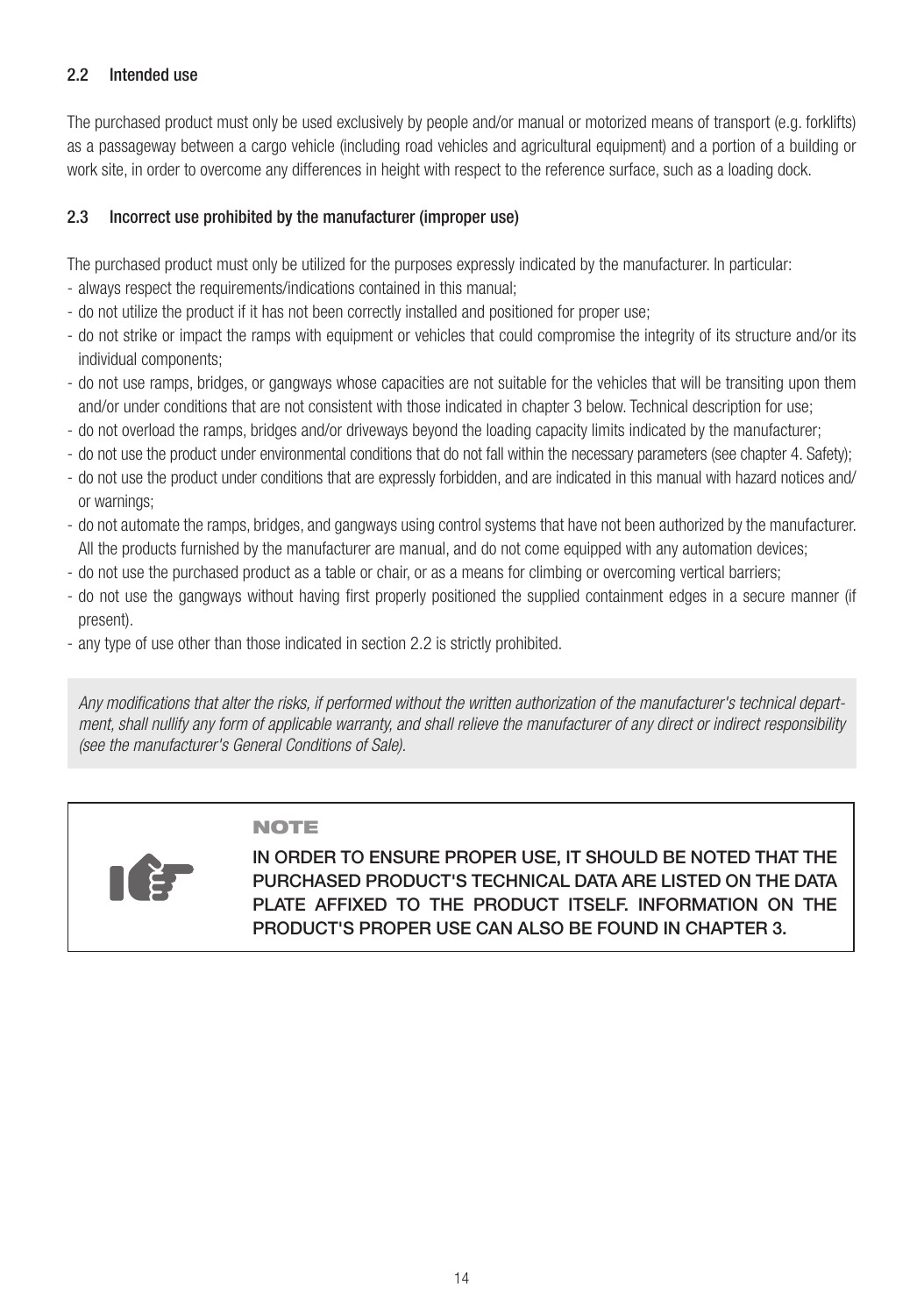## 2.2 Intended use

The purchased product must only be used exclusively by people and/or manual or motorized means of transport (e.g. forklifts) as a passageway between a cargo vehicle (including road vehicles and agricultural equipment) and a portion of a building or work site, in order to overcome any differences in height with respect to the reference surface, such as a loading dock.

## 2.3 Incorrect use prohibited by the manufacturer (improper use)

The purchased product must only be utilized for the purposes expressly indicated by the manufacturer. In particular:

- always respect the requirements/indications contained in this manual;
- do not utilize the product if it has not been correctly installed and positioned for proper use;
- do not strike or impact the ramps with equipment or vehicles that could compromise the integrity of its structure and/or its individual components;
- do not use ramps, bridges, or gangways whose capacities are not suitable for the vehicles that will be transiting upon them and/or under conditions that are not consistent with those indicated in chapter 3 below. Technical description for use;
- do not overload the ramps, bridges and/or driveways beyond the loading capacity limits indicated by the manufacturer;
- do not use the product under environmental conditions that do not fall within the necessary parameters (see chapter 4. Safety);
- do not use the product under conditions that are expressly forbidden, and are indicated in this manual with hazard notices and/or warnings;
- do not automate the ramps, bridges, and gangways using control systems that have not been authorized by the manufacturer. All the products furnished by the manufacturer are manual, and do not come equipped with any automation devices;
- do not use the purchased product as a table or chair, or as a means for climbing or overcoming vertical barriers;
- do not use the gangways without having first properly positioned the supplied containment edges in a secure manner (if present).
- any type of use other than those indicated in section 2.2 is strictly prohibited.

*Any modifications that alter the risks, if performed without the written authorization of the manufacturer's technical department, shall nullify any form of applicable warranty, and shall relieve the manufacturer of any direct or indirect responsibility (see the manufacturer's General Conditions of Sale).*

**NOTE**

IN ORDER TO ENSURE PROPER USE, IT SHOULD BE NOTED THAT THE PURCHASED PRODUCT'S TECHNICAL DATA ARE LISTED ON THE DATA PLATE AFFIXED TO THE PRODUCT ITSELF. INFORMATION ON THE PRODUCT'S PROPER USE CAN ALSO BE FOUND IN CHAPTER 3.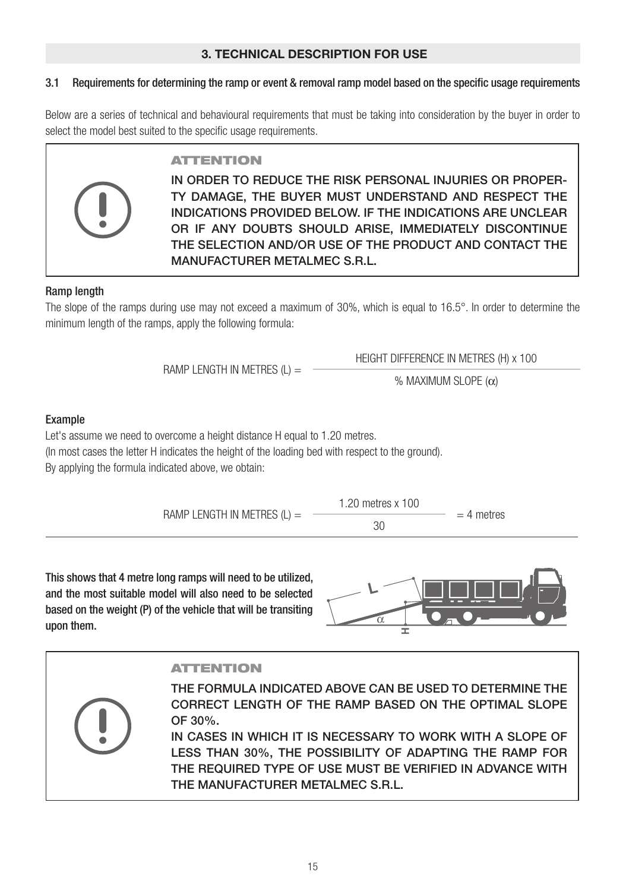## 3. TECHNICAL DESCRIPTION FOR USE

### 3.1 Requirements for determining the ramp or event & removal ramp model based on the specific usage requirements

Below are a series of technical and behavioural requirements that must be taking into consideration by the buyer in order to select the model best suited to the specific usage requirements.

> **ATTENTION**
>
> IN ORDER TO REDUCE THE RISK PERSONAL INJURIES OR PROPERTY DAMAGE, THE BUYER MUST UNDERSTAND AND RESPECT THE INDICATIONS PROVIDED BELOW. IF THE INDICATIONS ARE UNCLEAR OR IF ANY DOUBTS SHOULD ARISE, IMMEDIATELY DISCONTINUE THE SELECTION AND/OR USE OF THE PRODUCT AND CONTACT THE MANUFACTURER METALMEC S.R.L.

**Ramp length**

The slope of the ramps during use may not exceed a maximum of 30%, which is equal to 16.5°. In order to determine the minimum length of the ramps, apply the following formula:

$$\text{RAMP LENGTH IN METRES (L)} = \frac{\text{HEIGHT DIFFERENCE IN METRES (H)} \times 100}{\text{\% MAXIMUM SLOPE } (\alpha)}$$

**Example**

Let's assume we need to overcome a height distance H equal to 1.20 metres.
(In most cases the letter H indicates the height of the loading bed with respect to the ground).
By applying the formula indicated above, we obtain:

$$\text{RAMP LENGTH IN METRES (L)} = \frac{1.20 \text{ metres} \times 100}{30} = 4 \text{ metres}$$

**This shows that 4 metre long ramps will need to be utilized, and the most suitable model will also need to be selected based on the weight (P) of the vehicle that will be transiting upon them.**

> **ATTENTION**
>
> THE FORMULA INDICATED ABOVE CAN BE USED TO DETERMINE THE CORRECT LENGTH OF THE RAMP BASED ON THE OPTIMAL SLOPE OF 30%.
>
> IN CASES IN WHICH IT IS NECESSARY TO WORK WITH A SLOPE OF LESS THAN 30%, THE POSSIBILITY OF ADAPTING THE RAMP FOR THE REQUIRED TYPE OF USE MUST BE VERIFIED IN ADVANCE WITH THE MANUFACTURER METALMEC S.R.L.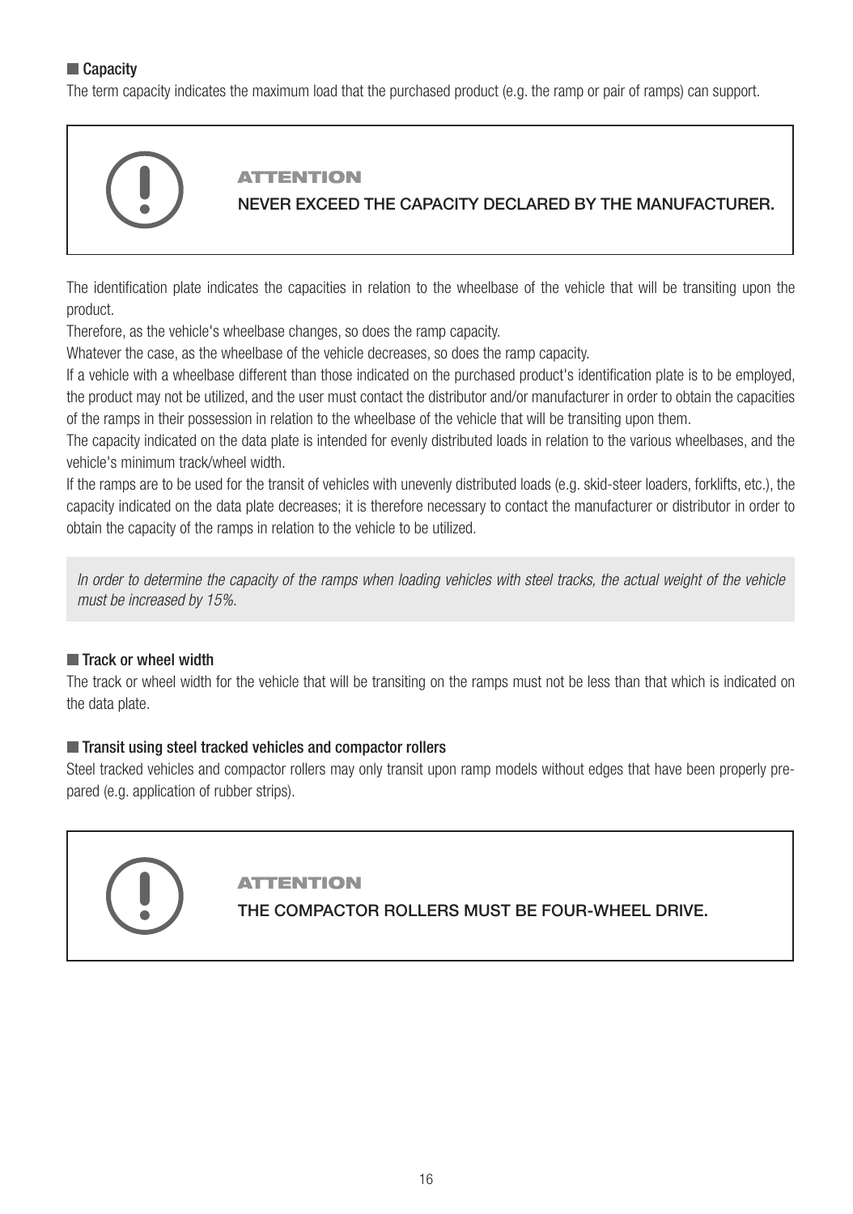### ■ Capacity

The term capacity indicates the maximum load that the purchased product (e.g. the ramp or pair of ramps) can support.

> **ATTENTION**
>
> **NEVER EXCEED THE CAPACITY DECLARED BY THE MANUFACTURER.**

The identification plate indicates the capacities in relation to the wheelbase of the vehicle that will be transiting upon the product.

Therefore, as the vehicle's wheelbase changes, so does the ramp capacity.

Whatever the case, as the wheelbase of the vehicle decreases, so does the ramp capacity.

If a vehicle with a wheelbase different than those indicated on the purchased product's identification plate is to be employed, the product may not be utilized, and the user must contact the distributor and/or manufacturer in order to obtain the capacities of the ramps in their possession in relation to the wheelbase of the vehicle that will be transiting upon them.

The capacity indicated on the data plate is intended for evenly distributed loads in relation to the various wheelbases, and the vehicle's minimum track/wheel width.

If the ramps are to be used for the transit of vehicles with unevenly distributed loads (e.g. skid-steer loaders, forklifts, etc.), the capacity indicated on the data plate decreases; it is therefore necessary to contact the manufacturer or distributor in order to obtain the capacity of the ramps in relation to the vehicle to be utilized.

*In order to determine the capacity of the ramps when loading vehicles with steel tracks, the actual weight of the vehicle must be increased by 15%.*

### ■ Track or wheel width

The track or wheel width for the vehicle that will be transiting on the ramps must not be less than that which is indicated on the data plate.

### ■ Transit using steel tracked vehicles and compactor rollers

Steel tracked vehicles and compactor rollers may only transit upon ramp models without edges that have been properly prepared (e.g. application of rubber strips).

> **ATTENTION**
>
> **THE COMPACTOR ROLLERS MUST BE FOUR-WHEEL DRIVE.**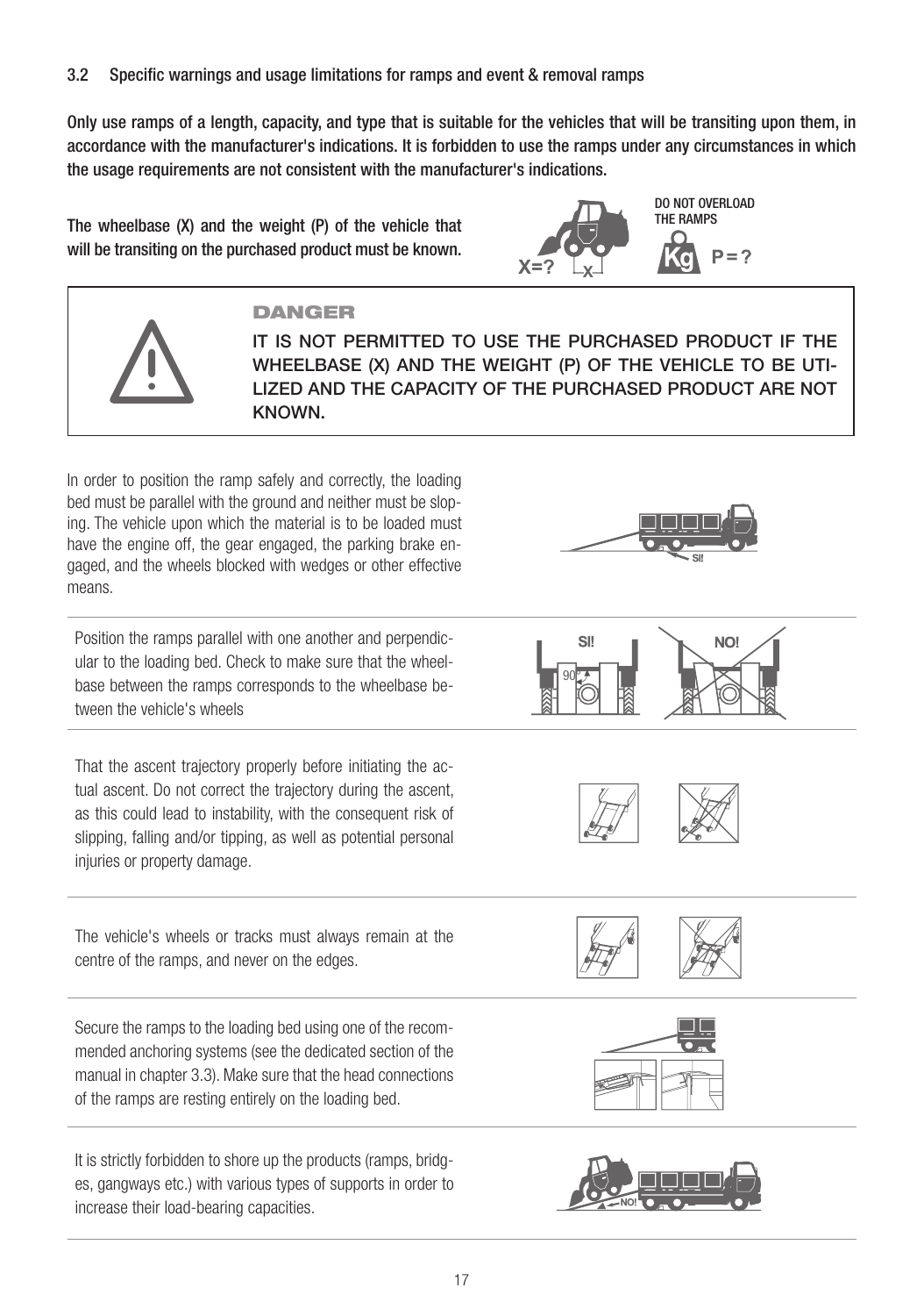### 3.2 Specific warnings and usage limitations for ramps and event & removal ramps

**Only use ramps of a length, capacity, and type that is suitable for the vehicles that will be transiting upon them, in accordance with the manufacturer's indications. It is forbidden to use the ramps under any circumstances in which the usage requirements are not consistent with the manufacturer's indications.**

**The wheelbase (X) and the weight (P) of the vehicle that will be transiting on the purchased product must be known.**

DO NOT OVERLOAD THE RAMPS

X=? P = ?

> **DANGER**
>
> IT IS NOT PERMITTED TO USE THE PURCHASED PRODUCT IF THE WHEELBASE (X) AND THE WEIGHT (P) OF THE VEHICLE TO BE UTILIZED AND THE CAPACITY OF THE PURCHASED PRODUCT ARE NOT KNOWN.

In order to position the ramp safely and correctly, the loading bed must be parallel with the ground and neither must be sloping. The vehicle upon which the material is to be loaded must have the engine off, the gear engaged, the parking brake engaged, and the wheels blocked with wedges or other effective means.

Position the ramps parallel with one another and perpendicular to the loading bed. Check to make sure that the wheelbase between the ramps corresponds to the wheelbase between the vehicle's wheels

That the ascent trajectory properly before initiating the actual ascent. Do not correct the trajectory during the ascent, as this could lead to instability, with the consequent risk of slipping, falling and/or tipping, as well as potential personal injuries or property damage.

The vehicle's wheels or tracks must always remain at the centre of the ramps, and never on the edges.

Secure the ramps to the loading bed using one of the recommended anchoring systems (see the dedicated section of the manual in chapter 3.3). Make sure that the head connections of the ramps are resting entirely on the loading bed.

It is strictly forbidden to shore up the products (ramps, bridges, gangways etc.) with various types of supports in order to increase their load-bearing capacities.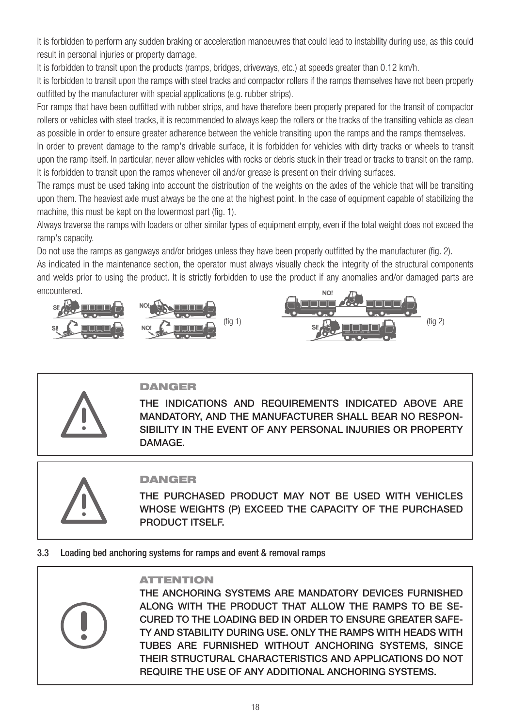It is forbidden to perform any sudden braking or acceleration manoeuvres that could lead to instability during use, as this could result in personal injuries or property damage.

It is forbidden to transit upon the products (ramps, bridges, driveways, etc.) at speeds greater than 0.12 km/h.

It is forbidden to transit upon the ramps with steel tracks and compactor rollers if the ramps themselves have not been properly outfitted by the manufacturer with special applications (e.g. rubber strips).

For ramps that have been outfitted with rubber strips, and have therefore been properly prepared for the transit of compactor rollers or vehicles with steel tracks, it is recommended to always keep the rollers or the tracks of the transiting vehicle as clean as possible in order to ensure greater adherence between the vehicle transiting upon the ramps and the ramps themselves.

In order to prevent damage to the ramp's drivable surface, it is forbidden for vehicles with dirty tracks or wheels to transit upon the ramp itself. In particular, never allow vehicles with rocks or debris stuck in their tread or tracks to transit on the ramp.

It is forbidden to transit upon the ramps whenever oil and/or grease is present on their driving surfaces.

The ramps must be used taking into account the distribution of the weights on the axles of the vehicle that will be transiting upon them. The heaviest axle must always be the one at the highest point. In the case of equipment capable of stabilizing the machine, this must be kept on the lowermost part (fig. 1).

Always traverse the ramps with loaders or other similar types of equipment empty, even if the total weight does not exceed the ramp's capacity.

Do not use the ramps as gangways and/or bridges unless they have been properly outfitted by the manufacturer (fig. 2).

As indicated in the maintenance section, the operator must always visually check the integrity of the structural components and welds prior to using the product. It is strictly forbidden to use the product if any anomalies and/or damaged parts are encountered.

SI! NO! SI! NO! (fig 1)

NO! SI! (fig 2)

**DANGER**

**THE INDICATIONS AND REQUIREMENTS INDICATED ABOVE ARE MANDATORY, AND THE MANUFACTURER SHALL BEAR NO RESPONSIBILITY IN THE EVENT OF ANY PERSONAL INJURIES OR PROPERTY DAMAGE.**

**DANGER**

**THE PURCHASED PRODUCT MAY NOT BE USED WITH VEHICLES WHOSE WEIGHTS (P) EXCEED THE CAPACITY OF THE PURCHASED PRODUCT ITSELF.**

### 3.3 Loading bed anchoring systems for ramps and event & removal ramps

**ATTENTION**

**THE ANCHORING SYSTEMS ARE MANDATORY DEVICES FURNISHED ALONG WITH THE PRODUCT THAT ALLOW THE RAMPS TO BE SECURED TO THE LOADING BED IN ORDER TO ENSURE GREATER SAFETY AND STABILITY DURING USE. ONLY THE RAMPS WITH HEADS WITH TUBES ARE FURNISHED WITHOUT ANCHORING SYSTEMS, SINCE THEIR STRUCTURAL CHARACTERISTICS AND APPLICATIONS DO NOT REQUIRE THE USE OF ANY ADDITIONAL ANCHORING SYSTEMS.**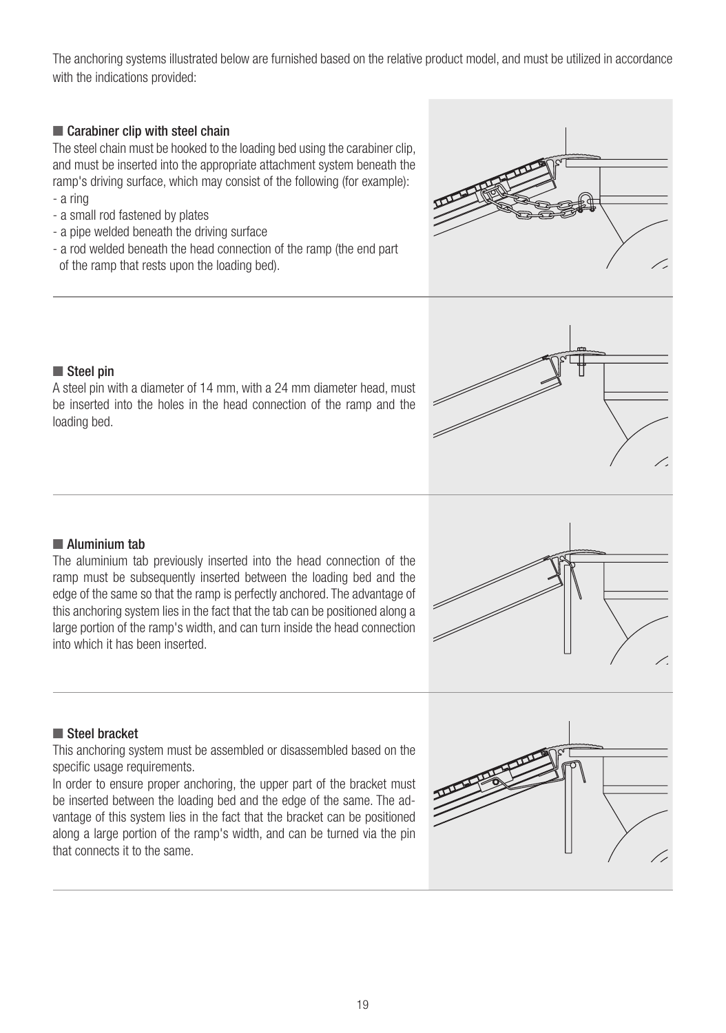The anchoring systems illustrated below are furnished based on the relative product model, and must be utilized in accordance with the indications provided:

## Carabiner clip with steel chain

The steel chain must be hooked to the loading bed using the carabiner clip, and must be inserted into the appropriate attachment system beneath the ramp's driving surface, which may consist of the following (for example):

- a ring
- a small rod fastened by plates
- a pipe welded beneath the driving surface
- a rod welded beneath the head connection of the ramp (the end part of the ramp that rests upon the loading bed).

## Steel pin

A steel pin with a diameter of 14 mm, with a 24 mm diameter head, must be inserted into the holes in the head connection of the ramp and the loading bed.

## Aluminium tab

The aluminium tab previously inserted into the head connection of the ramp must be subsequently inserted between the loading bed and the edge of the same so that the ramp is perfectly anchored. The advantage of this anchoring system lies in the fact that the tab can be positioned along a large portion of the ramp's width, and can turn inside the head connection into which it has been inserted.

## Steel bracket

This anchoring system must be assembled or disassembled based on the specific usage requirements.

In order to ensure proper anchoring, the upper part of the bracket must be inserted between the loading bed and the edge of the same. The advantage of this system lies in the fact that the bracket can be positioned along a large portion of the ramp's width, and can be turned via the pin that connects it to the same.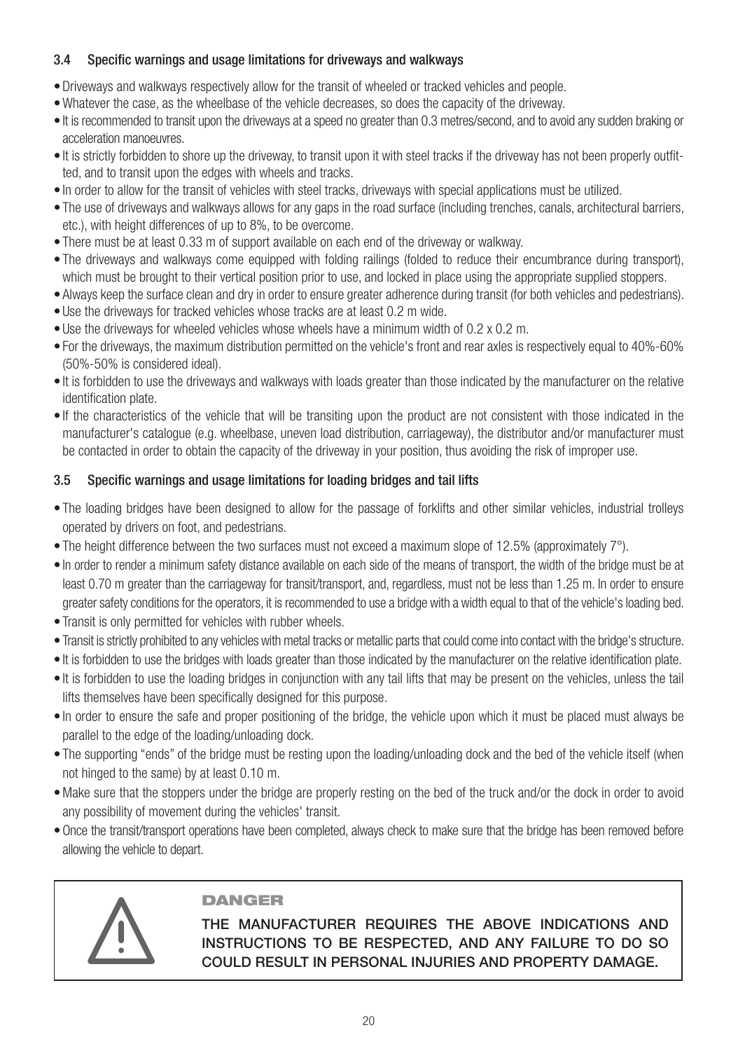### 3.4 Specific warnings and usage limitations for driveways and walkways

- Driveways and walkways respectively allow for the transit of wheeled or tracked vehicles and people.
- Whatever the case, as the wheelbase of the vehicle decreases, so does the capacity of the driveway.
- It is recommended to transit upon the driveways at a speed no greater than 0.3 metres/second, and to avoid any sudden braking or acceleration manoeuvres.
- It is strictly forbidden to shore up the driveway, to transit upon it with steel tracks if the driveway has not been properly outfitted, and to transit upon the edges with wheels and tracks.
- In order to allow for the transit of vehicles with steel tracks, driveways with special applications must be utilized.
- The use of driveways and walkways allows for any gaps in the road surface (including trenches, canals, architectural barriers, etc.), with height differences of up to 8%, to be overcome.
- There must be at least 0.33 m of support available on each end of the driveway or walkway.
- The driveways and walkways come equipped with folding railings (folded to reduce their encumbrance during transport), which must be brought to their vertical position prior to use, and locked in place using the appropriate supplied stoppers.
- Always keep the surface clean and dry in order to ensure greater adherence during transit (for both vehicles and pedestrians).
- Use the driveways for tracked vehicles whose tracks are at least 0.2 m wide.
- Use the driveways for wheeled vehicles whose wheels have a minimum width of 0.2 x 0.2 m.
- For the driveways, the maximum distribution permitted on the vehicle's front and rear axles is respectively equal to 40%-60% (50%-50% is considered ideal).
- It is forbidden to use the driveways and walkways with loads greater than those indicated by the manufacturer on the relative identification plate.
- If the characteristics of the vehicle that will be transiting upon the product are not consistent with those indicated in the manufacturer's catalogue (e.g. wheelbase, uneven load distribution, carriageway), the distributor and/or manufacturer must be contacted in order to obtain the capacity of the driveway in your position, thus avoiding the risk of improper use.

### 3.5 Specific warnings and usage limitations for loading bridges and tail lifts

- The loading bridges have been designed to allow for the passage of forklifts and other similar vehicles, industrial trolleys operated by drivers on foot, and pedestrians.
- The height difference between the two surfaces must not exceed a maximum slope of 12.5% (approximately 7°).
- In order to render a minimum safety distance available on each side of the means of transport, the width of the bridge must be at least 0.70 m greater than the carriageway for transit/transport, and, regardless, must not be less than 1.25 m. In order to ensure greater safety conditions for the operators, it is recommended to use a bridge with a width equal to that of the vehicle's loading bed.
- Transit is only permitted for vehicles with rubber wheels.
- Transit is strictly prohibited to any vehicles with metal tracks or metallic parts that could come into contact with the bridge's structure.
- It is forbidden to use the bridges with loads greater than those indicated by the manufacturer on the relative identification plate.
- It is forbidden to use the loading bridges in conjunction with any tail lifts that may be present on the vehicles, unless the tail lifts themselves have been specifically designed for this purpose.
- In order to ensure the safe and proper positioning of the bridge, the vehicle upon which it must be placed must always be parallel to the edge of the loading/unloading dock.
- The supporting "ends" of the bridge must be resting upon the loading/unloading dock and the bed of the vehicle itself (when not hinged to the same) by at least 0.10 m.
- Make sure that the stoppers under the bridge are properly resting on the bed of the truck and/or the dock in order to avoid any possibility of movement during the vehicles' transit.
- Once the transit/transport operations have been completed, always check to make sure that the bridge has been removed before allowing the vehicle to depart.

**DANGER**

**THE MANUFACTURER REQUIRES THE ABOVE INDICATIONS AND INSTRUCTIONS TO BE RESPECTED, AND ANY FAILURE TO DO SO COULD RESULT IN PERSONAL INJURIES AND PROPERTY DAMAGE.**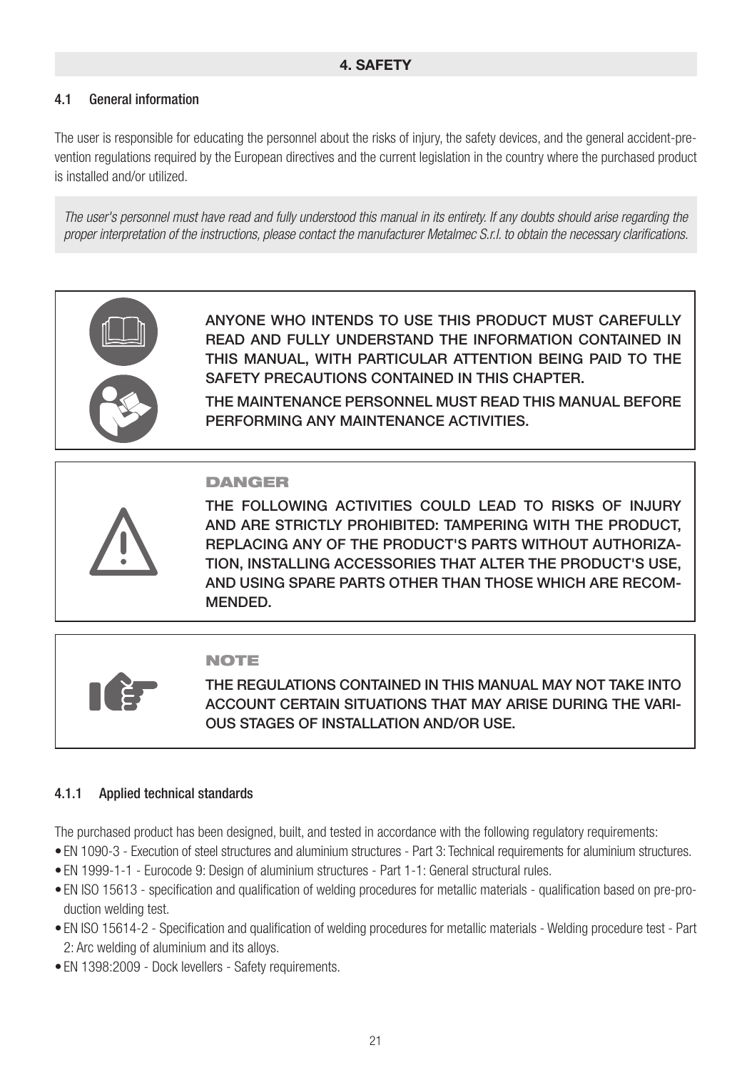## 4. SAFETY

### 4.1 General information

The user is responsible for educating the personnel about the risks of injury, the safety devices, and the general accident-prevention regulations required by the European directives and the current legislation in the country where the purchased product is installed and/or utilized.

*The user's personnel must have read and fully understood this manual in its entirety. If any doubts should arise regarding the proper interpretation of the instructions, please contact the manufacturer Metalmec S.r.l. to obtain the necessary clarifications.*

**ANYONE WHO INTENDS TO USE THIS PRODUCT MUST CAREFULLY READ AND FULLY UNDERSTAND THE INFORMATION CONTAINED IN THIS MANUAL, WITH PARTICULAR ATTENTION BEING PAID TO THE SAFETY PRECAUTIONS CONTAINED IN THIS CHAPTER.**

**THE MAINTENANCE PERSONNEL MUST READ THIS MANUAL BEFORE PERFORMING ANY MAINTENANCE ACTIVITIES.**

**DANGER**

**THE FOLLOWING ACTIVITIES COULD LEAD TO RISKS OF INJURY AND ARE STRICTLY PROHIBITED: TAMPERING WITH THE PRODUCT, REPLACING ANY OF THE PRODUCT'S PARTS WITHOUT AUTHORIZATION, INSTALLING ACCESSORIES THAT ALTER THE PRODUCT'S USE, AND USING SPARE PARTS OTHER THAN THOSE WHICH ARE RECOMMENDED.**

**NOTE**

**THE REGULATIONS CONTAINED IN THIS MANUAL MAY NOT TAKE INTO ACCOUNT CERTAIN SITUATIONS THAT MAY ARISE DURING THE VARIOUS STAGES OF INSTALLATION AND/OR USE.**

#### 4.1.1 Applied technical standards

The purchased product has been designed, built, and tested in accordance with the following regulatory requirements:

- EN 1090-3 - Execution of steel structures and aluminium structures - Part 3: Technical requirements for aluminium structures.
- EN 1999-1-1 - Eurocode 9: Design of aluminium structures - Part 1-1: General structural rules.
- EN ISO 15613 - specification and qualification of welding procedures for metallic materials - qualification based on pre-production welding test.
- EN ISO 15614-2 - Specification and qualification of welding procedures for metallic materials - Welding procedure test - Part 2: Arc welding of aluminium and its alloys.
- EN 1398:2009 - Dock levellers - Safety requirements.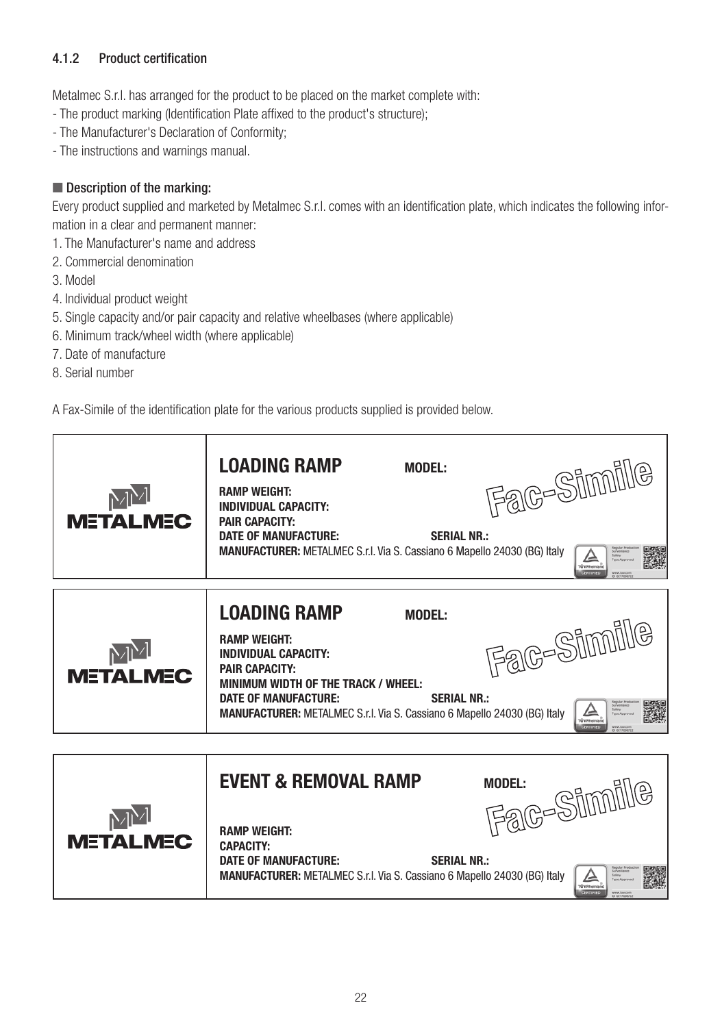### 4.1.2 Product certification

Metalmec S.r.l. has arranged for the product to be placed on the market complete with:
- The product marking (Identification Plate affixed to the product's structure);
- The Manufacturer's Declaration of Conformity;
- The instructions and warnings manual.

**■ Description of the marking:**

Every product supplied and marketed by Metalmec S.r.l. comes with an identification plate, which indicates the following information in a clear and permanent manner:

1. The Manufacturer's name and address
2. Commercial denomination
3. Model
4. Individual product weight
5. Single capacity and/or pair capacity and relative wheelbases (where applicable)
6. Minimum track/wheel width (where applicable)
7. Date of manufacture
8. Serial number

A Fax-Simile of the identification plate for the various products supplied is provided below.

| METALMEC | **LOADING RAMP** **MODEL:** Fac-Simile<br>**RAMP WEIGHT:**<br>**INDIVIDUAL CAPACITY:**<br>**PAIR CAPACITY:**<br>**DATE OF MANUFACTURE:** **SERIAL NR.:**<br>**MANUFACTURER:** METALMEC S.r.l. Via S. Cassiano 6 Mapello 24030 (BG) Italy |
|---|---|

| METALMEC | **LOADING RAMP** **MODEL:** Fac-Simile<br>**RAMP WEIGHT:**<br>**INDIVIDUAL CAPACITY:**<br>**PAIR CAPACITY:**<br>**MINIMUM WIDTH OF THE TRACK / WHEEL:**<br>**DATE OF MANUFACTURE:** **SERIAL NR.:**<br>**MANUFACTURER:** METALMEC S.r.l. Via S. Cassiano 6 Mapello 24030 (BG) Italy |
|---|---|

| METALMEC | **EVENT & REMOVAL RAMP** **MODEL:** Fac-Simile<br>**RAMP WEIGHT:**<br>**CAPACITY:**<br>**DATE OF MANUFACTURE:** **SERIAL NR.:**<br>**MANUFACTURER:** METALMEC S.r.l. Via S. Cassiano 6 Mapello 24030 (BG) Italy |
|---|---|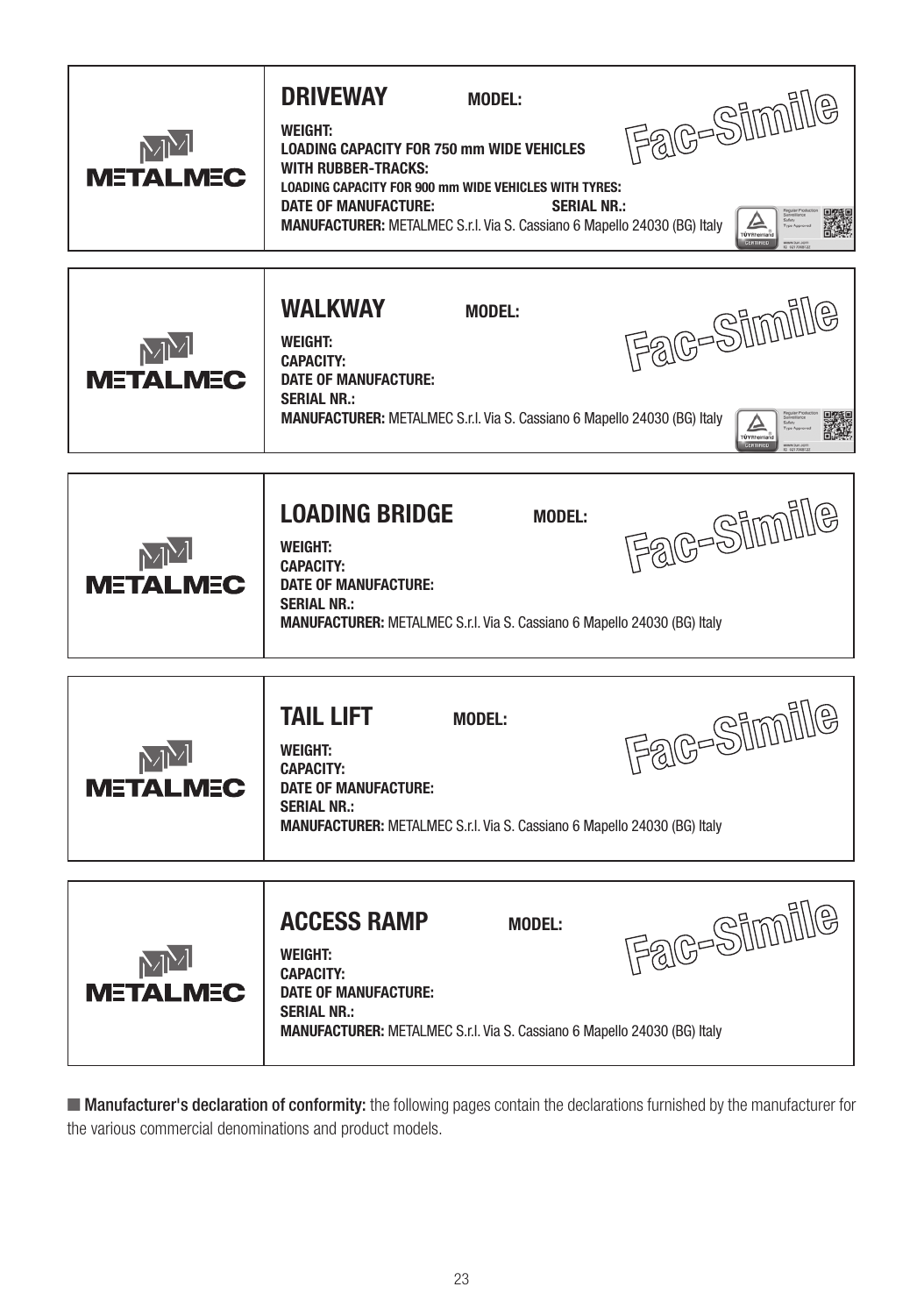| METALMEC | **DRIVEWAY** **MODEL:** <br> **WEIGHT:** <br> **LOADING CAPACITY FOR 750 mm WIDE VEHICLES WITH RUBBER-TRACKS:** <br> **LOADING CAPACITY FOR 900 mm WIDE VEHICLES WITH TYRES:** <br> **DATE OF MANUFACTURE:** **SERIAL NR.:** <br> **MANUFACTURER:** METALMEC S.r.l. Via S. Cassiano 6 Mapello 24030 (BG) Italy <br> Fac-Simile |
|---|---|

| METALMEC | **WALKWAY** **MODEL:** <br> **WEIGHT:** <br> **CAPACITY:** <br> **DATE OF MANUFACTURE:** <br> **SERIAL NR.:** <br> **MANUFACTURER:** METALMEC S.r.l. Via S. Cassiano 6 Mapello 24030 (BG) Italy <br> Fac-Simile |
|---|---|

| METALMEC | **LOADING BRIDGE** **MODEL:** <br> **WEIGHT:** <br> **CAPACITY:** <br> **DATE OF MANUFACTURE:** <br> **SERIAL NR.:** <br> **MANUFACTURER:** METALMEC S.r.l. Via S. Cassiano 6 Mapello 24030 (BG) Italy <br> Fac-Simile |
|---|---|

| METALMEC | **TAIL LIFT** **MODEL:** <br> **WEIGHT:** <br> **CAPACITY:** <br> **DATE OF MANUFACTURE:** <br> **SERIAL NR.:** <br> **MANUFACTURER:** METALMEC S.r.l. Via S. Cassiano 6 Mapello 24030 (BG) Italy <br> Fac-Simile |
|---|---|

| METALMEC | **ACCESS RAMP** **MODEL:** <br> **WEIGHT:** <br> **CAPACITY:** <br> **DATE OF MANUFACTURE:** <br> **SERIAL NR.:** <br> **MANUFACTURER:** METALMEC S.r.l. Via S. Cassiano 6 Mapello 24030 (BG) Italy <br> Fac-Simile |
|---|---|

■ **Manufacturer's declaration of conformity:** the following pages contain the declarations furnished by the manufacturer for the various commercial denominations and product models.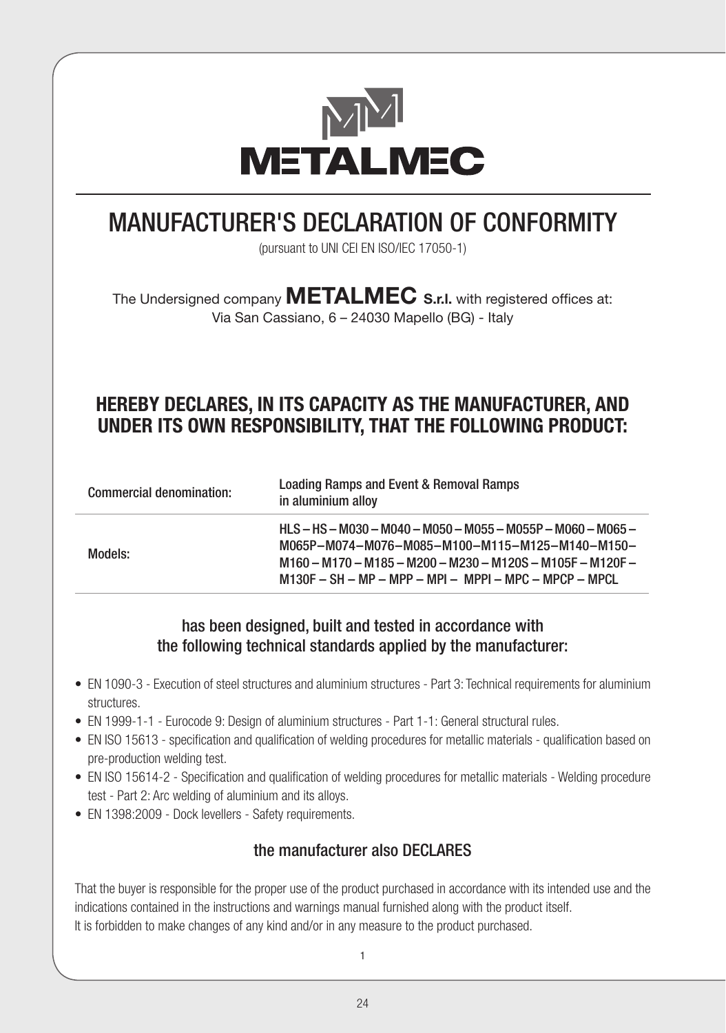METALMEC

# MANUFACTURER'S DECLARATION OF CONFORMITY

(pursuant to UNI CEI EN ISO/IEC 17050-1)

The Undersigned company **METALMEC S.r.l.** with registered offices at:
Via San Cassiano, 6 – 24030 Mapello (BG) - Italy

## HEREBY DECLARES, IN ITS CAPACITY AS THE MANUFACTURER, AND UNDER ITS OWN RESPONSIBILITY, THAT THE FOLLOWING PRODUCT:

| Commercial denomination: | Loading Ramps and Event & Removal Ramps in aluminium alloy |
|---|---|
| Models: | HLS – HS – M030 – M040 – M050 – M055 – M055P – M060 – M065 – M065P–M074–M076–M085–M100–M115–M125–M140–M150– M160 – M170 – M185 – M200 – M230 – M120S – M105F – M120F – M130F – SH – MP – MPP – MPI – MPPI – MPC – MPCP – MPCL |

### has been designed, built and tested in accordance with the following technical standards applied by the manufacturer:

- EN 1090-3 - Execution of steel structures and aluminium structures - Part 3: Technical requirements for aluminium structures.
- EN 1999-1-1 - Eurocode 9: Design of aluminium structures - Part 1-1: General structural rules.
- EN ISO 15613 - specification and qualification of welding procedures for metallic materials - qualification based on pre-production welding test.
- EN ISO 15614-2 - Specification and qualification of welding procedures for metallic materials - Welding procedure test - Part 2: Arc welding of aluminium and its alloys.
- EN 1398:2009 - Dock levellers - Safety requirements.

### the manufacturer also DECLARES

That the buyer is responsible for the proper use of the product purchased in accordance with its intended use and the indications contained in the instructions and warnings manual furnished along with the product itself.
It is forbidden to make changes of any kind and/or in any measure to the product purchased.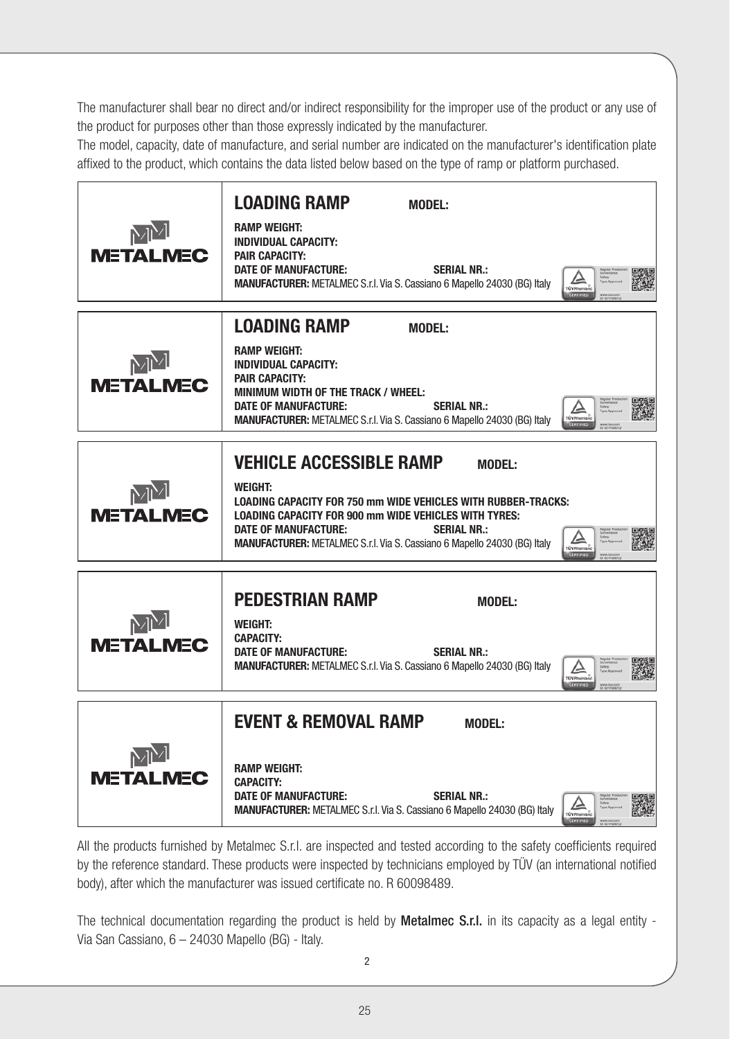The manufacturer shall bear no direct and/or indirect responsibility for the improper use of the product or any use of the product for purposes other than those expressly indicated by the manufacturer.

The model, capacity, date of manufacture, and serial number are indicated on the manufacturer's identification plate affixed to the product, which contains the data listed below based on the type of ramp or platform purchased.

| METALMEC | **LOADING RAMP** **MODEL:**<br>**RAMP WEIGHT:**<br>**INDIVIDUAL CAPACITY:**<br>**PAIR CAPACITY:**<br>**DATE OF MANUFACTURE:** **SERIAL NR.:**<br>**MANUFACTURER:** METALMEC S.r.l. Via S. Cassiano 6 Mapello 24030 (BG) Italy |
|---|---|
| METALMEC | **LOADING RAMP** **MODEL:**<br>**RAMP WEIGHT:**<br>**INDIVIDUAL CAPACITY:**<br>**PAIR CAPACITY:**<br>**MINIMUM WIDTH OF THE TRACK / WHEEL:**<br>**DATE OF MANUFACTURE:** **SERIAL NR.:**<br>**MANUFACTURER:** METALMEC S.r.l. Via S. Cassiano 6 Mapello 24030 (BG) Italy |
| METALMEC | **VEHICLE ACCESSIBLE RAMP** **MODEL:**<br>**WEIGHT:**<br>**LOADING CAPACITY FOR 750 mm WIDE VEHICLES WITH RUBBER-TRACKS:**<br>**LOADING CAPACITY FOR 900 mm WIDE VEHICLES WITH TYRES:**<br>**DATE OF MANUFACTURE:** **SERIAL NR.:**<br>**MANUFACTURER:** METALMEC S.r.l. Via S. Cassiano 6 Mapello 24030 (BG) Italy |
| METALMEC | **PEDESTRIAN RAMP** **MODEL:**<br>**WEIGHT:**<br>**CAPACITY:**<br>**DATE OF MANUFACTURE:** **SERIAL NR.:**<br>**MANUFACTURER:** METALMEC S.r.l. Via S. Cassiano 6 Mapello 24030 (BG) Italy |
| METALMEC | **EVENT & REMOVAL RAMP** **MODEL:**<br>**RAMP WEIGHT:**<br>**CAPACITY:**<br>**DATE OF MANUFACTURE:** **SERIAL NR.:**<br>**MANUFACTURER:** METALMEC S.r.l. Via S. Cassiano 6 Mapello 24030 (BG) Italy |

All the products furnished by Metalmec S.r.l. are inspected and tested according to the safety coefficients required by the reference standard. These products were inspected by technicians employed by TÜV (an international notified body), after which the manufacturer was issued certificate no. R 60098489.

The technical documentation regarding the product is held by **Metalmec S.r.l.** in its capacity as a legal entity - Via San Cassiano, 6 – 24030 Mapello (BG) - Italy.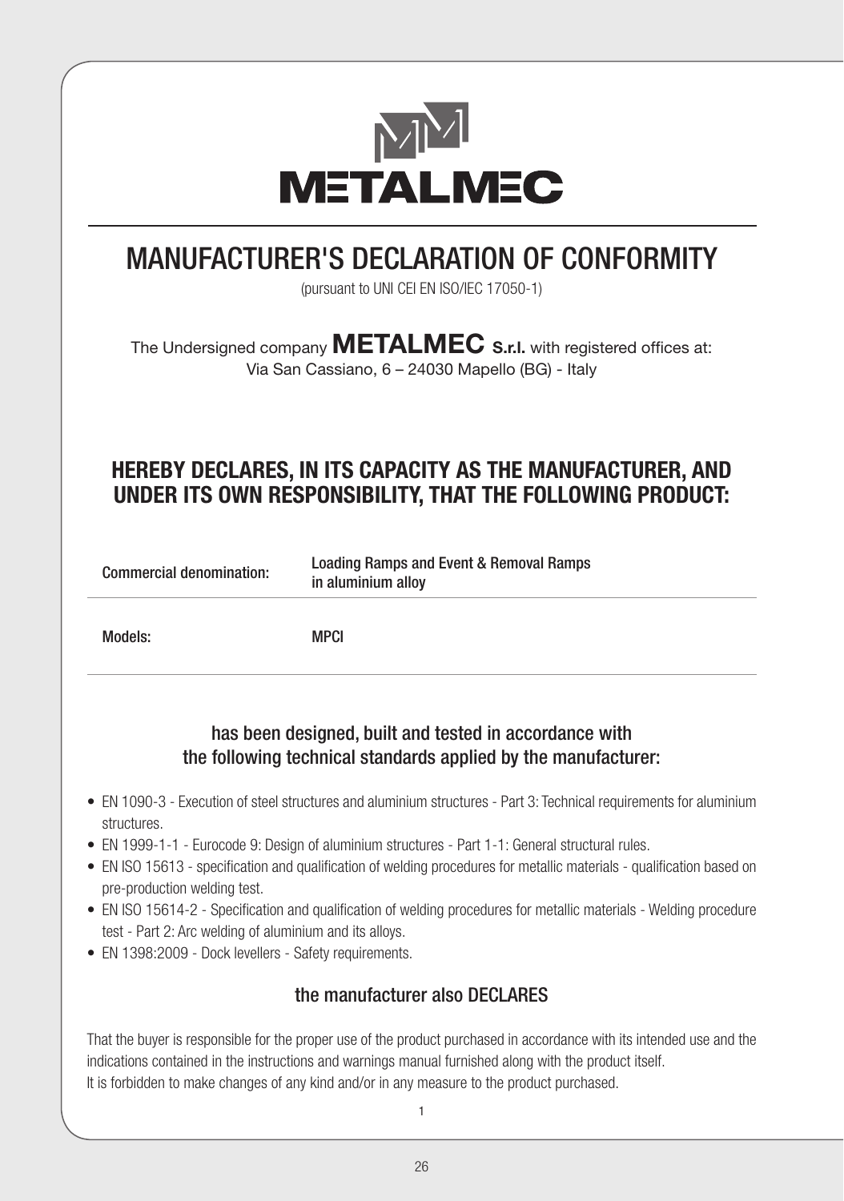# METALMEC

# MANUFACTURER'S DECLARATION OF CONFORMITY

(pursuant to UNI CEI EN ISO/IEC 17050-1)

The Undersigned company **METALMEC S.r.l.** with registered offices at:
Via San Cassiano, 6 – 24030 Mapello (BG) - Italy

## HEREBY DECLARES, IN ITS CAPACITY AS THE MANUFACTURER, AND UNDER ITS OWN RESPONSIBILITY, THAT THE FOLLOWING PRODUCT:

| | |
|---|---|
| Commercial denomination: | Loading Ramps and Event & Removal Ramps in aluminium alloy |
| Models: | MPCI |

### has been designed, built and tested in accordance with the following technical standards applied by the manufacturer:

- EN 1090-3 - Execution of steel structures and aluminium structures - Part 3: Technical requirements for aluminium structures.
- EN 1999-1-1 - Eurocode 9: Design of aluminium structures - Part 1-1: General structural rules.
- EN ISO 15613 - specification and qualification of welding procedures for metallic materials - qualification based on pre-production welding test.
- EN ISO 15614-2 - Specification and qualification of welding procedures for metallic materials - Welding procedure test - Part 2: Arc welding of aluminium and its alloys.
- EN 1398:2009 - Dock levellers - Safety requirements.

### the manufacturer also DECLARES

That the buyer is responsible for the proper use of the product purchased in accordance with its intended use and the indications contained in the instructions and warnings manual furnished along with the product itself.
It is forbidden to make changes of any kind and/or in any measure to the product purchased.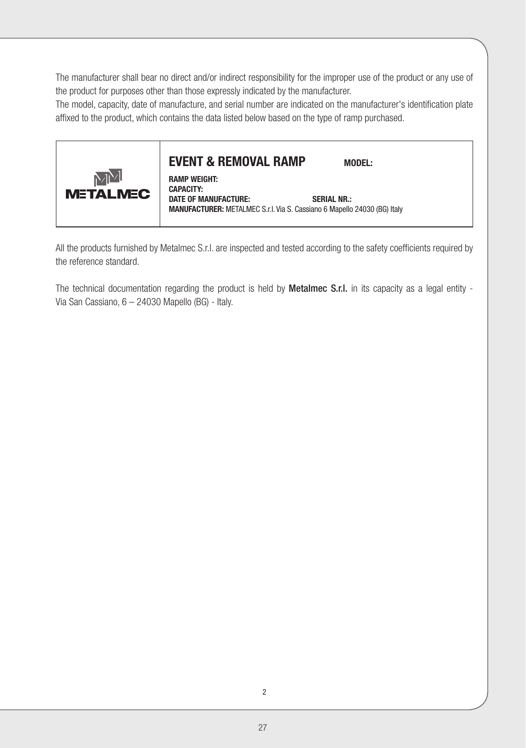The manufacturer shall bear no direct and/or indirect responsibility for the improper use of the product or any use of the product for purposes other than those expressly indicated by the manufacturer.
The model, capacity, date of manufacture, and serial number are indicated on the manufacturer's identification plate affixed to the product, which contains the data listed below based on the type of ramp purchased.

| METALMEC | **EVENT & REMOVAL RAMP** **MODEL:**<br>**RAMP WEIGHT:**<br>**CAPACITY:**<br>**DATE OF MANUFACTURE:** **SERIAL NR.:**<br>**MANUFACTURER:** METALMEC S.r.l. Via S. Cassiano 6 Mapello 24030 (BG) Italy |
|---|---|

All the products furnished by Metalmec S.r.l. are inspected and tested according to the safety coefficients required by the reference standard.

The technical documentation regarding the product is held by **Metalmec S.r.l.** in its capacity as a legal entity - Via San Cassiano, 6 – 24030 Mapello (BG) - Italy.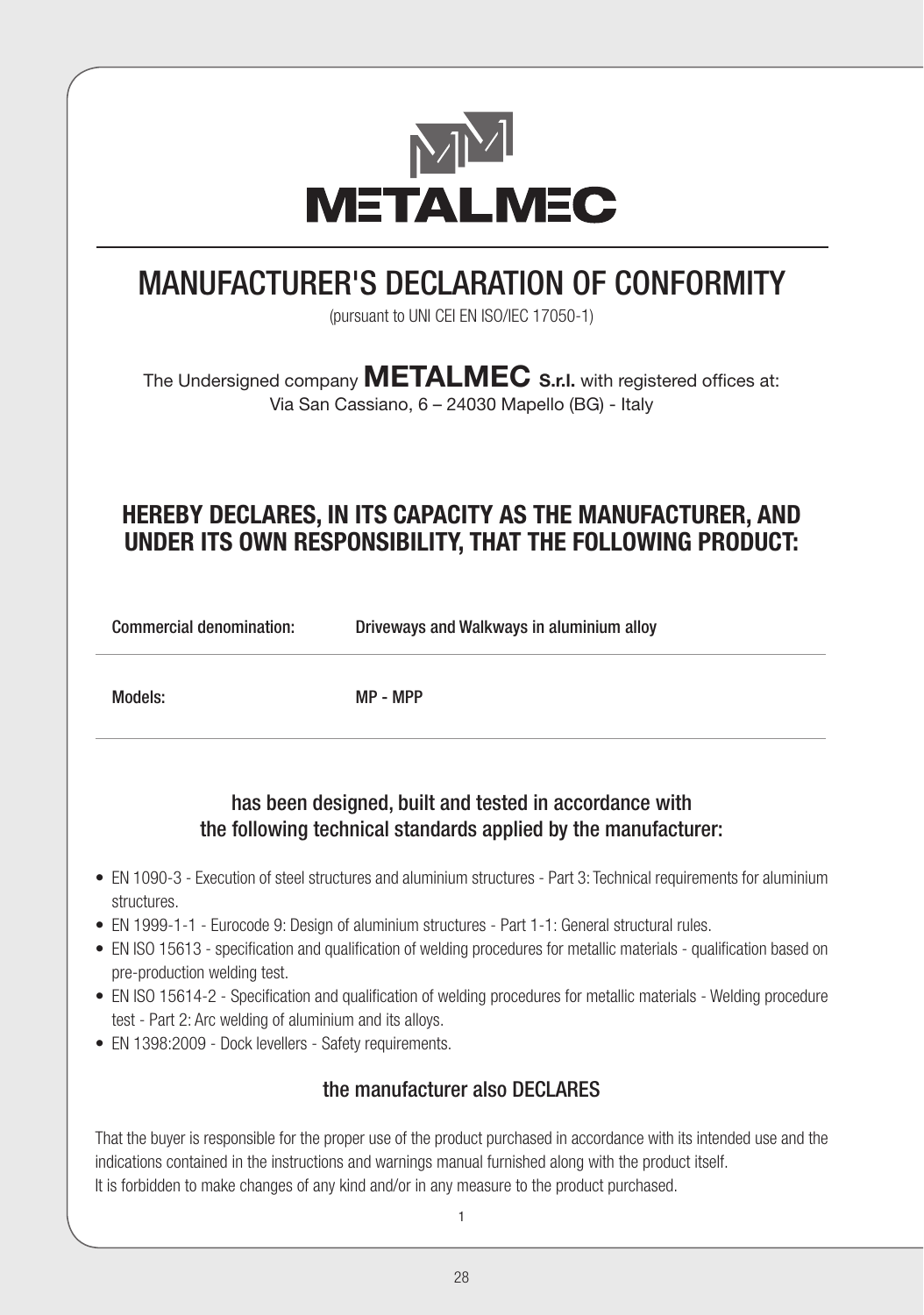# METALMEC

# MANUFACTURER'S DECLARATION OF CONFORMITY

(pursuant to UNI CEI EN ISO/IEC 17050-1)

The Undersigned company **METALMEC S.r.l.** with registered offices at:
Via San Cassiano, 6 – 24030 Mapello (BG) - Italy

## HEREBY DECLARES, IN ITS CAPACITY AS THE MANUFACTURER, AND UNDER ITS OWN RESPONSIBILITY, THAT THE FOLLOWING PRODUCT:

| | |
|---|---|
| Commercial denomination: | Driveways and Walkways in aluminium alloy |
| Models: | MP - MPP |

### has been designed, built and tested in accordance with the following technical standards applied by the manufacturer:

- EN 1090-3 - Execution of steel structures and aluminium structures - Part 3: Technical requirements for aluminium structures.
- EN 1999-1-1 - Eurocode 9: Design of aluminium structures - Part 1-1: General structural rules.
- EN ISO 15613 - specification and qualification of welding procedures for metallic materials - qualification based on pre-production welding test.
- EN ISO 15614-2 - Specification and qualification of welding procedures for metallic materials - Welding procedure test - Part 2: Arc welding of aluminium and its alloys.
- EN 1398:2009 - Dock levellers - Safety requirements.

### the manufacturer also DECLARES

That the buyer is responsible for the proper use of the product purchased in accordance with its intended use and the indications contained in the instructions and warnings manual furnished along with the product itself.
It is forbidden to make changes of any kind and/or in any measure to the product purchased.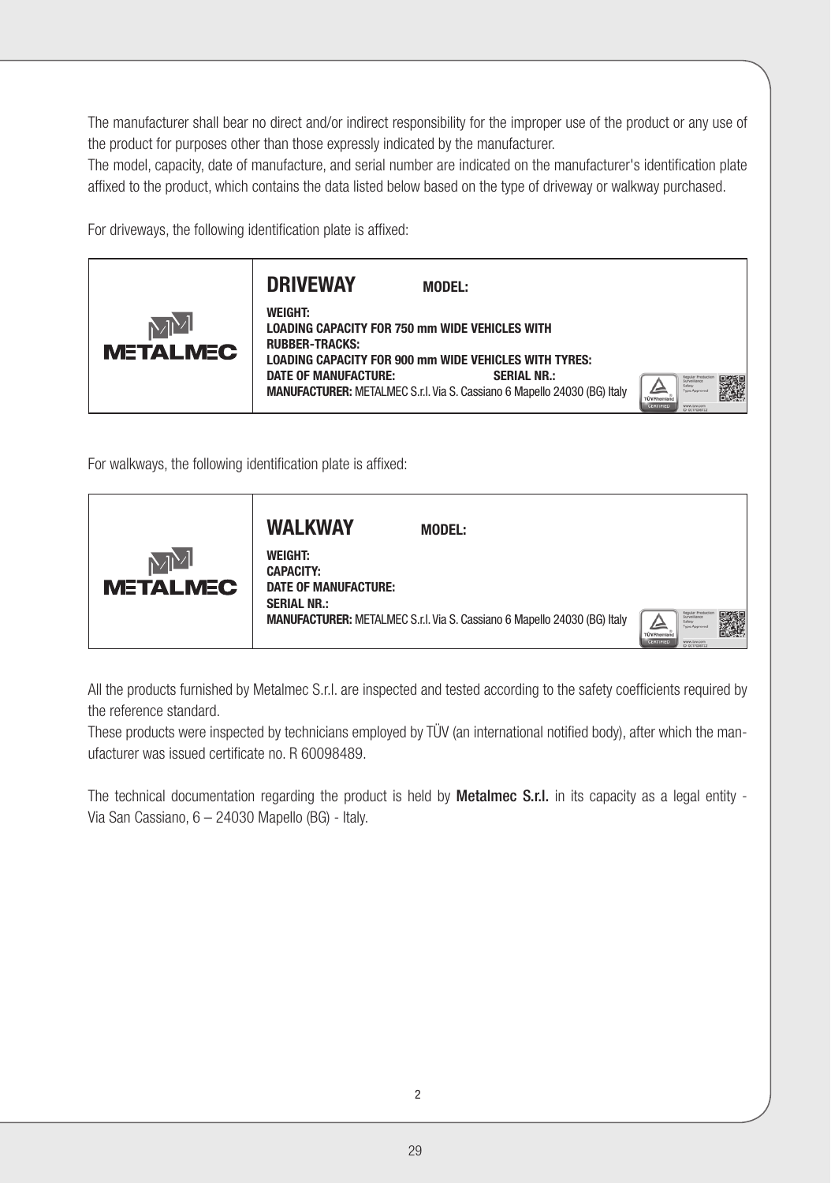The manufacturer shall bear no direct and/or indirect responsibility for the improper use of the product or any use of the product for purposes other than those expressly indicated by the manufacturer.
The model, capacity, date of manufacture, and serial number are indicated on the manufacturer's identification plate affixed to the product, which contains the data listed below based on the type of driveway or walkway purchased.

For driveways, the following identification plate is affixed:

| METALMEC | **DRIVEWAY** **MODEL:**<br>**WEIGHT:**<br>**LOADING CAPACITY FOR 750 mm WIDE VEHICLES WITH RUBBER-TRACKS:**<br>**LOADING CAPACITY FOR 900 mm WIDE VEHICLES WITH TYRES:**<br>**DATE OF MANUFACTURE:** **SERIAL NR.:**<br>**MANUFACTURER:** METALMEC S.r.l. Via S. Cassiano 6 Mapello 24030 (BG) Italy |
|---|---|

For walkways, the following identification plate is affixed:

| METALMEC | **WALKWAY** **MODEL:**<br>**WEIGHT:**<br>**CAPACITY:**<br>**DATE OF MANUFACTURE:**<br>**SERIAL NR.:**<br>**MANUFACTURER:** METALMEC S.r.l. Via S. Cassiano 6 Mapello 24030 (BG) Italy |
|---|---|

All the products furnished by Metalmec S.r.l. are inspected and tested according to the safety coefficients required by the reference standard.
These products were inspected by technicians employed by TÜV (an international notified body), after which the manufacturer was issued certificate no. R 60098489.

The technical documentation regarding the product is held by **Metalmec S.r.l.** in its capacity as a legal entity - Via San Cassiano, 6 – 24030 Mapello (BG) - Italy.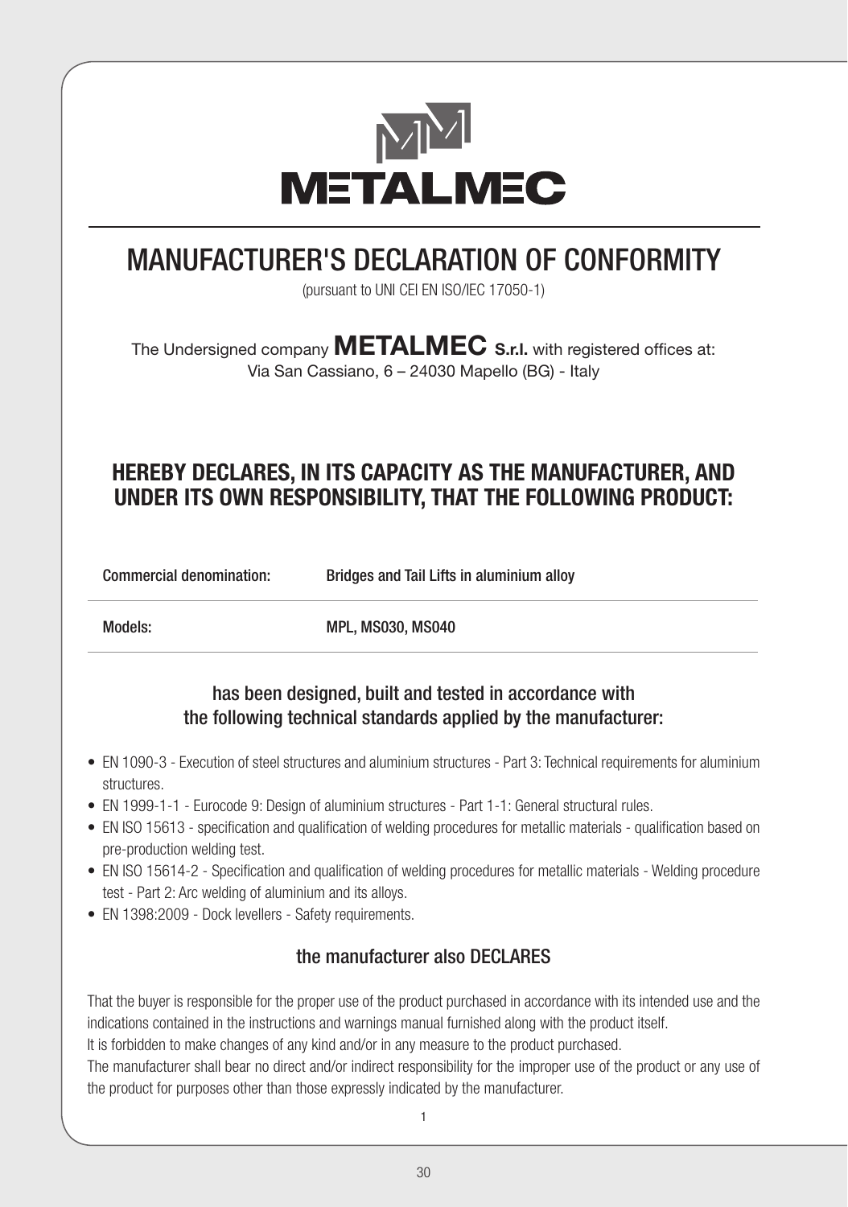# METALMEC

# MANUFACTURER'S DECLARATION OF CONFORMITY

(pursuant to UNI CEI EN ISO/IEC 17050-1)

The Undersigned company **METALMEC S.r.l.** with registered offices at:
Via San Cassiano, 6 – 24030 Mapello (BG) - Italy

## HEREBY DECLARES, IN ITS CAPACITY AS THE MANUFACTURER, AND UNDER ITS OWN RESPONSIBILITY, THAT THE FOLLOWING PRODUCT:

| Commercial denomination: | Bridges and Tail Lifts in aluminium alloy |
| --- | --- |
| Models: | MPL, MS030, MS040 |

### has been designed, built and tested in accordance with the following technical standards applied by the manufacturer:

- EN 1090-3 - Execution of steel structures and aluminium structures - Part 3: Technical requirements for aluminium structures.
- EN 1999-1-1 - Eurocode 9: Design of aluminium structures - Part 1-1: General structural rules.
- EN ISO 15613 - specification and qualification of welding procedures for metallic materials - qualification based on pre-production welding test.
- EN ISO 15614-2 - Specification and qualification of welding procedures for metallic materials - Welding procedure test - Part 2: Arc welding of aluminium and its alloys.
- EN 1398:2009 - Dock levellers - Safety requirements.

### the manufacturer also DECLARES

That the buyer is responsible for the proper use of the product purchased in accordance with its intended use and the indications contained in the instructions and warnings manual furnished along with the product itself.
It is forbidden to make changes of any kind and/or in any measure to the product purchased.
The manufacturer shall bear no direct and/or indirect responsibility for the improper use of the product or any use of the product for purposes other than those expressly indicated by the manufacturer.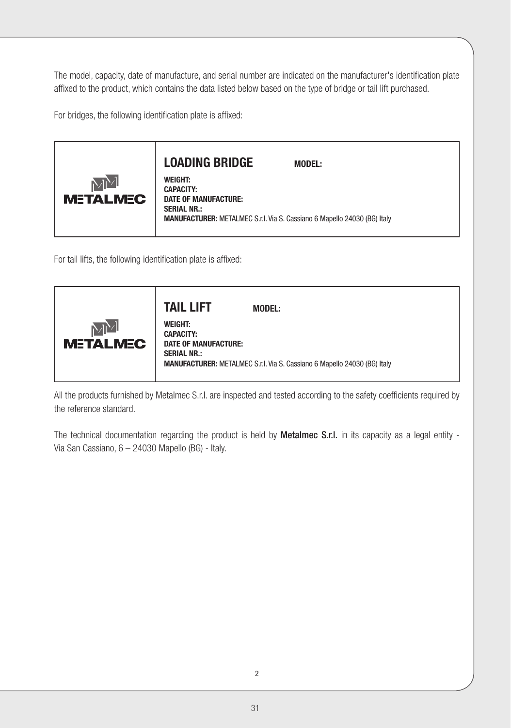The model, capacity, date of manufacture, and serial number are indicated on the manufacturer's identification plate affixed to the product, which contains the data listed below based on the type of bridge or tail lift purchased.

For bridges, the following identification plate is affixed:

| METALMEC | **LOADING BRIDGE** **MODEL:**<br>**WEIGHT:**<br>**CAPACITY:**<br>**DATE OF MANUFACTURE:**<br>**SERIAL NR.:**<br>**MANUFACTURER:** METALMEC S.r.l. Via S. Cassiano 6 Mapello 24030 (BG) Italy |
|---|---|

For tail lifts, the following identification plate is affixed:

| METALMEC | **TAIL LIFT** **MODEL:**<br>**WEIGHT:**<br>**CAPACITY:**<br>**DATE OF MANUFACTURE:**<br>**SERIAL NR.:**<br>**MANUFACTURER:** METALMEC S.r.l. Via S. Cassiano 6 Mapello 24030 (BG) Italy |
|---|---|

All the products furnished by Metalmec S.r.l. are inspected and tested according to the safety coefficients required by the reference standard.

The technical documentation regarding the product is held by **Metalmec S.r.l.** in its capacity as a legal entity - Via San Cassiano, 6 – 24030 Mapello (BG) - Italy.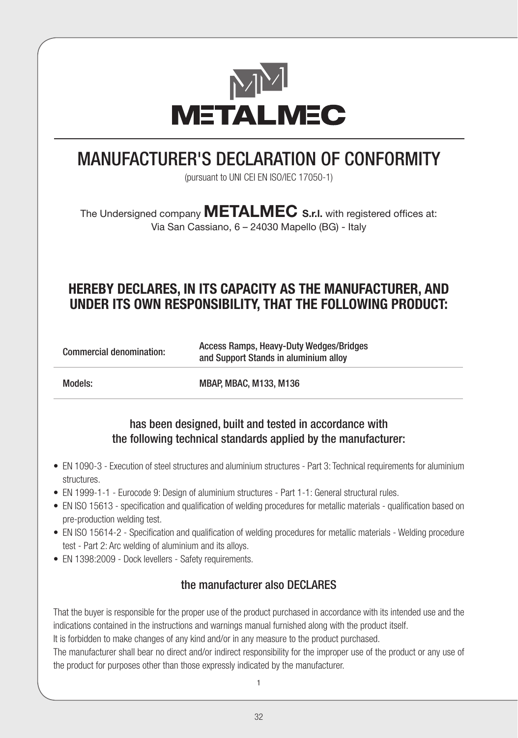# METALMEC

# MANUFACTURER'S DECLARATION OF CONFORMITY

(pursuant to UNI CEI EN ISO/IEC 17050-1)

The Undersigned company **METALMEC S.r.l.** with registered offices at:
Via San Cassiano, 6 – 24030 Mapello (BG) - Italy

## HEREBY DECLARES, IN ITS CAPACITY AS THE MANUFACTURER, AND UNDER ITS OWN RESPONSIBILITY, THAT THE FOLLOWING PRODUCT:

| Commercial denomination: | Access Ramps, Heavy-Duty Wedges/Bridges and Support Stands in aluminium alloy |
|---|---|
| Models: | MBAP, MBAC, M133, M136 |

### has been designed, built and tested in accordance with the following technical standards applied by the manufacturer:

- EN 1090-3 - Execution of steel structures and aluminium structures - Part 3: Technical requirements for aluminium structures.
- EN 1999-1-1 - Eurocode 9: Design of aluminium structures - Part 1-1: General structural rules.
- EN ISO 15613 - specification and qualification of welding procedures for metallic materials - qualification based on pre-production welding test.
- EN ISO 15614-2 - Specification and qualification of welding procedures for metallic materials - Welding procedure test - Part 2: Arc welding of aluminium and its alloys.
- EN 1398:2009 - Dock levellers - Safety requirements.

### the manufacturer also DECLARES

That the buyer is responsible for the proper use of the product purchased in accordance with its intended use and the indications contained in the instructions and warnings manual furnished along with the product itself.
It is forbidden to make changes of any kind and/or in any measure to the product purchased.
The manufacturer shall bear no direct and/or indirect responsibility for the improper use of the product or any use of the product for purposes other than those expressly indicated by the manufacturer.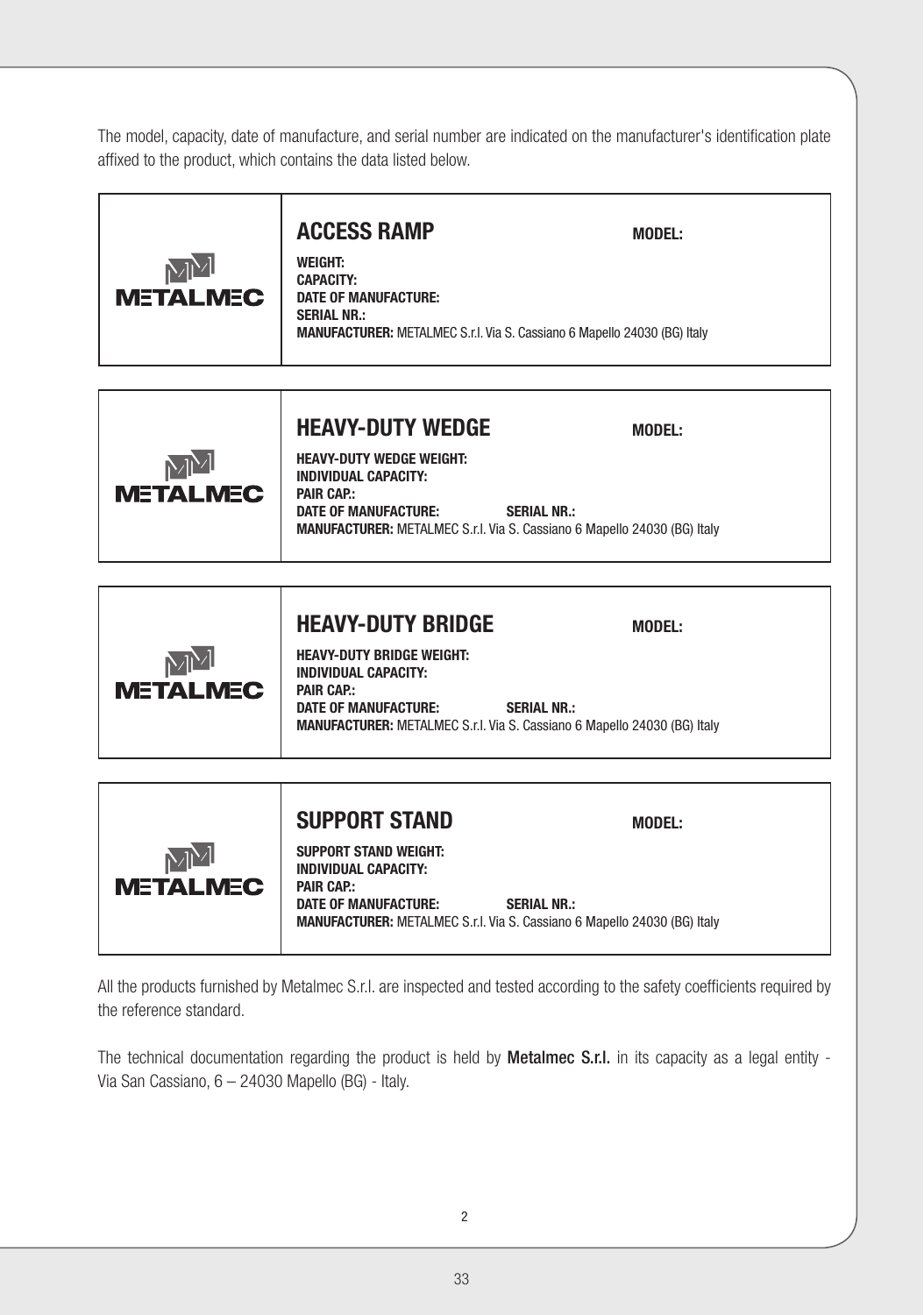The model, capacity, date of manufacture, and serial number are indicated on the manufacturer's identification plate affixed to the product, which contains the data listed below.

| METALMEC | **ACCESS RAMP** **MODEL:**<br>**WEIGHT:**<br>**CAPACITY:**<br>**DATE OF MANUFACTURE:**<br>**SERIAL NR.:**<br>**MANUFACTURER:** METALMEC S.r.l. Via S. Cassiano 6 Mapello 24030 (BG) Italy |
|---|---|

| METALMEC | **HEAVY-DUTY WEDGE** **MODEL:**<br>**HEAVY-DUTY WEDGE WEIGHT:**<br>**INDIVIDUAL CAPACITY:**<br>**PAIR CAP.:**<br>**DATE OF MANUFACTURE:** **SERIAL NR.:**<br>**MANUFACTURER:** METALMEC S.r.l. Via S. Cassiano 6 Mapello 24030 (BG) Italy |
|---|---|

| METALMEC | **HEAVY-DUTY BRIDGE** **MODEL:**<br>**HEAVY-DUTY BRIDGE WEIGHT:**<br>**INDIVIDUAL CAPACITY:**<br>**PAIR CAP.:**<br>**DATE OF MANUFACTURE:** **SERIAL NR.:**<br>**MANUFACTURER:** METALMEC S.r.l. Via S. Cassiano 6 Mapello 24030 (BG) Italy |
|---|---|

| METALMEC | **SUPPORT STAND** **MODEL:**<br>**SUPPORT STAND WEIGHT:**<br>**INDIVIDUAL CAPACITY:**<br>**PAIR CAP.:**<br>**DATE OF MANUFACTURE:** **SERIAL NR.:**<br>**MANUFACTURER:** METALMEC S.r.l. Via S. Cassiano 6 Mapello 24030 (BG) Italy |
|---|---|

All the products furnished by Metalmec S.r.l. are inspected and tested according to the safety coefficients required by the reference standard.

The technical documentation regarding the product is held by **Metalmec S.r.l.** in its capacity as a legal entity - Via San Cassiano, 6 – 24030 Mapello (BG) - Italy.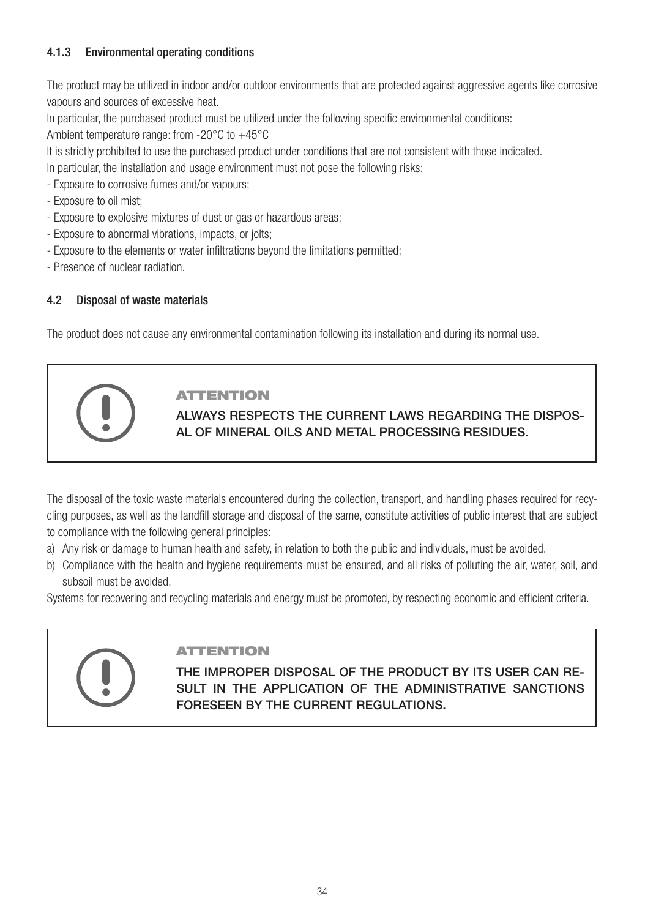#### 4.1.3 Environmental operating conditions

The product may be utilized in indoor and/or outdoor environments that are protected against aggressive agents like corrosive vapours and sources of excessive heat.

In particular, the purchased product must be utilized under the following specific environmental conditions:

Ambient temperature range: from -20°C to +45°C

It is strictly prohibited to use the purchased product under conditions that are not consistent with those indicated.

In particular, the installation and usage environment must not pose the following risks:

- Exposure to corrosive fumes and/or vapours;
- Exposure to oil mist;
- Exposure to explosive mixtures of dust or gas or hazardous areas;
- Exposure to abnormal vibrations, impacts, or jolts;
- Exposure to the elements or water infiltrations beyond the limitations permitted;
- Presence of nuclear radiation.

### 4.2 Disposal of waste materials

The product does not cause any environmental contamination following its installation and during its normal use.

> **ATTENTION**
>
> **ALWAYS RESPECTS THE CURRENT LAWS REGARDING THE DISPOSAL OF MINERAL OILS AND METAL PROCESSING RESIDUES.**

The disposal of the toxic waste materials encountered during the collection, transport, and handling phases required for recycling purposes, as well as the landfill storage and disposal of the same, constitute activities of public interest that are subject to compliance with the following general principles:

a) Any risk or damage to human health and safety, in relation to both the public and individuals, must be avoided.

b) Compliance with the health and hygiene requirements must be ensured, and all risks of polluting the air, water, soil, and subsoil must be avoided.

Systems for recovering and recycling materials and energy must be promoted, by respecting economic and efficient criteria.

> **ATTENTION**
>
> **THE IMPROPER DISPOSAL OF THE PRODUCT BY ITS USER CAN RESULT IN THE APPLICATION OF THE ADMINISTRATIVE SANCTIONS FORESEEN BY THE CURRENT REGULATIONS.**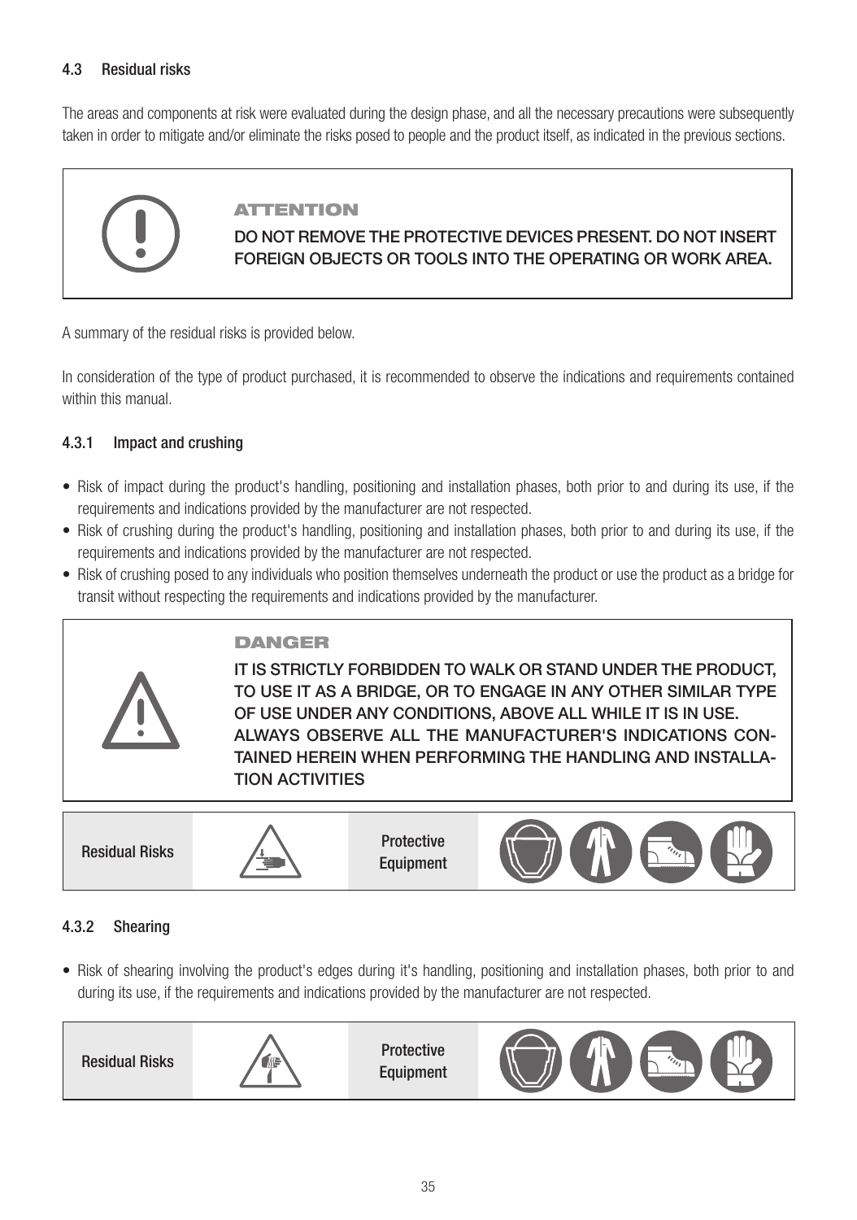### 4.3 Residual risks

The areas and components at risk were evaluated during the design phase, and all the necessary precautions were subsequently taken in order to mitigate and/or eliminate the risks posed to people and the product itself, as indicated in the previous sections.

> **ATTENTION**
>
> **DO NOT REMOVE THE PROTECTIVE DEVICES PRESENT. DO NOT INSERT FOREIGN OBJECTS OR TOOLS INTO THE OPERATING OR WORK AREA.**

A summary of the residual risks is provided below.

In consideration of the type of product purchased, it is recommended to observe the indications and requirements contained within this manual.

#### 4.3.1 Impact and crushing

- Risk of impact during the product's handling, positioning and installation phases, both prior to and during its use, if the requirements and indications provided by the manufacturer are not respected.
- Risk of crushing during the product's handling, positioning and installation phases, both prior to and during its use, if the requirements and indications provided by the manufacturer are not respected.
- Risk of crushing posed to any individuals who position themselves underneath the product or use the product as a bridge for transit without respecting the requirements and indications provided by the manufacturer.

> **DANGER**
>
> **IT IS STRICTLY FORBIDDEN TO WALK OR STAND UNDER THE PRODUCT, TO USE IT AS A BRIDGE, OR TO ENGAGE IN ANY OTHER SIMILAR TYPE OF USE UNDER ANY CONDITIONS, ABOVE ALL WHILE IT IS IN USE. ALWAYS OBSERVE ALL THE MANUFACTURER'S INDICATIONS CONTAINED HEREIN WHEN PERFORMING THE HANDLING AND INSTALLATION ACTIVITIES**

| Residual Risks | | Protective Equipment | |
|---|---|---|---|

#### 4.3.2 Shearing

- Risk of shearing involving the product's edges during it's handling, positioning and installation phases, both prior to and during its use, if the requirements and indications provided by the manufacturer are not respected.

| Residual Risks | | Protective Equipment | |
|---|---|---|---|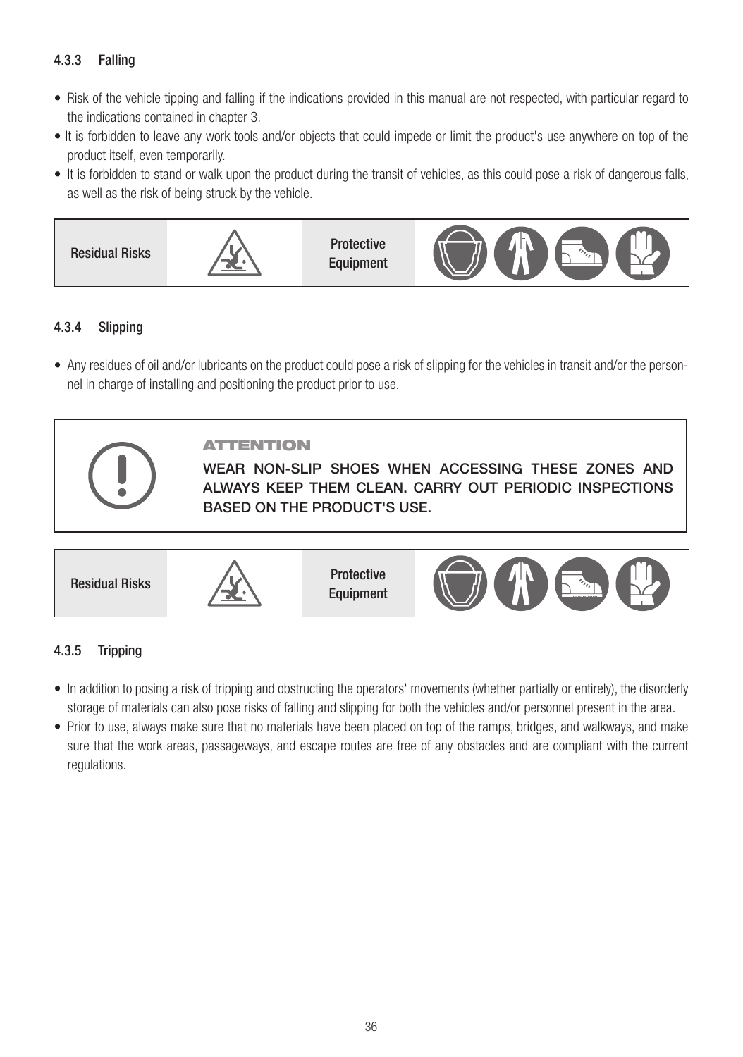#### 4.3.3 Falling

- Risk of the vehicle tipping and falling if the indications provided in this manual are not respected, with particular regard to the indications contained in chapter 3.
- It is forbidden to leave any work tools and/or objects that could impede or limit the product's use anywhere on top of the product itself, even temporarily.
- It is forbidden to stand or walk upon the product during the transit of vehicles, as this could pose a risk of dangerous falls, as well as the risk of being struck by the vehicle.

| Residual Risks | | Protective Equipment | |
|---|---|---|---|

#### 4.3.4 Slipping

- Any residues of oil and/or lubricants on the product could pose a risk of slipping for the vehicles in transit and/or the personnel in charge of installing and positioning the product prior to use.

> **ATTENTION**
>
> WEAR NON-SLIP SHOES WHEN ACCESSING THESE ZONES AND ALWAYS KEEP THEM CLEAN. CARRY OUT PERIODIC INSPECTIONS BASED ON THE PRODUCT'S USE.

| Residual Risks | | Protective Equipment | |
|---|---|---|---|

#### 4.3.5 Tripping

- In addition to posing a risk of tripping and obstructing the operators' movements (whether partially or entirely), the disorderly storage of materials can also pose risks of falling and slipping for both the vehicles and/or personnel present in the area.
- Prior to use, always make sure that no materials have been placed on top of the ramps, bridges, and walkways, and make sure that the work areas, passageways, and escape routes are free of any obstacles and are compliant with the current regulations.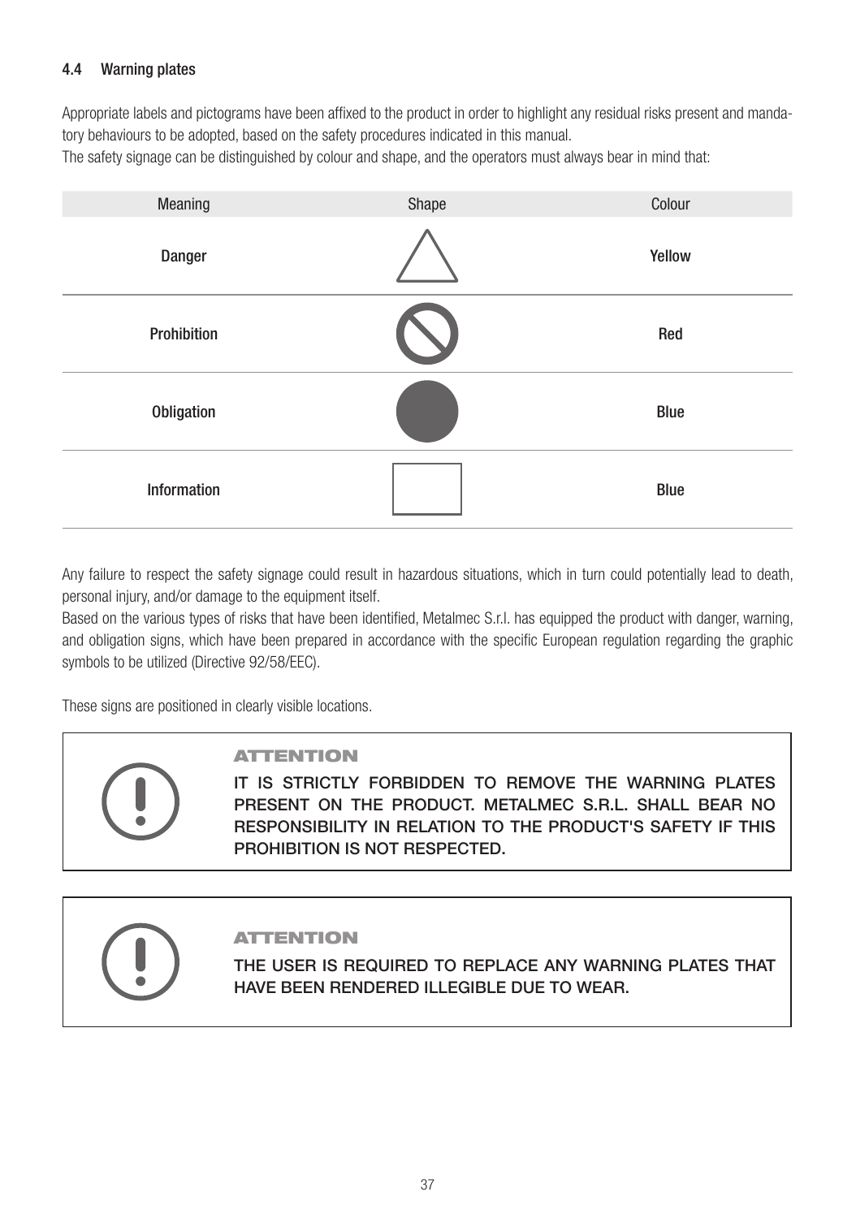## 4.4 Warning plates

Appropriate labels and pictograms have been affixed to the product in order to highlight any residual risks present and mandatory behaviours to be adopted, based on the safety procedures indicated in this manual.
The safety signage can be distinguished by colour and shape, and the operators must always bear in mind that:

| Meaning | Shape | Colour |
|---|---|---|
| **Danger** | △ | **Yellow** |
| **Prohibition** | ⃠ | **Red** |
| **Obligation** | ● | **Blue** |
| **Information** | □ | **Blue** |

Any failure to respect the safety signage could result in hazardous situations, which in turn could potentially lead to death, personal injury, and/or damage to the equipment itself.
Based on the various types of risks that have been identified, Metalmec S.r.l. has equipped the product with danger, warning, and obligation signs, which have been prepared in accordance with the specific European regulation regarding the graphic symbols to be utilized (Directive 92/58/EEC).

These signs are positioned in clearly visible locations.

> **ATTENTION**
>
> IT IS STRICTLY FORBIDDEN TO REMOVE THE WARNING PLATES PRESENT ON THE PRODUCT. METALMEC S.R.L. SHALL BEAR NO RESPONSIBILITY IN RELATION TO THE PRODUCT'S SAFETY IF THIS PROHIBITION IS NOT RESPECTED.

> **ATTENTION**
>
> THE USER IS REQUIRED TO REPLACE ANY WARNING PLATES THAT HAVE BEEN RENDERED ILLEGIBLE DUE TO WEAR.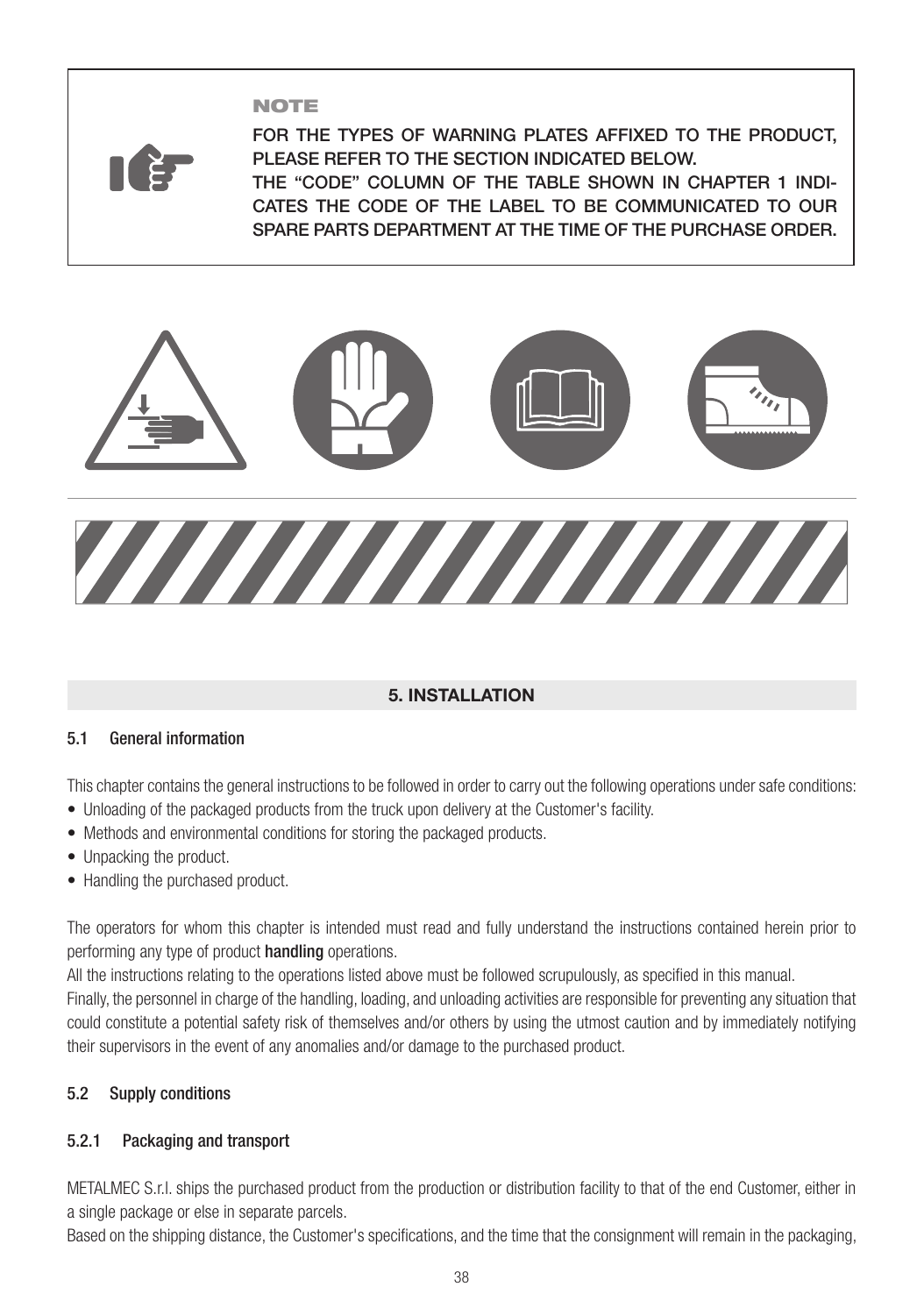**NOTE**

FOR THE TYPES OF WARNING PLATES AFFIXED TO THE PRODUCT, PLEASE REFER TO THE SECTION INDICATED BELOW.
THE “CODE” COLUMN OF THE TABLE SHOWN IN CHAPTER 1 INDICATES THE CODE OF THE LABEL TO BE COMMUNICATED TO OUR SPARE PARTS DEPARTMENT AT THE TIME OF THE PURCHASE ORDER.

# 5. INSTALLATION

## 5.1 General information

This chapter contains the general instructions to be followed in order to carry out the following operations under safe conditions:

- Unloading of the packaged products from the truck upon delivery at the Customer's facility.
- Methods and environmental conditions for storing the packaged products.
- Unpacking the product.
- Handling the purchased product.

The operators for whom this chapter is intended must read and fully understand the instructions contained herein prior to performing any type of product **handling** operations.

All the instructions relating to the operations listed above must be followed scrupulously, as specified in this manual.

Finally, the personnel in charge of the handling, loading, and unloading activities are responsible for preventing any situation that could constitute a potential safety risk of themselves and/or others by using the utmost caution and by immediately notifying their supervisors in the event of any anomalies and/or damage to the purchased product.

## 5.2 Supply conditions

### 5.2.1 Packaging and transport

METALMEC S.r.l. ships the purchased product from the production or distribution facility to that of the end Customer, either in a single package or else in separate parcels.

Based on the shipping distance, the Customer's specifications, and the time that the consignment will remain in the packaging,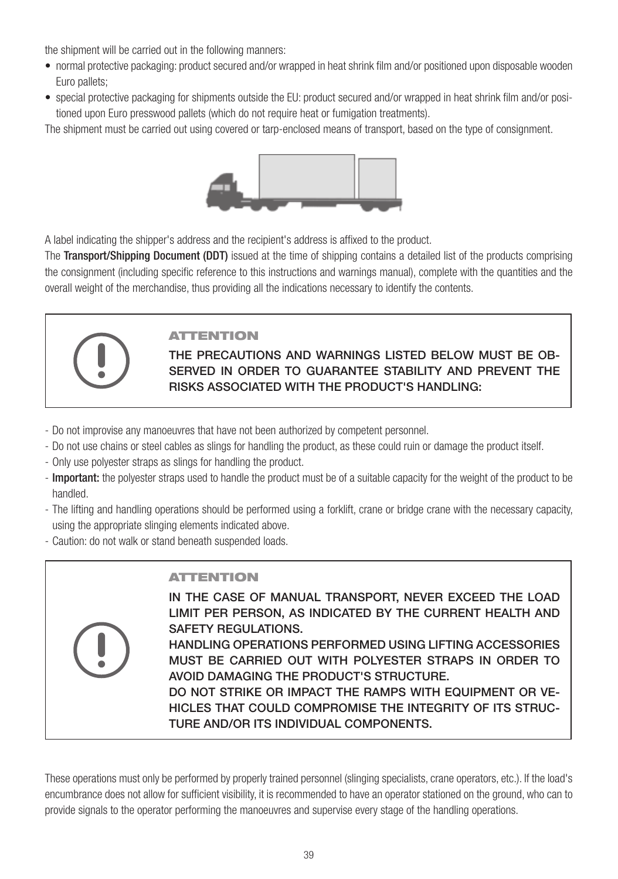the shipment will be carried out in the following manners:

- normal protective packaging: product secured and/or wrapped in heat shrink film and/or positioned upon disposable wooden Euro pallets;
- special protective packaging for shipments outside the EU: product secured and/or wrapped in heat shrink film and/or positioned upon Euro presswood pallets (which do not require heat or fumigation treatments).

The shipment must be carried out using covered or tarp-enclosed means of transport, based on the type of consignment.

A label indicating the shipper's address and the recipient's address is affixed to the product.

The **Transport/Shipping Document (DDT)** issued at the time of shipping contains a detailed list of the products comprising the consignment (including specific reference to this instructions and warnings manual), complete with the quantities and the overall weight of the merchandise, thus providing all the indications necessary to identify the contents.

**ATTENTION**

**THE PRECAUTIONS AND WARNINGS LISTED BELOW MUST BE OBSERVED IN ORDER TO GUARANTEE STABILITY AND PREVENT THE RISKS ASSOCIATED WITH THE PRODUCT'S HANDLING:**

- Do not improvise any manoeuvres that have not been authorized by competent personnel.
- Do not use chains or steel cables as slings for handling the product, as these could ruin or damage the product itself.
- Only use polyester straps as slings for handling the product.
- **Important:** the polyester straps used to handle the product must be of a suitable capacity for the weight of the product to be handled.
- The lifting and handling operations should be performed using a forklift, crane or bridge crane with the necessary capacity, using the appropriate slinging elements indicated above.
- Caution: do not walk or stand beneath suspended loads.

**ATTENTION**

**IN THE CASE OF MANUAL TRANSPORT, NEVER EXCEED THE LOAD LIMIT PER PERSON, AS INDICATED BY THE CURRENT HEALTH AND SAFETY REGULATIONS.**

**HANDLING OPERATIONS PERFORMED USING LIFTING ACCESSORIES MUST BE CARRIED OUT WITH POLYESTER STRAPS IN ORDER TO AVOID DAMAGING THE PRODUCT'S STRUCTURE.**

**DO NOT STRIKE OR IMPACT THE RAMPS WITH EQUIPMENT OR VEHICLES THAT COULD COMPROMISE THE INTEGRITY OF ITS STRUCTURE AND/OR ITS INDIVIDUAL COMPONENTS.**

These operations must only be performed by properly trained personnel (slinging specialists, crane operators, etc.). If the load's encumbrance does not allow for sufficient visibility, it is recommended to have an operator stationed on the ground, who can to provide signals to the operator performing the manoeuvres and supervise every stage of the handling operations.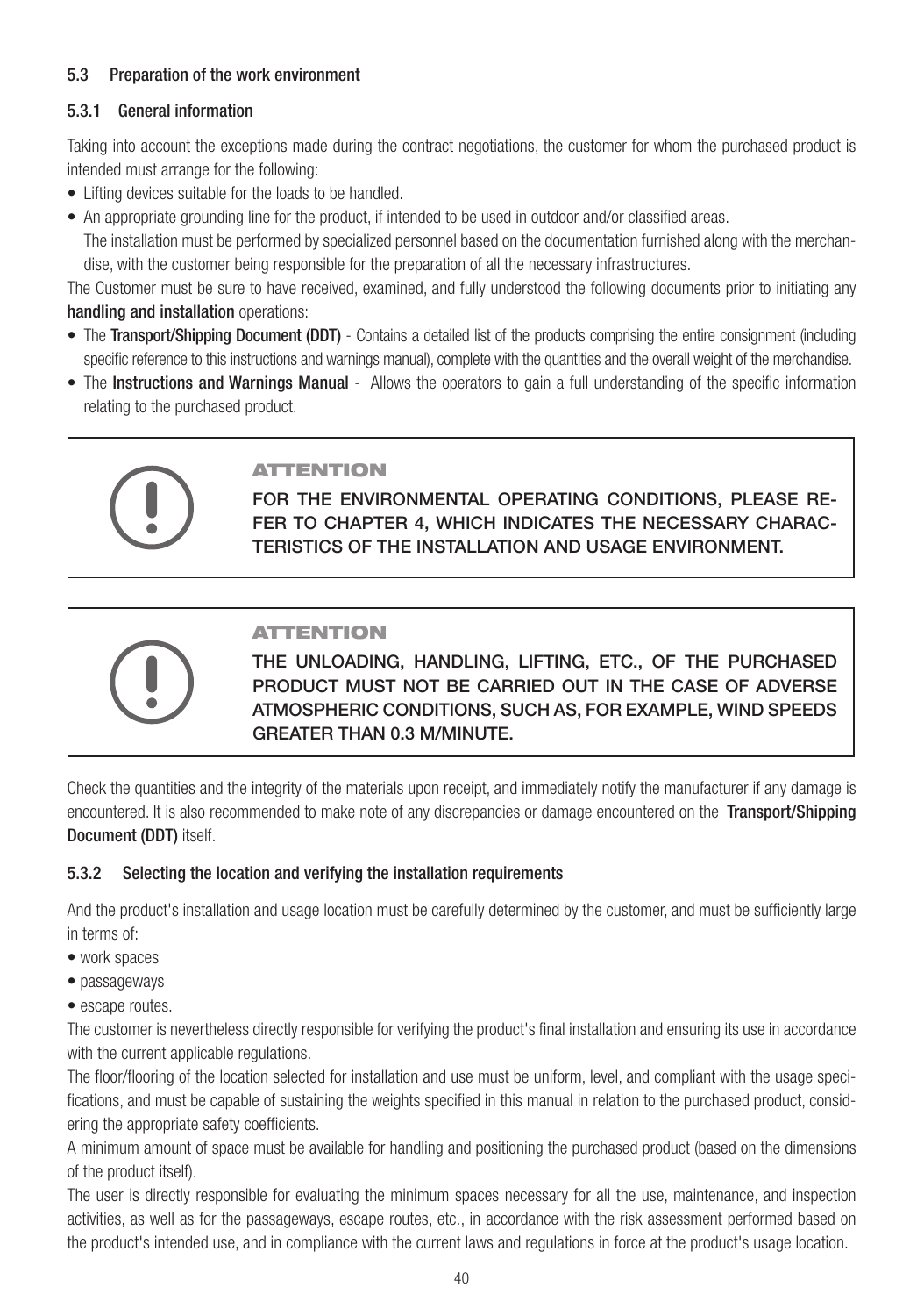## 5.3 Preparation of the work environment

### 5.3.1 General information

Taking into account the exceptions made during the contract negotiations, the customer for whom the purchased product is intended must arrange for the following:

- Lifting devices suitable for the loads to be handled.
- An appropriate grounding line for the product, if intended to be used in outdoor and/or classified areas.
  The installation must be performed by specialized personnel based on the documentation furnished along with the merchandise, with the customer being responsible for the preparation of all the necessary infrastructures.

The Customer must be sure to have received, examined, and fully understood the following documents prior to initiating any **handling and installation** operations:

- The **Transport/Shipping Document (DDT)** - Contains a detailed list of the products comprising the entire consignment (including specific reference to this instructions and warnings manual), complete with the quantities and the overall weight of the merchandise.
- The **Instructions and Warnings Manual** - Allows the operators to gain a full understanding of the specific information relating to the purchased product.

> **ATTENTION**
>
> **FOR THE ENVIRONMENTAL OPERATING CONDITIONS, PLEASE REFER TO CHAPTER 4, WHICH INDICATES THE NECESSARY CHARACTERISTICS OF THE INSTALLATION AND USAGE ENVIRONMENT.**

> **ATTENTION**
>
> **THE UNLOADING, HANDLING, LIFTING, ETC., OF THE PURCHASED PRODUCT MUST NOT BE CARRIED OUT IN THE CASE OF ADVERSE ATMOSPHERIC CONDITIONS, SUCH AS, FOR EXAMPLE, WIND SPEEDS GREATER THAN 0.3 M/MINUTE.**

Check the quantities and the integrity of the materials upon receipt, and immediately notify the manufacturer if any damage is encountered. It is also recommended to make note of any discrepancies or damage encountered on the **Transport/Shipping Document (DDT)** itself.

### 5.3.2 Selecting the location and verifying the installation requirements

And the product's installation and usage location must be carefully determined by the customer, and must be sufficiently large in terms of:

- work spaces
- passageways
- escape routes.

The customer is nevertheless directly responsible for verifying the product's final installation and ensuring its use in accordance with the current applicable regulations.

The floor/flooring of the location selected for installation and use must be uniform, level, and compliant with the usage specifications, and must be capable of sustaining the weights specified in this manual in relation to the purchased product, considering the appropriate safety coefficients.

A minimum amount of space must be available for handling and positioning the purchased product (based on the dimensions of the product itself).

The user is directly responsible for evaluating the minimum spaces necessary for all the use, maintenance, and inspection activities, as well as for the passageways, escape routes, etc., in accordance with the risk assessment performed based on the product's intended use, and in compliance with the current laws and regulations in force at the product's usage location.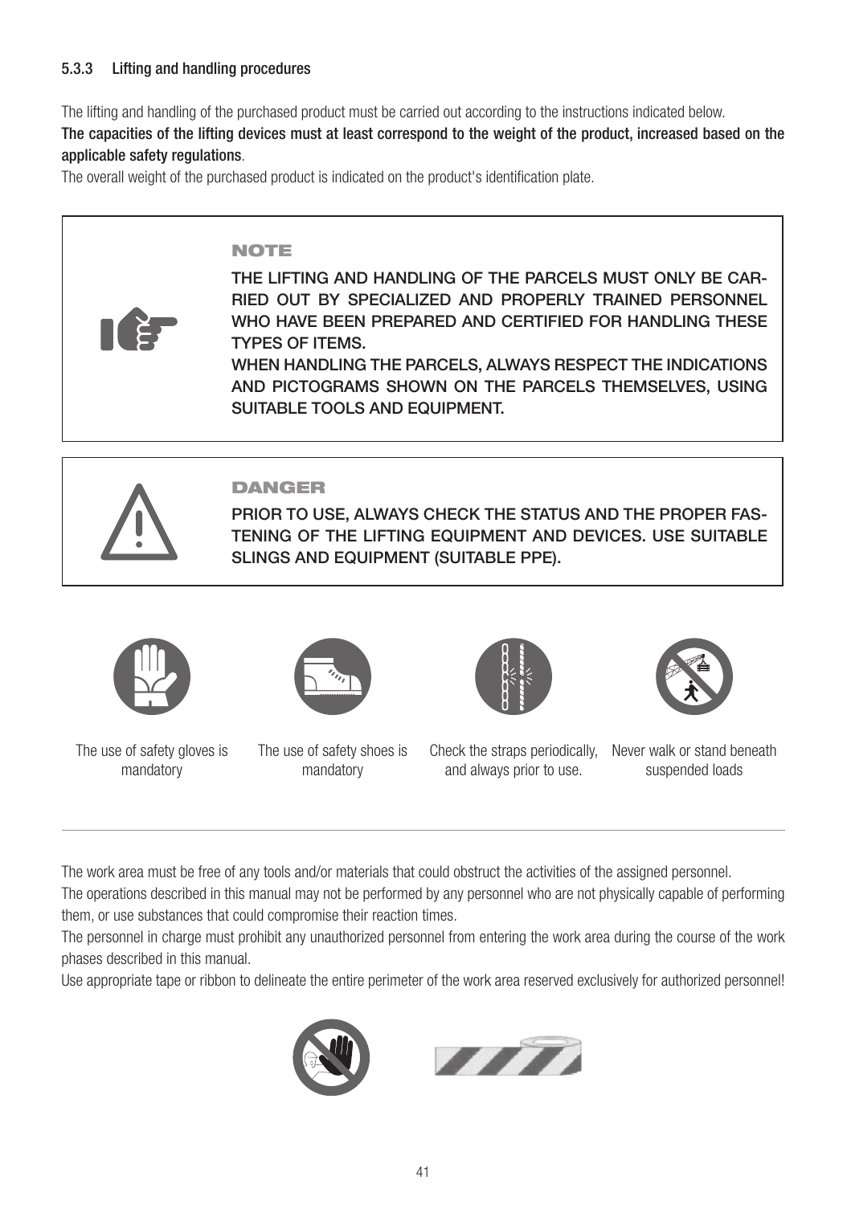### 5.3.3 Lifting and handling procedures

The lifting and handling of the purchased product must be carried out according to the instructions indicated below.

**The capacities of the lifting devices must at least correspond to the weight of the product, increased based on the applicable safety regulations**.

The overall weight of the purchased product is indicated on the product's identification plate.

> **NOTE**
>
> THE LIFTING AND HANDLING OF THE PARCELS MUST ONLY BE CARRIED OUT BY SPECIALIZED AND PROPERLY TRAINED PERSONNEL WHO HAVE BEEN PREPARED AND CERTIFIED FOR HANDLING THESE TYPES OF ITEMS.
>
> WHEN HANDLING THE PARCELS, ALWAYS RESPECT THE INDICATIONS AND PICTOGRAMS SHOWN ON THE PARCELS THEMSELVES, USING SUITABLE TOOLS AND EQUIPMENT.

> **DANGER**
>
> PRIOR TO USE, ALWAYS CHECK THE STATUS AND THE PROPER FASTENING OF THE LIFTING EQUIPMENT AND DEVICES. USE SUITABLE SLINGS AND EQUIPMENT (SUITABLE PPE).

The use of safety gloves is mandatory

The use of safety shoes is mandatory

Check the straps periodically, and always prior to use.

Never walk or stand beneath suspended loads

---

The work area must be free of any tools and/or materials that could obstruct the activities of the assigned personnel.

The operations described in this manual may not be performed by any personnel who are not physically capable of performing them, or use substances that could compromise their reaction times.

The personnel in charge must prohibit any unauthorized personnel from entering the work area during the course of the work phases described in this manual.

Use appropriate tape or ribbon to delineate the entire perimeter of the work area reserved exclusively for authorized personnel!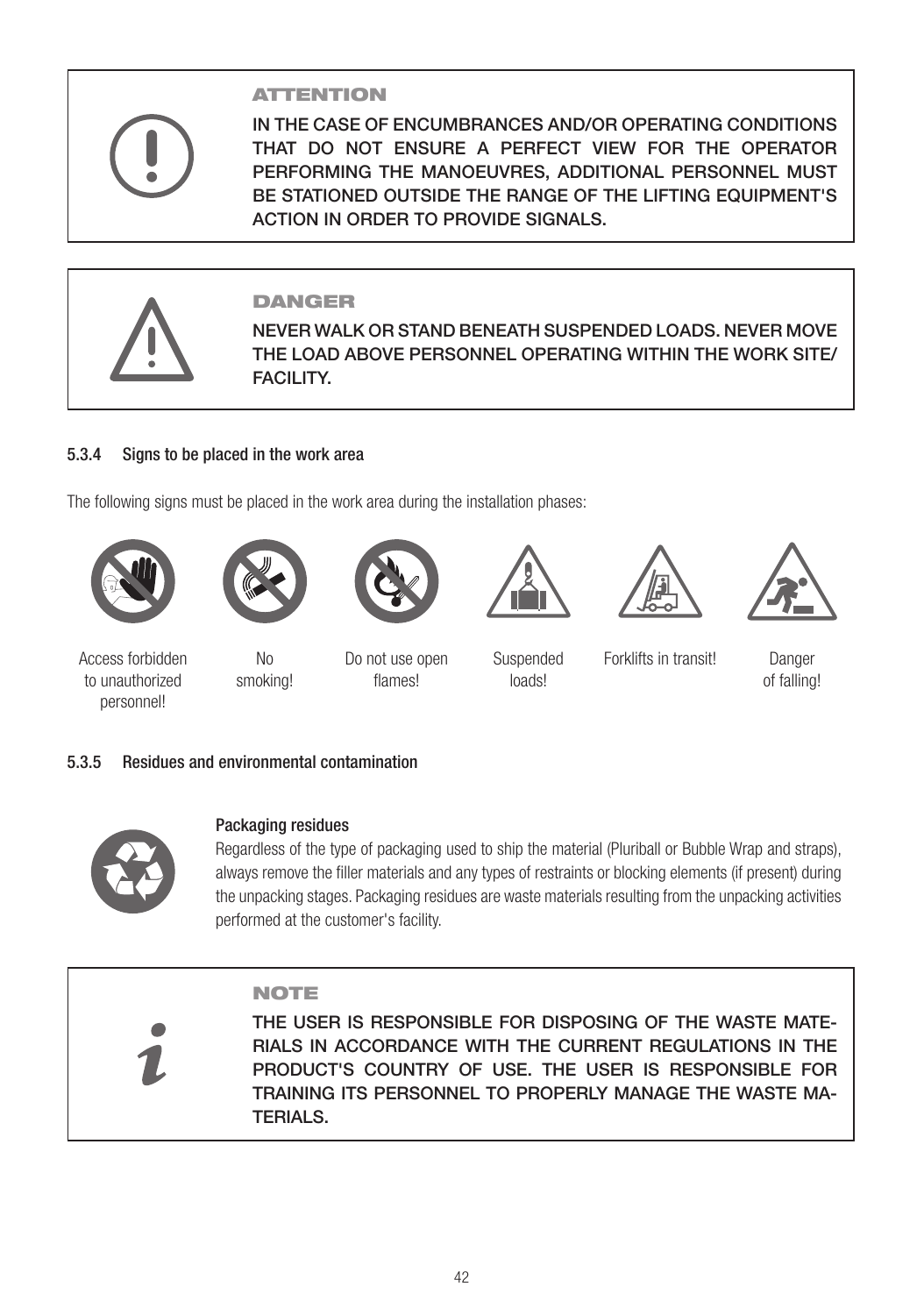**ATTENTION**

IN THE CASE OF ENCUMBRANCES AND/OR OPERATING CONDITIONS THAT DO NOT ENSURE A PERFECT VIEW FOR THE OPERATOR PERFORMING THE MANOEUVRES, ADDITIONAL PERSONNEL MUST BE STATIONED OUTSIDE THE RANGE OF THE LIFTING EQUIPMENT'S ACTION IN ORDER TO PROVIDE SIGNALS.

**DANGER**

NEVER WALK OR STAND BENEATH SUSPENDED LOADS. NEVER MOVE THE LOAD ABOVE PERSONNEL OPERATING WITHIN THE WORK SITE/ FACILITY.

### 5.3.4 Signs to be placed in the work area

The following signs must be placed in the work area during the installation phases:

| Access forbidden to unauthorized personnel! | No smoking! | Do not use open flames! | Suspended loads! | Forklifts in transit! | Danger of falling! |
|---|---|---|---|---|---|

### 5.3.5 Residues and environmental contamination

**Packaging residues**

Regardless of the type of packaging used to ship the material (Pluriball or Bubble Wrap and straps), always remove the filler materials and any types of restraints or blocking elements (if present) during the unpacking stages. Packaging residues are waste materials resulting from the unpacking activities performed at the customer's facility.

**NOTE**

THE USER IS RESPONSIBLE FOR DISPOSING OF THE WASTE MATERIALS IN ACCORDANCE WITH THE CURRENT REGULATIONS IN THE PRODUCT'S COUNTRY OF USE. THE USER IS RESPONSIBLE FOR TRAINING ITS PERSONNEL TO PROPERLY MANAGE THE WASTE MATERIALS.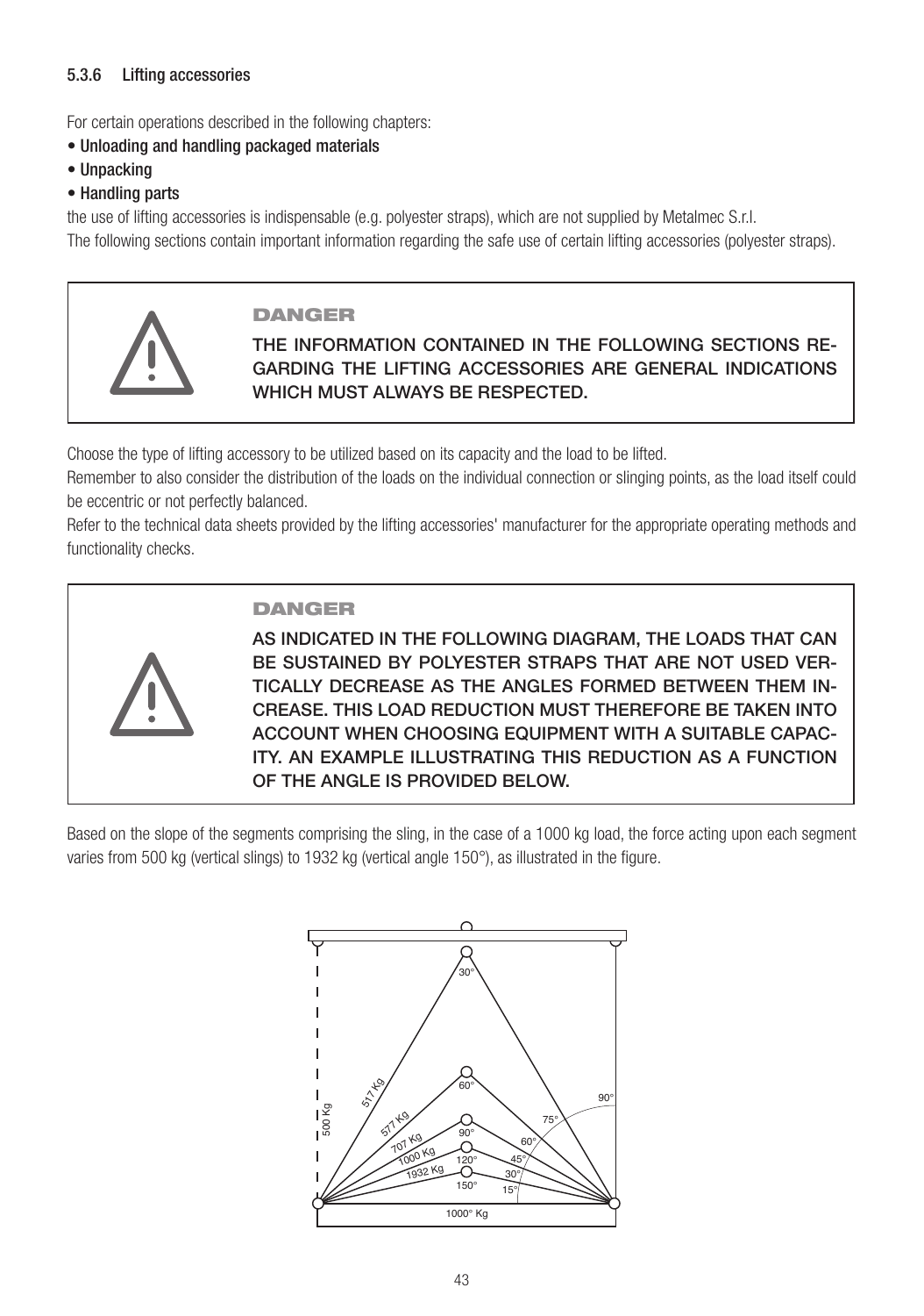### 5.3.6 Lifting accessories

For certain operations described in the following chapters:

- **Unloading and handling packaged materials**
- **Unpacking**
- **Handling parts**

the use of lifting accessories is indispensable (e.g. polyester straps), which are not supplied by Metalmec S.r.l.
The following sections contain important information regarding the safe use of certain lifting accessories (polyester straps).

> **DANGER**
>
> **THE INFORMATION CONTAINED IN THE FOLLOWING SECTIONS REGARDING THE LIFTING ACCESSORIES ARE GENERAL INDICATIONS WHICH MUST ALWAYS BE RESPECTED.**

Choose the type of lifting accessory to be utilized based on its capacity and the load to be lifted.
Remember to also consider the distribution of the loads on the individual connection or slinging points, as the load itself could be eccentric or not perfectly balanced.
Refer to the technical data sheets provided by the lifting accessories' manufacturer for the appropriate operating methods and functionality checks.

> **DANGER**
>
> **AS INDICATED IN THE FOLLOWING DIAGRAM, THE LOADS THAT CAN BE SUSTAINED BY POLYESTER STRAPS THAT ARE NOT USED VERTICALLY DECREASE AS THE ANGLES FORMED BETWEEN THEM INCREASE. THIS LOAD REDUCTION MUST THEREFORE BE TAKEN INTO ACCOUNT WHEN CHOOSING EQUIPMENT WITH A SUITABLE CAPACITY. AN EXAMPLE ILLUSTRATING THIS REDUCTION AS A FUNCTION OF THE ANGLE IS PROVIDED BELOW.**

Based on the slope of the segments comprising the sling, in the case of a 1000 kg load, the force acting upon each segment varies from 500 kg (vertical slings) to 1932 kg (vertical angle 150°), as illustrated in the figure.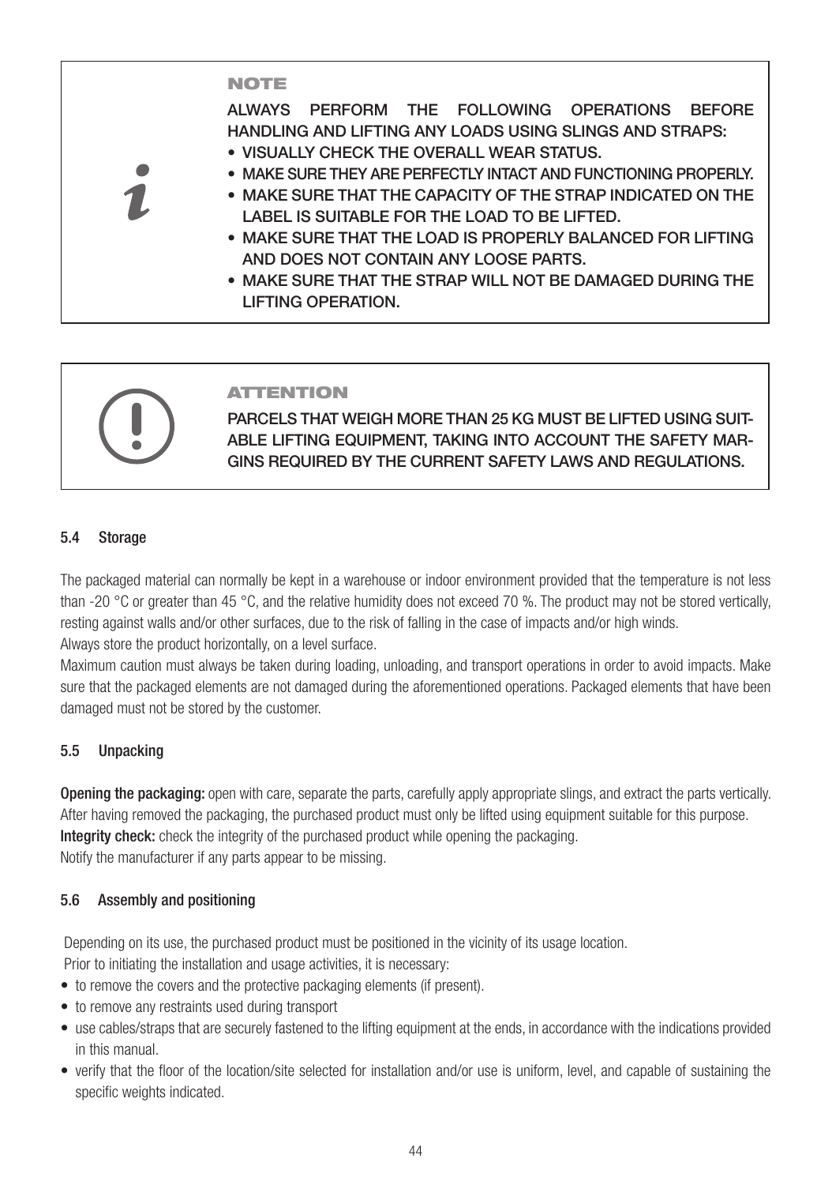**NOTE**

ALWAYS PERFORM THE FOLLOWING OPERATIONS BEFORE HANDLING AND LIFTING ANY LOADS USING SLINGS AND STRAPS:

- VISUALLY CHECK THE OVERALL WEAR STATUS.
- MAKE SURE THEY ARE PERFECTLY INTACT AND FUNCTIONING PROPERLY.
- MAKE SURE THAT THE CAPACITY OF THE STRAP INDICATED ON THE LABEL IS SUITABLE FOR THE LOAD TO BE LIFTED.
- MAKE SURE THAT THE LOAD IS PROPERLY BALANCED FOR LIFTING AND DOES NOT CONTAIN ANY LOOSE PARTS.
- MAKE SURE THAT THE STRAP WILL NOT BE DAMAGED DURING THE LIFTING OPERATION.

**ATTENTION**

PARCELS THAT WEIGH MORE THAN 25 KG MUST BE LIFTED USING SUITABLE LIFTING EQUIPMENT, TAKING INTO ACCOUNT THE SAFETY MARGINS REQUIRED BY THE CURRENT SAFETY LAWS AND REGULATIONS.

### 5.4 Storage

The packaged material can normally be kept in a warehouse or indoor environment provided that the temperature is not less than -20 °C or greater than 45 °C, and the relative humidity does not exceed 70 %. The product may not be stored vertically, resting against walls and/or other surfaces, due to the risk of falling in the case of impacts and/or high winds.
Always store the product horizontally, on a level surface.
Maximum caution must always be taken during loading, unloading, and transport operations in order to avoid impacts. Make sure that the packaged elements are not damaged during the aforementioned operations. Packaged elements that have been damaged must not be stored by the customer.

### 5.5 Unpacking

**Opening the packaging:** open with care, separate the parts, carefully apply appropriate slings, and extract the parts vertically. After having removed the packaging, the purchased product must only be lifted using equipment suitable for this purpose.
**Integrity check:** check the integrity of the purchased product while opening the packaging.
Notify the manufacturer if any parts appear to be missing.

### 5.6 Assembly and positioning

Depending on its use, the purchased product must be positioned in the vicinity of its usage location.
Prior to initiating the installation and usage activities, it is necessary:

- to remove the covers and the protective packaging elements (if present).
- to remove any restraints used during transport
- use cables/straps that are securely fastened to the lifting equipment at the ends, in accordance with the indications provided in this manual.
- verify that the floor of the location/site selected for installation and/or use is uniform, level, and capable of sustaining the specific weights indicated.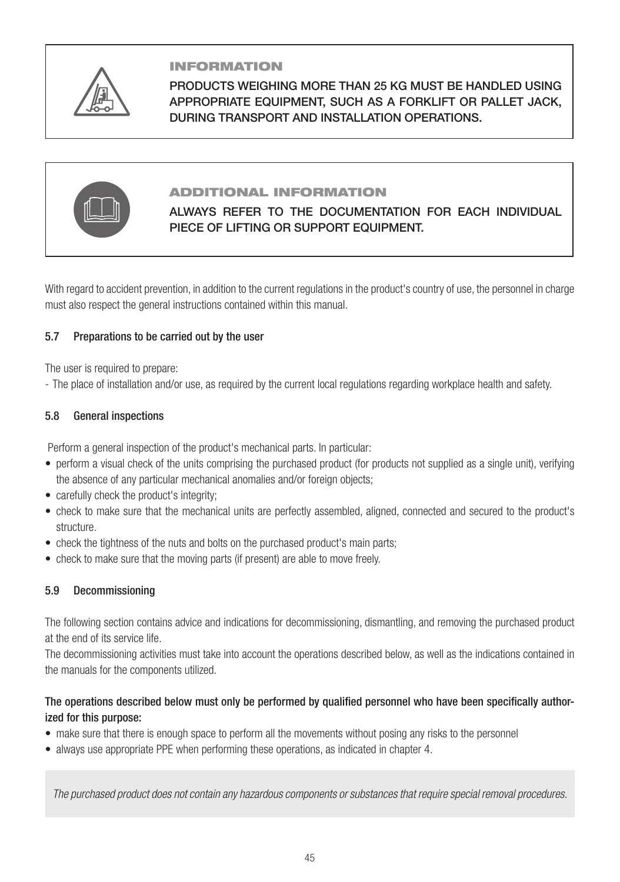**INFORMATION**

PRODUCTS WEIGHING MORE THAN 25 KG MUST BE HANDLED USING APPROPRIATE EQUIPMENT, SUCH AS A FORKLIFT OR PALLET JACK, DURING TRANSPORT AND INSTALLATION OPERATIONS.

**ADDITIONAL INFORMATION**

ALWAYS REFER TO THE DOCUMENTATION FOR EACH INDIVIDUAL PIECE OF LIFTING OR SUPPORT EQUIPMENT.

With regard to accident prevention, in addition to the current regulations in the product's country of use, the personnel in charge must also respect the general instructions contained within this manual.

### 5.7 Preparations to be carried out by the user

The user is required to prepare:

- The place of installation and/or use, as required by the current local regulations regarding workplace health and safety.

### 5.8 General inspections

Perform a general inspection of the product's mechanical parts. In particular:

- perform a visual check of the units comprising the purchased product (for products not supplied as a single unit), verifying the absence of any particular mechanical anomalies and/or foreign objects;
- carefully check the product's integrity;
- check to make sure that the mechanical units are perfectly assembled, aligned, connected and secured to the product's structure.
- check the tightness of the nuts and bolts on the purchased product's main parts;
- check to make sure that the moving parts (if present) are able to move freely.

### 5.9 Decommissioning

The following section contains advice and indications for decommissioning, dismantling, and removing the purchased product at the end of its service life.

The decommissioning activities must take into account the operations described below, as well as the indications contained in the manuals for the components utilized.

**The operations described below must only be performed by qualified personnel who have been specifically authorized for this purpose:**

- make sure that there is enough space to perform all the movements without posing any risks to the personnel
- always use appropriate PPE when performing these operations, as indicated in chapter 4.

*The purchased product does not contain any hazardous components or substances that require special removal procedures.*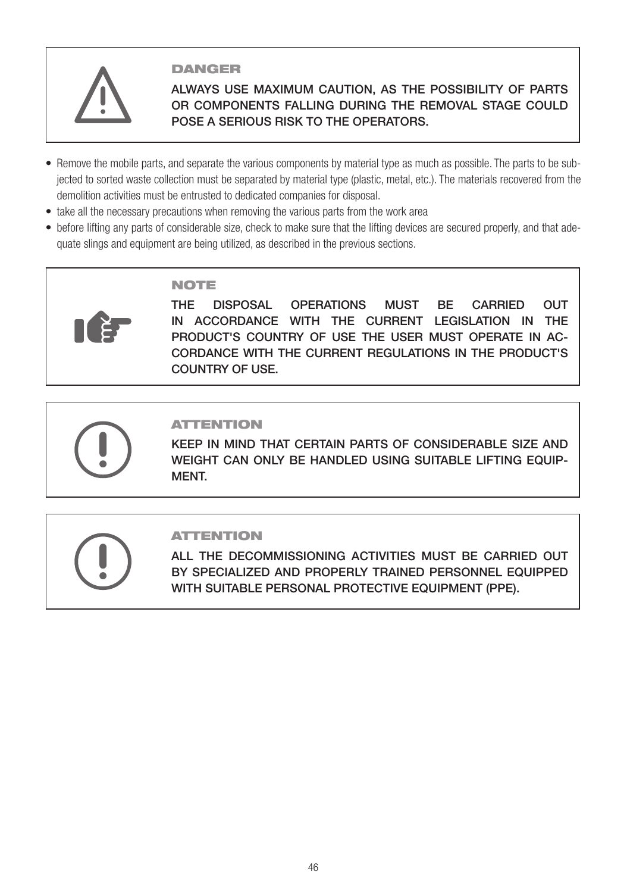**DANGER**

**ALWAYS USE MAXIMUM CAUTION, AS THE POSSIBILITY OF PARTS OR COMPONENTS FALLING DURING THE REMOVAL STAGE COULD POSE A SERIOUS RISK TO THE OPERATORS.**

- Remove the mobile parts, and separate the various components by material type as much as possible. The parts to be subjected to sorted waste collection must be separated by material type (plastic, metal, etc.). The materials recovered from the demolition activities must be entrusted to dedicated companies for disposal.
- take all the necessary precautions when removing the various parts from the work area
- before lifting any parts of considerable size, check to make sure that the lifting devices are secured properly, and that adequate slings and equipment are being utilized, as described in the previous sections.

**NOTE**

**THE DISPOSAL OPERATIONS MUST BE CARRIED OUT IN ACCORDANCE WITH THE CURRENT LEGISLATION IN THE PRODUCT'S COUNTRY OF USE THE USER MUST OPERATE IN ACCORDANCE WITH THE CURRENT REGULATIONS IN THE PRODUCT'S COUNTRY OF USE.**

**ATTENTION**

**KEEP IN MIND THAT CERTAIN PARTS OF CONSIDERABLE SIZE AND WEIGHT CAN ONLY BE HANDLED USING SUITABLE LIFTING EQUIPMENT.**

**ATTENTION**

**ALL THE DECOMMISSIONING ACTIVITIES MUST BE CARRIED OUT BY SPECIALIZED AND PROPERLY TRAINED PERSONNEL EQUIPPED WITH SUITABLE PERSONAL PROTECTIVE EQUIPMENT (PPE).**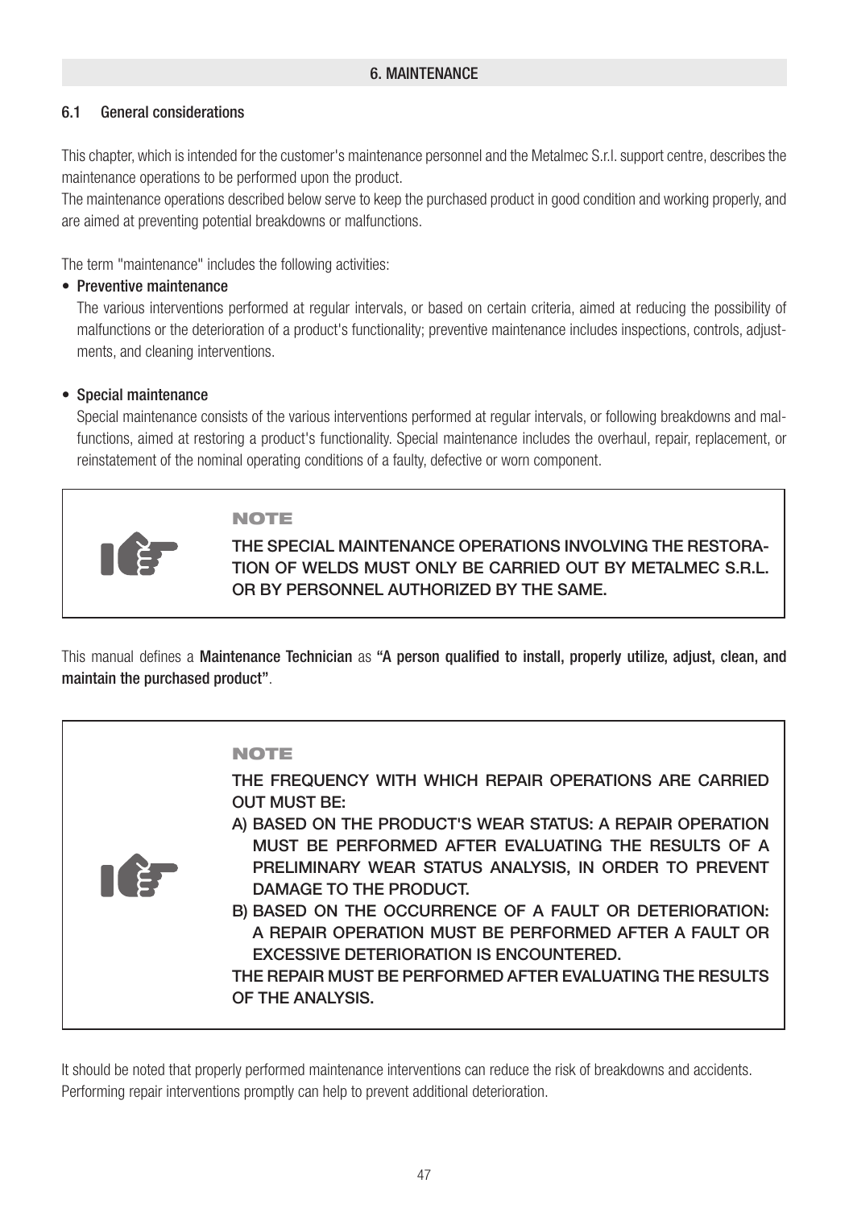## 6. MAINTENANCE

### 6.1 General considerations

This chapter, which is intended for the customer's maintenance personnel and the Metalmec S.r.l. support centre, describes the maintenance operations to be performed upon the product.
The maintenance operations described below serve to keep the purchased product in good condition and working properly, and are aimed at preventing potential breakdowns or malfunctions.

The term "maintenance" includes the following activities:

- **Preventive maintenance**
  The various interventions performed at regular intervals, or based on certain criteria, aimed at reducing the possibility of malfunctions or the deterioration of a product's functionality; preventive maintenance includes inspections, controls, adjustments, and cleaning interventions.

- **Special maintenance**
  Special maintenance consists of the various interventions performed at regular intervals, or following breakdowns and malfunctions, aimed at restoring a product's functionality. Special maintenance includes the overhaul, repair, replacement, or reinstatement of the nominal operating conditions of a faulty, defective or worn component.

> **NOTE**
>
> **THE SPECIAL MAINTENANCE OPERATIONS INVOLVING THE RESTORATION OF WELDS MUST ONLY BE CARRIED OUT BY METALMEC S.R.L. OR BY PERSONNEL AUTHORIZED BY THE SAME.**

This manual defines a **Maintenance Technician** as **"A person qualified to install, properly utilize, adjust, clean, and maintain the purchased product"**.

> **NOTE**
>
> **THE FREQUENCY WITH WHICH REPAIR OPERATIONS ARE CARRIED OUT MUST BE:**
>
> **A) BASED ON THE PRODUCT'S WEAR STATUS: A REPAIR OPERATION MUST BE PERFORMED AFTER EVALUATING THE RESULTS OF A PRELIMINARY WEAR STATUS ANALYSIS, IN ORDER TO PREVENT DAMAGE TO THE PRODUCT.**
>
> **B) BASED ON THE OCCURRENCE OF A FAULT OR DETERIORATION: A REPAIR OPERATION MUST BE PERFORMED AFTER A FAULT OR EXCESSIVE DETERIORATION IS ENCOUNTERED.**
>
> **THE REPAIR MUST BE PERFORMED AFTER EVALUATING THE RESULTS OF THE ANALYSIS.**

It should be noted that properly performed maintenance interventions can reduce the risk of breakdowns and accidents.
Performing repair interventions promptly can help to prevent additional deterioration.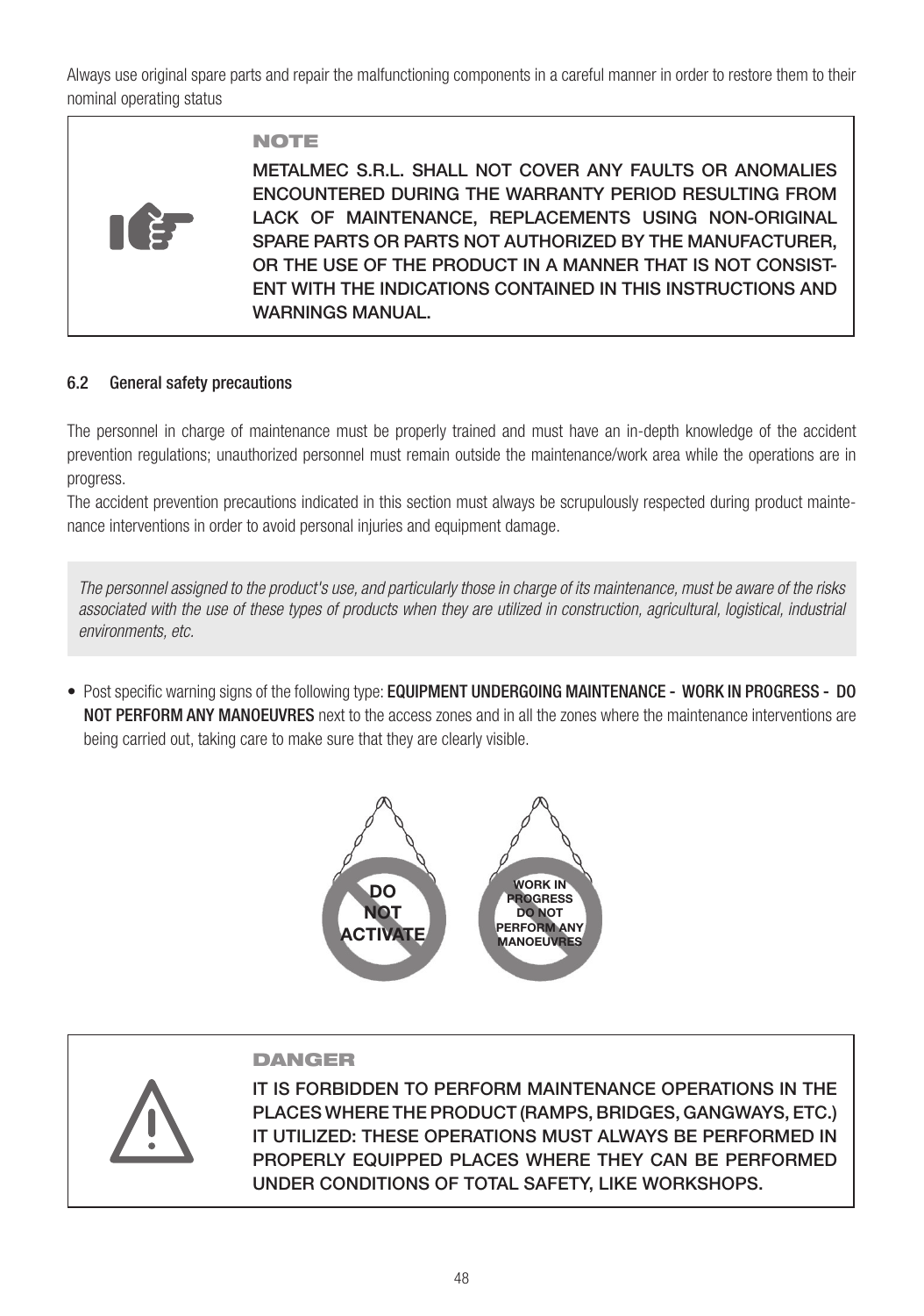Always use original spare parts and repair the malfunctioning components in a careful manner in order to restore them to their nominal operating status

> **NOTE**
>
> **METALMEC S.R.L. SHALL NOT COVER ANY FAULTS OR ANOMALIES ENCOUNTERED DURING THE WARRANTY PERIOD RESULTING FROM LACK OF MAINTENANCE, REPLACEMENTS USING NON-ORIGINAL SPARE PARTS OR PARTS NOT AUTHORIZED BY THE MANUFACTURER, OR THE USE OF THE PRODUCT IN A MANNER THAT IS NOT CONSISTENT WITH THE INDICATIONS CONTAINED IN THIS INSTRUCTIONS AND WARNINGS MANUAL.**

### 6.2 General safety precautions

The personnel in charge of maintenance must be properly trained and must have an in-depth knowledge of the accident prevention regulations; unauthorized personnel must remain outside the maintenance/work area while the operations are in progress.

The accident prevention precautions indicated in this section must always be scrupulously respected during product maintenance interventions in order to avoid personal injuries and equipment damage.

*The personnel assigned to the product's use, and particularly those in charge of its maintenance, must be aware of the risks associated with the use of these types of products when they are utilized in construction, agricultural, logistical, industrial environments, etc.*

- Post specific warning signs of the following type: **EQUIPMENT UNDERGOING MAINTENANCE - WORK IN PROGRESS - DO NOT PERFORM ANY MANOEUVRES** next to the access zones and in all the zones where the maintenance interventions are being carried out, taking care to make sure that they are clearly visible.

DO NOT ACTIVATE

WORK IN PROGRESS DO NOT PERFORM ANY MANOEUVRES

> **DANGER**
>
> **IT IS FORBIDDEN TO PERFORM MAINTENANCE OPERATIONS IN THE PLACES WHERE THE PRODUCT (RAMPS, BRIDGES, GANGWAYS, ETC.) IT UTILIZED: THESE OPERATIONS MUST ALWAYS BE PERFORMED IN PROPERLY EQUIPPED PLACES WHERE THEY CAN BE PERFORMED UNDER CONDITIONS OF TOTAL SAFETY, LIKE WORKSHOPS.**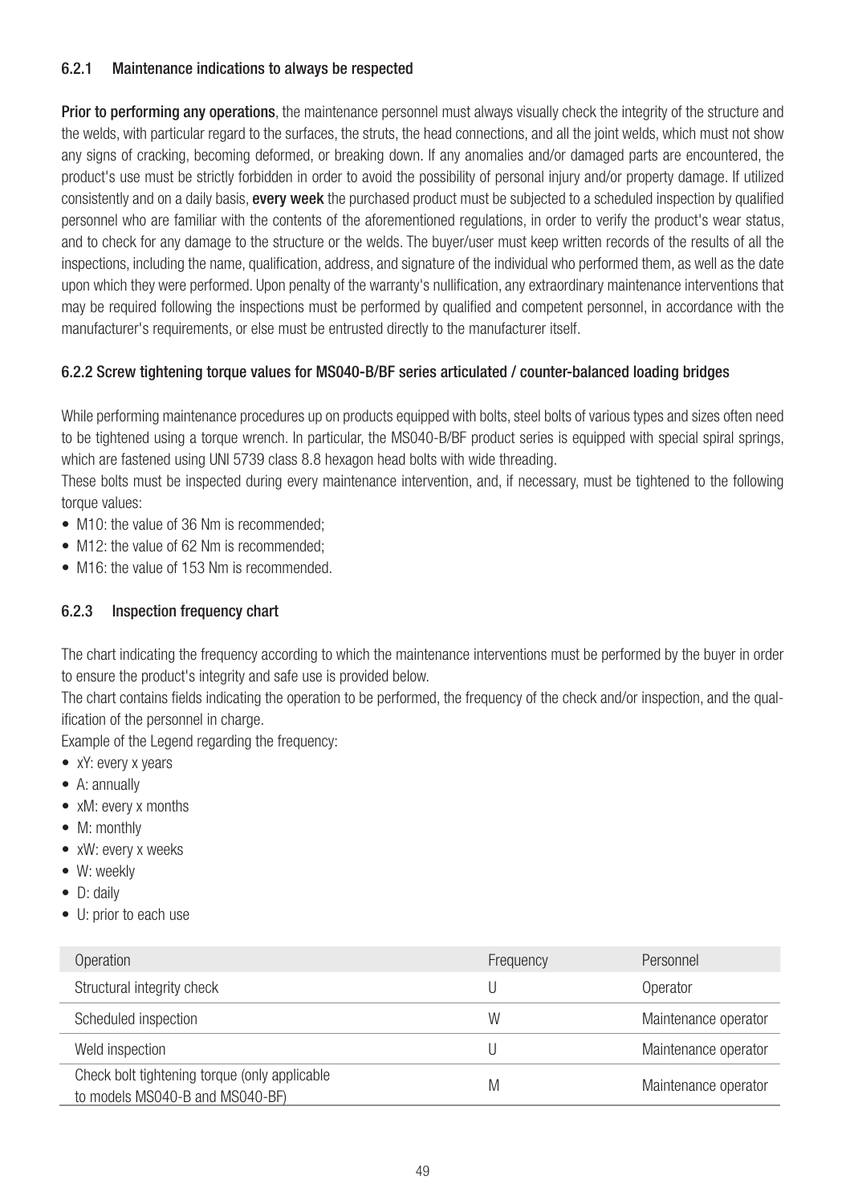### 6.2.1 Maintenance indications to always be respected

**Prior to performing any operations**, the maintenance personnel must always visually check the integrity of the structure and the welds, with particular regard to the surfaces, the struts, the head connections, and all the joint welds, which must not show any signs of cracking, becoming deformed, or breaking down. If any anomalies and/or damaged parts are encountered, the product's use must be strictly forbidden in order to avoid the possibility of personal injury and/or property damage. If utilized consistently and on a daily basis, **every week** the purchased product must be subjected to a scheduled inspection by qualified personnel who are familiar with the contents of the aforementioned regulations, in order to verify the product's wear status, and to check for any damage to the structure or the welds. The buyer/user must keep written records of the results of all the inspections, including the name, qualification, address, and signature of the individual who performed them, as well as the date upon which they were performed. Upon penalty of the warranty's nullification, any extraordinary maintenance interventions that may be required following the inspections must be performed by qualified and competent personnel, in accordance with the manufacturer's requirements, or else must be entrusted directly to the manufacturer itself.

### 6.2.2 Screw tightening torque values for MS040-B/BF series articulated / counter-balanced loading bridges

While performing maintenance procedures up on products equipped with bolts, steel bolts of various types and sizes often need to be tightened using a torque wrench. In particular, the MS040-B/BF product series is equipped with special spiral springs, which are fastened using UNI 5739 class 8.8 hexagon head bolts with wide threading.

These bolts must be inspected during every maintenance intervention, and, if necessary, must be tightened to the following torque values:

- M10: the value of 36 Nm is recommended;
- M12: the value of 62 Nm is recommended;
- M16: the value of 153 Nm is recommended.

### 6.2.3 Inspection frequency chart

The chart indicating the frequency according to which the maintenance interventions must be performed by the buyer in order to ensure the product's integrity and safe use is provided below.

The chart contains fields indicating the operation to be performed, the frequency of the check and/or inspection, and the qualification of the personnel in charge.

Example of the Legend regarding the frequency:

- xY: every x years
- A: annually
- xM: every x months
- M: monthly
- xW: every x weeks
- W: weekly
- D: daily
- U: prior to each use

| Operation | Frequency | Personnel |
| --- | --- | --- |
| Structural integrity check | U | Operator |
| Scheduled inspection | W | Maintenance operator |
| Weld inspection | U | Maintenance operator |
| Check bolt tightening torque (only applicable to models MS040-B and MS040-BF) | M | Maintenance operator |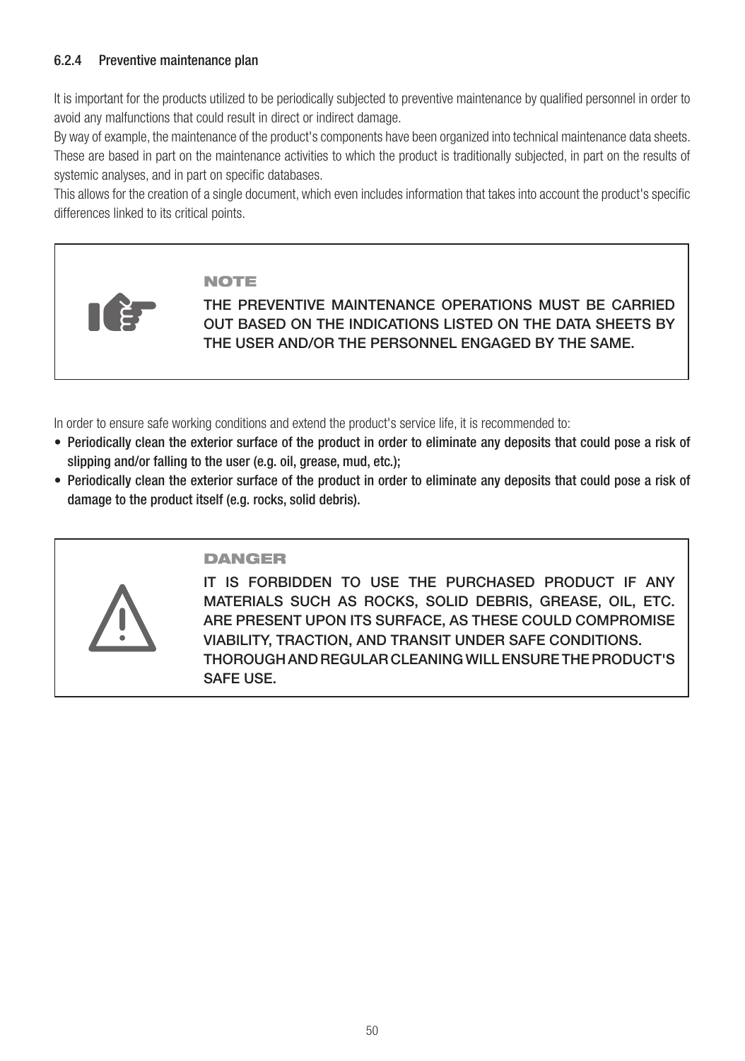### 6.2.4 Preventive maintenance plan

It is important for the products utilized to be periodically subjected to preventive maintenance by qualified personnel in order to avoid any malfunctions that could result in direct or indirect damage.

By way of example, the maintenance of the product's components have been organized into technical maintenance data sheets. These are based in part on the maintenance activities to which the product is traditionally subjected, in part on the results of systemic analyses, and in part on specific databases.

This allows for the creation of a single document, which even includes information that takes into account the product's specific differences linked to its critical points.

**NOTE**

**THE PREVENTIVE MAINTENANCE OPERATIONS MUST BE CARRIED OUT BASED ON THE INDICATIONS LISTED ON THE DATA SHEETS BY THE USER AND/OR THE PERSONNEL ENGAGED BY THE SAME.**

In order to ensure safe working conditions and extend the product's service life, it is recommended to:

- **Periodically clean the exterior surface of the product in order to eliminate any deposits that could pose a risk of slipping and/or falling to the user (e.g. oil, grease, mud, etc.);**
- **Periodically clean the exterior surface of the product in order to eliminate any deposits that could pose a risk of damage to the product itself (e.g. rocks, solid debris).**

**DANGER**

**IT IS FORBIDDEN TO USE THE PURCHASED PRODUCT IF ANY MATERIALS SUCH AS ROCKS, SOLID DEBRIS, GREASE, OIL, ETC. ARE PRESENT UPON ITS SURFACE, AS THESE COULD COMPROMISE VIABILITY, TRACTION, AND TRANSIT UNDER SAFE CONDITIONS.**
**THOROUGH AND REGULAR CLEANING WILL ENSURE THE PRODUCT'S SAFE USE.**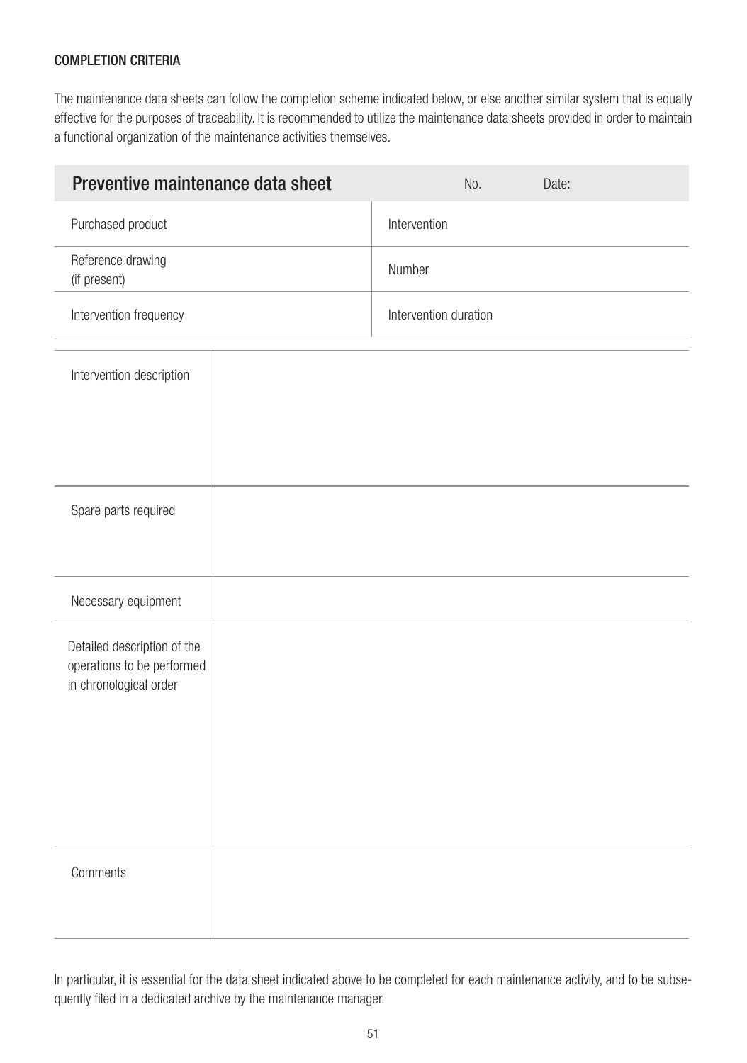#### COMPLETION CRITERIA

The maintenance data sheets can follow the completion scheme indicated below, or else another similar system that is equally effective for the purposes of traceability. It is recommended to utilize the maintenance data sheets provided in order to maintain a functional organization of the maintenance activities themselves.

| Preventive maintenance data sheet | No. Date: |
|---|---|
| Purchased product | Intervention |
| Reference drawing (if present) | Number |
| Intervention frequency | Intervention duration |

| | |
|---|---|
| Intervention description | |
| Spare parts required | |
| Necessary equipment | |
| Detailed description of the operations to be performed in chronological order | |
| Comments | |

In particular, it is essential for the data sheet indicated above to be completed for each maintenance activity, and to be subsequently filed in a dedicated archive by the maintenance manager.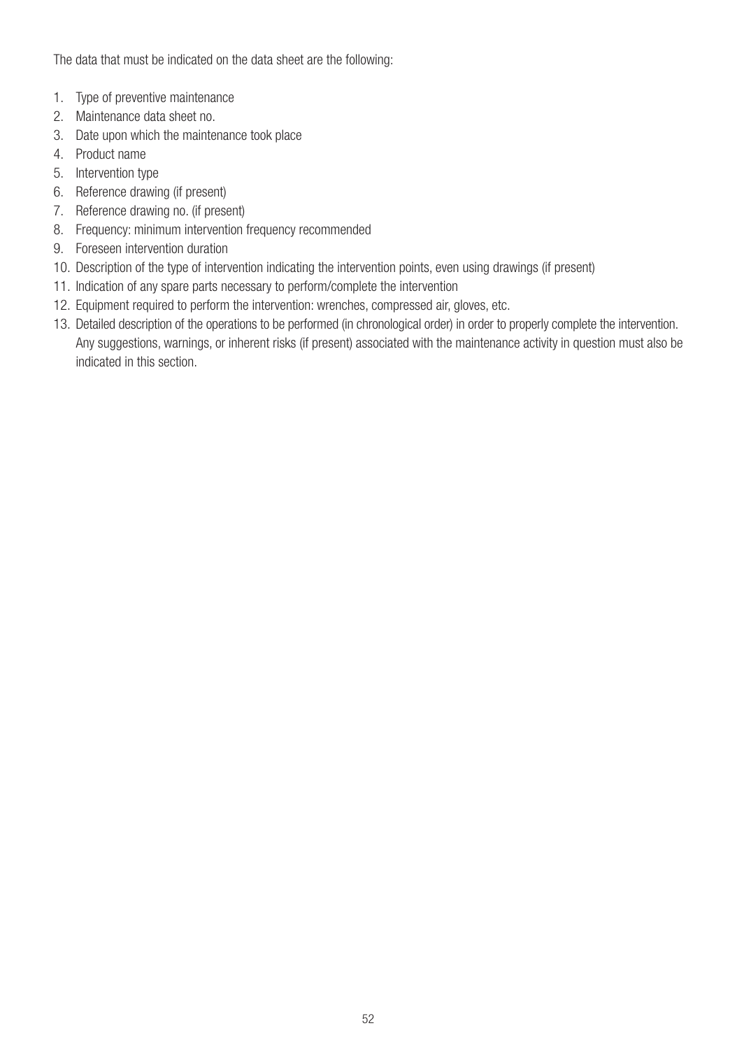The data that must be indicated on the data sheet are the following:

1. Type of preventive maintenance
2. Maintenance data sheet no.
3. Date upon which the maintenance took place
4. Product name
5. Intervention type
6. Reference drawing (if present)
7. Reference drawing no. (if present)
8. Frequency: minimum intervention frequency recommended
9. Foreseen intervention duration
10. Description of the type of intervention indicating the intervention points, even using drawings (if present)
11. Indication of any spare parts necessary to perform/complete the intervention
12. Equipment required to perform the intervention: wrenches, compressed air, gloves, etc.
13. Detailed description of the operations to be performed (in chronological order) in order to properly complete the intervention. Any suggestions, warnings, or inherent risks (if present) associated with the maintenance activity in question must also be indicated in this section.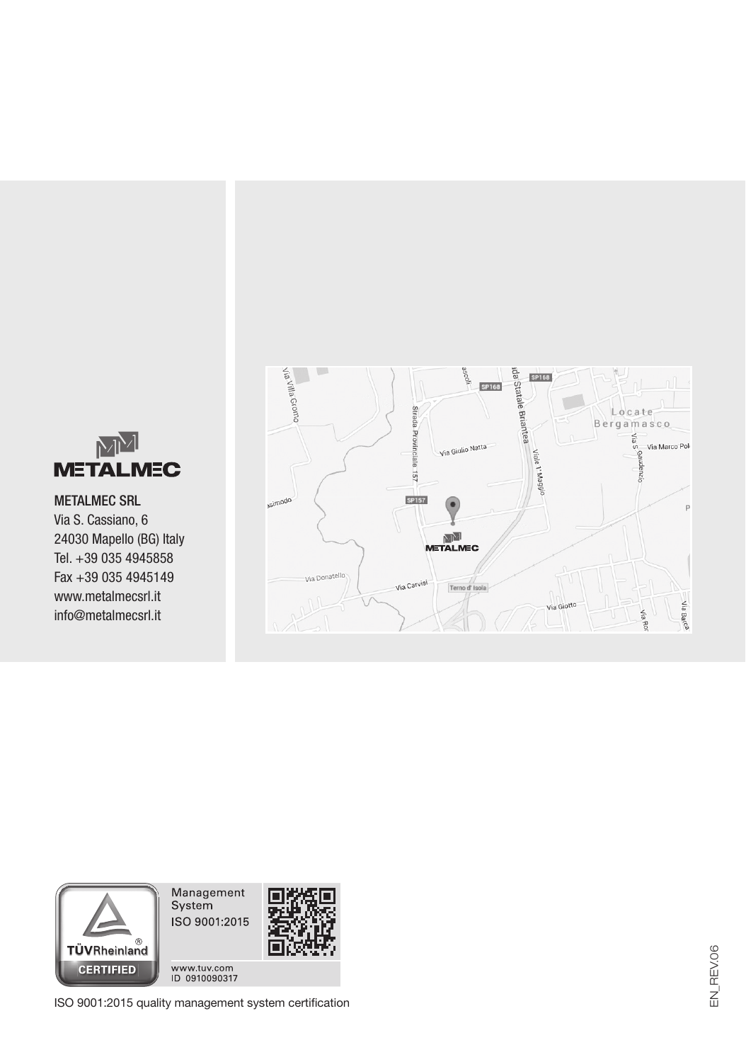METALMEC

METALMEC SRL
Via S. Cassiano, 6
24030 Mapello (BG) Italy
Tel. +39 035 4945858
Fax +39 035 4945149
www.metalmecsrl.it
info@metalmecsrl.it

Management System
ISO 9001:2015

TÜVRheinland
CERTIFIED

www.tuv.com
ID 0910090317

ISO 9001:2015 quality management system certification

EN_REV.06